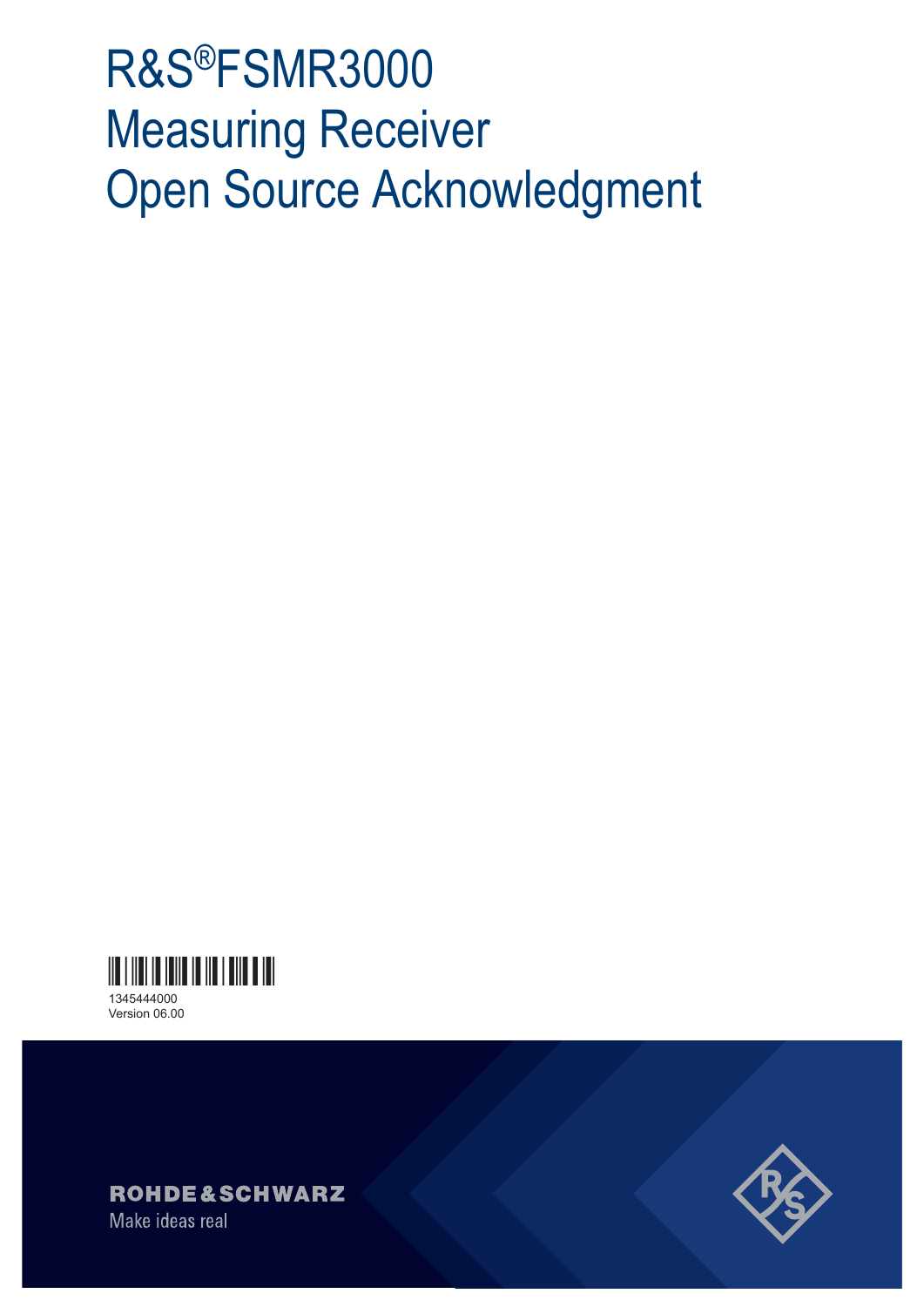# R&S®FSMR3000 Measuring Receiver Open Source Acknowledgment

1345444000
Version 06.00

ROHDE&SCHWARZ
Make ideas real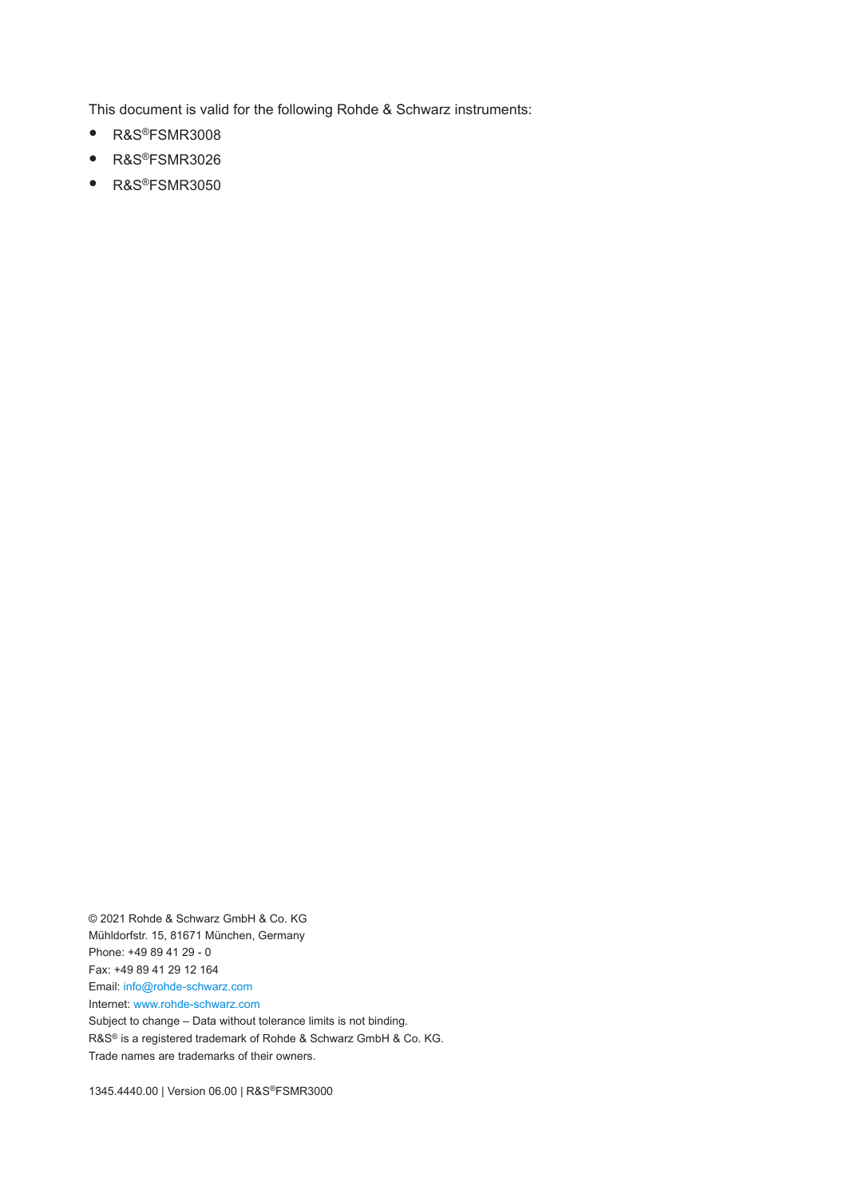This document is valid for the following Rohde & Schwarz instruments:

- R&S®FSMR3008
- R&S®FSMR3026
- R&S®FSMR3050

© 2021 Rohde & Schwarz GmbH & Co. KG
Mühldorfstr. 15, 81671 München, Germany
Phone: +49 89 41 29 - 0
Fax: +49 89 41 29 12 164
Email: info@rohde-schwarz.com
Internet: www.rohde-schwarz.com
Subject to change – Data without tolerance limits is not binding.
R&S® is a registered trademark of Rohde & Schwarz GmbH & Co. KG.
Trade names are trademarks of their owners.

1345.4440.00 | Version 06.00 | R&S®FSMR3000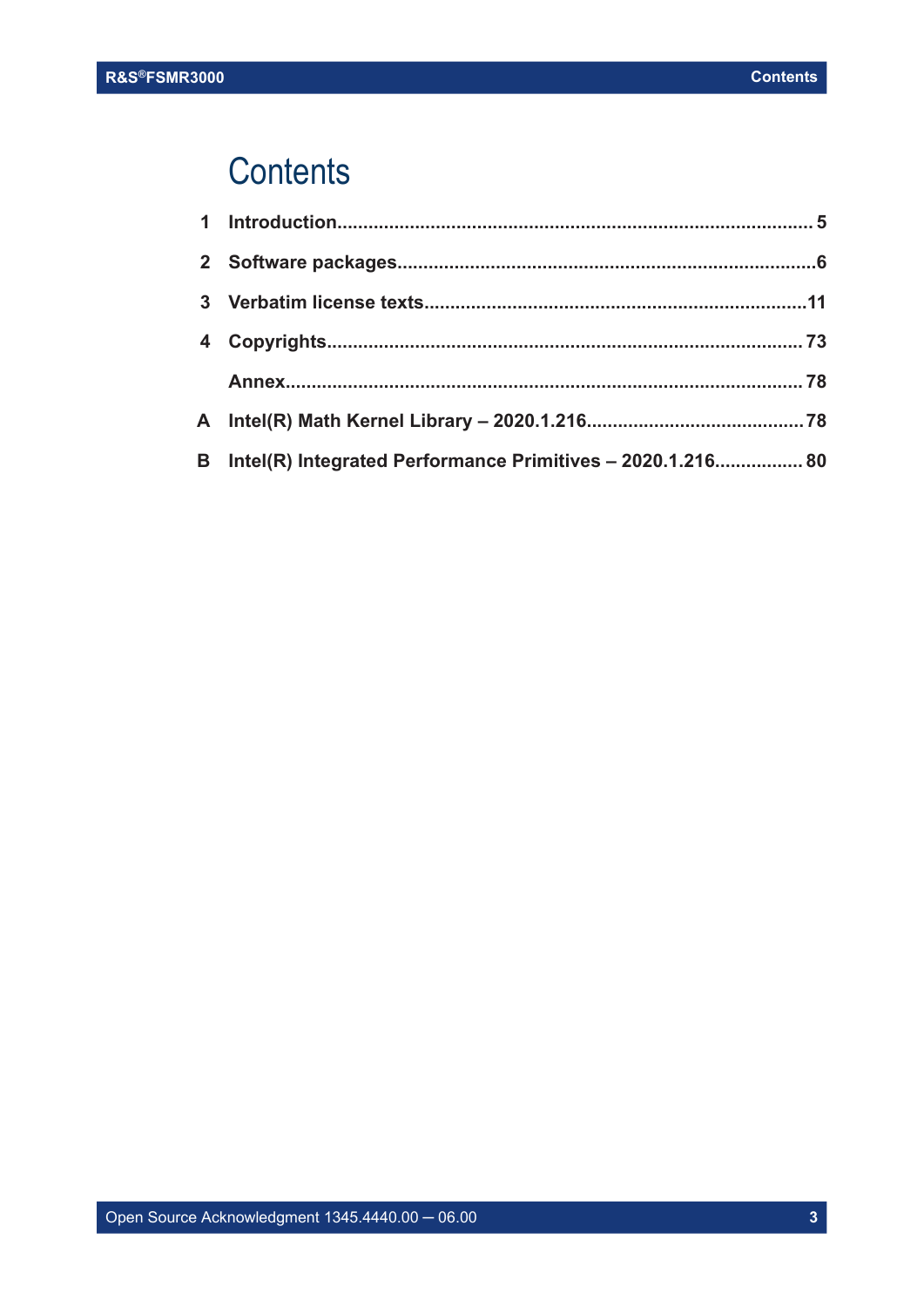# Contents

| | | |
|---|---|---|
| 1 | **Introduction** | 5 |
| 2 | **Software packages** | 6 |
| 3 | **Verbatim license texts** | 11 |
| 4 | **Copyrights** | 73 |
| | **Annex** | 78 |
| A | **Intel(R) Math Kernel Library – 2020.1.216** | 78 |
| B | **Intel(R) Integrated Performance Primitives – 2020.1.216** | 80 |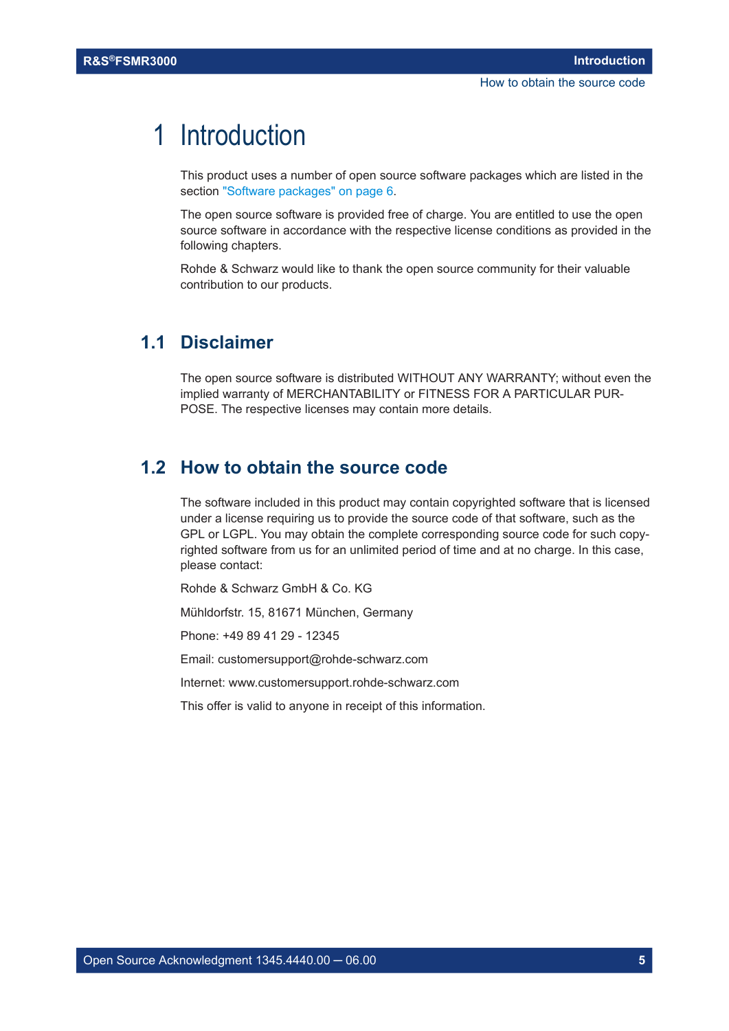# 1 Introduction

This product uses a number of open source software packages which are listed in the section "Software packages" on page 6.

The open source software is provided free of charge. You are entitled to use the open source software in accordance with the respective license conditions as provided in the following chapters.

Rohde & Schwarz would like to thank the open source community for their valuable contribution to our products.

## 1.1 Disclaimer

The open source software is distributed WITHOUT ANY WARRANTY; without even the implied warranty of MERCHANTABILITY or FITNESS FOR A PARTICULAR PURPOSE. The respective licenses may contain more details.

## 1.2 How to obtain the source code

The software included in this product may contain copyrighted software that is licensed under a license requiring us to provide the source code of that software, such as the GPL or LGPL. You may obtain the complete corresponding source code for such copyrighted software from us for an unlimited period of time and at no charge. In this case, please contact:

Rohde & Schwarz GmbH & Co. KG

Mühldorfstr. 15, 81671 München, Germany

Phone: +49 89 41 29 - 12345

Email: customersupport@rohde-schwarz.com

Internet: www.customersupport.rohde-schwarz.com

This offer is valid to anyone in receipt of this information.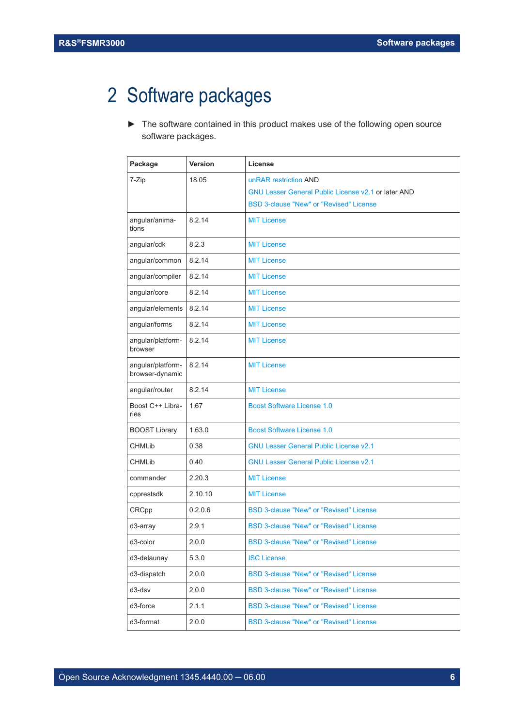# 2 Software packages

► The software contained in this product makes use of the following open source software packages.

| Package | Version | License |
|---|---|---|
| 7-Zip | 18.05 | unRAR restriction AND<br>GNU Lesser General Public License v2.1 or later AND<br>BSD 3-clause "New" or "Revised" License |
| angular/animations | 8.2.14 | MIT License |
| angular/cdk | 8.2.3 | MIT License |
| angular/common | 8.2.14 | MIT License |
| angular/compiler | 8.2.14 | MIT License |
| angular/core | 8.2.14 | MIT License |
| angular/elements | 8.2.14 | MIT License |
| angular/forms | 8.2.14 | MIT License |
| angular/platform-browser | 8.2.14 | MIT License |
| angular/platform-browser-dynamic | 8.2.14 | MIT License |
| angular/router | 8.2.14 | MIT License |
| Boost C++ Libraries | 1.67 | Boost Software License 1.0 |
| BOOST Library | 1.63.0 | Boost Software License 1.0 |
| CHMLib | 0.38 | GNU Lesser General Public License v2.1 |
| CHMLib | 0.40 | GNU Lesser General Public License v2.1 |
| commander | 2.20.3 | MIT License |
| cpprestsdk | 2.10.10 | MIT License |
| CRCpp | 0.2.0.6 | BSD 3-clause "New" or "Revised" License |
| d3-array | 2.9.1 | BSD 3-clause "New" or "Revised" License |
| d3-color | 2.0.0 | BSD 3-clause "New" or "Revised" License |
| d3-delaunay | 5.3.0 | ISC License |
| d3-dispatch | 2.0.0 | BSD 3-clause "New" or "Revised" License |
| d3-dsv | 2.0.0 | BSD 3-clause "New" or "Revised" License |
| d3-force | 2.1.1 | BSD 3-clause "New" or "Revised" License |
| d3-format | 2.0.0 | BSD 3-clause "New" or "Revised" License |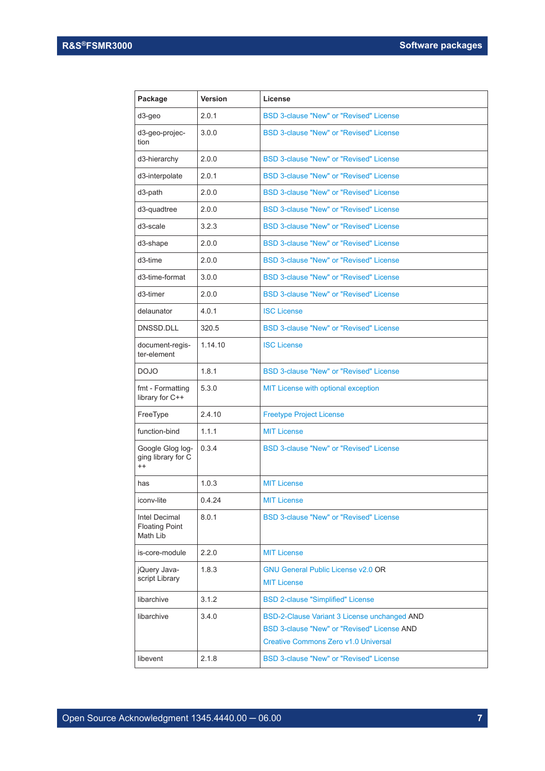| Package | Version | License |
| --- | --- | --- |
| d3-geo | 2.0.1 | BSD 3-clause "New" or "Revised" License |
| d3-geo-projection | 3.0.0 | BSD 3-clause "New" or "Revised" License |
| d3-hierarchy | 2.0.0 | BSD 3-clause "New" or "Revised" License |
| d3-interpolate | 2.0.1 | BSD 3-clause "New" or "Revised" License |
| d3-path | 2.0.0 | BSD 3-clause "New" or "Revised" License |
| d3-quadtree | 2.0.0 | BSD 3-clause "New" or "Revised" License |
| d3-scale | 3.2.3 | BSD 3-clause "New" or "Revised" License |
| d3-shape | 2.0.0 | BSD 3-clause "New" or "Revised" License |
| d3-time | 2.0.0 | BSD 3-clause "New" or "Revised" License |
| d3-time-format | 3.0.0 | BSD 3-clause "New" or "Revised" License |
| d3-timer | 2.0.0 | BSD 3-clause "New" or "Revised" License |
| delaunator | 4.0.1 | ISC License |
| DNSSD.DLL | 320.5 | BSD 3-clause "New" or "Revised" License |
| document-register-element | 1.14.10 | ISC License |
| DOJO | 1.8.1 | BSD 3-clause "New" or "Revised" License |
| fmt - Formatting library for C++ | 5.3.0 | MIT License with optional exception |
| FreeType | 2.4.10 | Freetype Project License |
| function-bind | 1.1.1 | MIT License |
| Google Glog logging library for C++ | 0.3.4 | BSD 3-clause "New" or "Revised" License |
| has | 1.0.3 | MIT License |
| iconv-lite | 0.4.24 | MIT License |
| Intel Decimal Floating Point Math Lib | 8.0.1 | BSD 3-clause "New" or "Revised" License |
| is-core-module | 2.2.0 | MIT License |
| jQuery Javascript Library | 1.8.3 | GNU General Public License v2.0 OR MIT License |
| libarchive | 3.1.2 | BSD 2-clause "Simplified" License |
| libarchive | 3.4.0 | BSD-2-Clause Variant 3 License unchanged AND BSD 3-clause "New" or "Revised" License AND Creative Commons Zero v1.0 Universal |
| libevent | 2.1.8 | BSD 3-clause "New" or "Revised" License |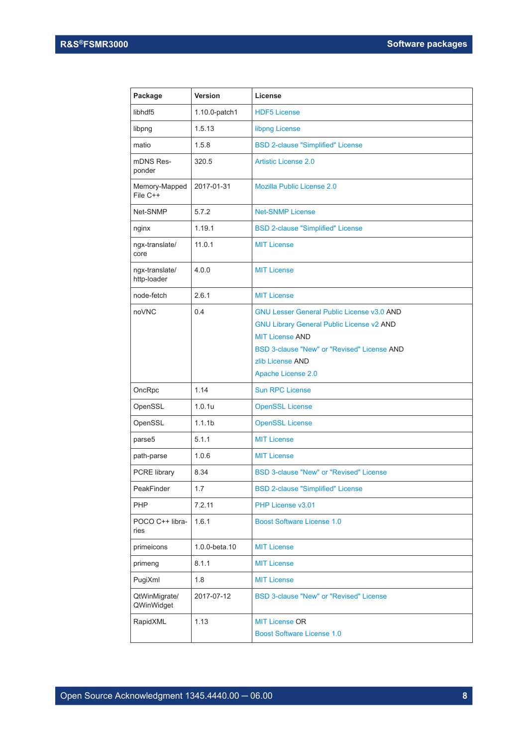| Package | Version | License |
|---|---|---|
| libhdf5 | 1.10.0-patch1 | HDF5 License |
| libpng | 1.5.13 | libpng License |
| matio | 1.5.8 | BSD 2-clause "Simplified" License |
| mDNS Responder | 320.5 | Artistic License 2.0 |
| Memory-Mapped File C++ | 2017-01-31 | Mozilla Public License 2.0 |
| Net-SNMP | 5.7.2 | Net-SNMP License |
| nginx | 1.19.1 | BSD 2-clause "Simplified" License |
| ngx-translate/core | 11.0.1 | MIT License |
| ngx-translate/http-loader | 4.0.0 | MIT License |
| node-fetch | 2.6.1 | MIT License |
| noVNC | 0.4 | GNU Lesser General Public License v3.0 AND<br>GNU Library General Public License v2 AND<br>MIT License AND<br>BSD 3-clause "New" or "Revised" License AND<br>zlib License AND<br>Apache License 2.0 |
| OncRpc | 1.14 | Sun RPC License |
| OpenSSL | 1.0.1u | OpenSSL License |
| OpenSSL | 1.1.1b | OpenSSL License |
| parse5 | 5.1.1 | MIT License |
| path-parse | 1.0.6 | MIT License |
| PCRE library | 8.34 | BSD 3-clause "New" or "Revised" License |
| PeakFinder | 1.7 | BSD 2-clause "Simplified" License |
| PHP | 7.2.11 | PHP License v3.01 |
| POCO C++ libraries | 1.6.1 | Boost Software License 1.0 |
| primeicons | 1.0.0-beta.10 | MIT License |
| primeng | 8.1.1 | MIT License |
| PugiXml | 1.8 | MIT License |
| QtWinMigrate/QWinWidget | 2017-07-12 | BSD 3-clause "New" or "Revised" License |
| RapidXML | 1.13 | MIT License OR<br>Boost Software License 1.0 |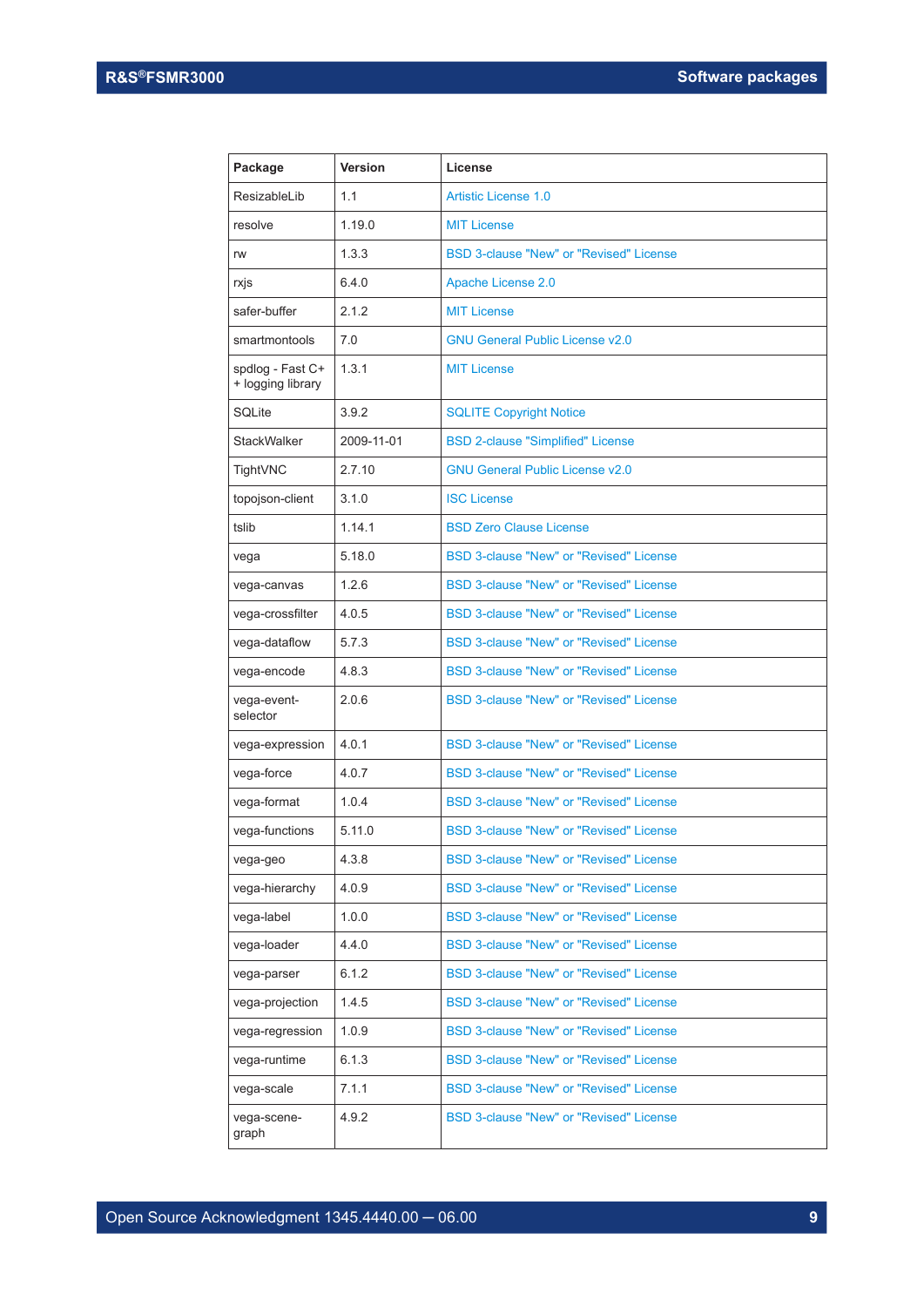| Package | Version | License |
|---|---|---|
| ResizableLib | 1.1 | Artistic License 1.0 |
| resolve | 1.19.0 | MIT License |
| rw | 1.3.3 | BSD 3-clause "New" or "Revised" License |
| rxjs | 6.4.0 | Apache License 2.0 |
| safer-buffer | 2.1.2 | MIT License |
| smartmontools | 7.0 | GNU General Public License v2.0 |
| spdlog - Fast C++ logging library | 1.3.1 | MIT License |
| SQLite | 3.9.2 | SQLITE Copyright Notice |
| StackWalker | 2009-11-01 | BSD 2-clause "Simplified" License |
| TightVNC | 2.7.10 | GNU General Public License v2.0 |
| topojson-client | 3.1.0 | ISC License |
| tslib | 1.14.1 | BSD Zero Clause License |
| vega | 5.18.0 | BSD 3-clause "New" or "Revised" License |
| vega-canvas | 1.2.6 | BSD 3-clause "New" or "Revised" License |
| vega-crossfilter | 4.0.5 | BSD 3-clause "New" or "Revised" License |
| vega-dataflow | 5.7.3 | BSD 3-clause "New" or "Revised" License |
| vega-encode | 4.8.3 | BSD 3-clause "New" or "Revised" License |
| vega-event-selector | 2.0.6 | BSD 3-clause "New" or "Revised" License |
| vega-expression | 4.0.1 | BSD 3-clause "New" or "Revised" License |
| vega-force | 4.0.7 | BSD 3-clause "New" or "Revised" License |
| vega-format | 1.0.4 | BSD 3-clause "New" or "Revised" License |
| vega-functions | 5.11.0 | BSD 3-clause "New" or "Revised" License |
| vega-geo | 4.3.8 | BSD 3-clause "New" or "Revised" License |
| vega-hierarchy | 4.0.9 | BSD 3-clause "New" or "Revised" License |
| vega-label | 1.0.0 | BSD 3-clause "New" or "Revised" License |
| vega-loader | 4.4.0 | BSD 3-clause "New" or "Revised" License |
| vega-parser | 6.1.2 | BSD 3-clause "New" or "Revised" License |
| vega-projection | 1.4.5 | BSD 3-clause "New" or "Revised" License |
| vega-regression | 1.0.9 | BSD 3-clause "New" or "Revised" License |
| vega-runtime | 6.1.3 | BSD 3-clause "New" or "Revised" License |
| vega-scale | 7.1.1 | BSD 3-clause "New" or "Revised" License |
| vega-scenegraph | 4.9.2 | BSD 3-clause "New" or "Revised" License |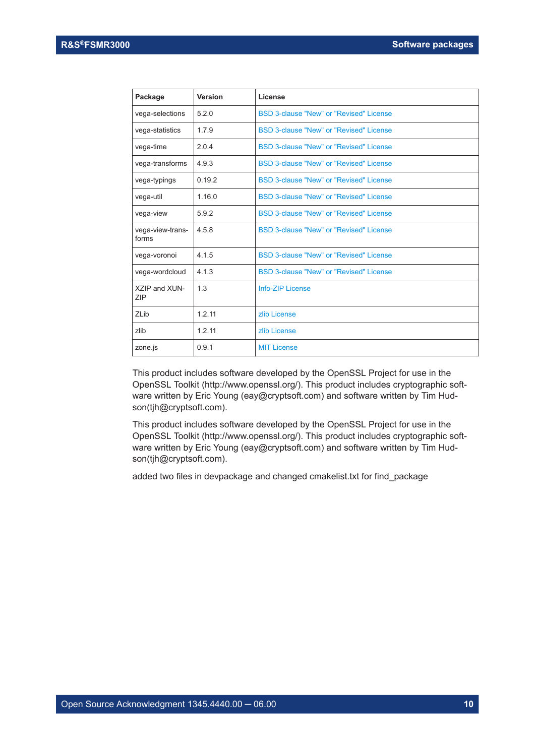| Package | Version | License |
|---|---|---|
| vega-selections | 5.2.0 | BSD 3-clause "New" or "Revised" License |
| vega-statistics | 1.7.9 | BSD 3-clause "New" or "Revised" License |
| vega-time | 2.0.4 | BSD 3-clause "New" or "Revised" License |
| vega-transforms | 4.9.3 | BSD 3-clause "New" or "Revised" License |
| vega-typings | 0.19.2 | BSD 3-clause "New" or "Revised" License |
| vega-util | 1.16.0 | BSD 3-clause "New" or "Revised" License |
| vega-view | 5.9.2 | BSD 3-clause "New" or "Revised" License |
| vega-view-transforms | 4.5.8 | BSD 3-clause "New" or "Revised" License |
| vega-voronoi | 4.1.5 | BSD 3-clause "New" or "Revised" License |
| vega-wordcloud | 4.1.3 | BSD 3-clause "New" or "Revised" License |
| XZIP and XUNZIP | 1.3 | Info-ZIP License |
| ZLib | 1.2.11 | zlib License |
| zlib | 1.2.11 | zlib License |
| zone.js | 0.9.1 | MIT License |

This product includes software developed by the OpenSSL Project for use in the OpenSSL Toolkit (http://www.openssl.org/). This product includes cryptographic software written by Eric Young (eay@cryptsoft.com) and software written by Tim Hudson(tjh@cryptsoft.com).

This product includes software developed by the OpenSSL Project for use in the OpenSSL Toolkit (http://www.openssl.org/). This product includes cryptographic software written by Eric Young (eay@cryptsoft.com) and software written by Tim Hudson(tjh@cryptsoft.com).

added two files in devpackage and changed cmakelist.txt for find_package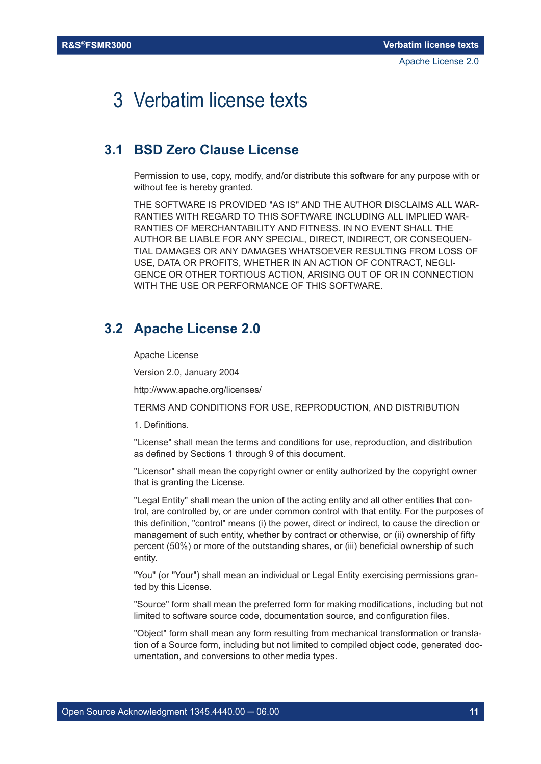# 3 Verbatim license texts

## 3.1 BSD Zero Clause License

Permission to use, copy, modify, and/or distribute this software for any purpose with or without fee is hereby granted.

THE SOFTWARE IS PROVIDED "AS IS" AND THE AUTHOR DISCLAIMS ALL WARRANTIES WITH REGARD TO THIS SOFTWARE INCLUDING ALL IMPLIED WARRANTIES OF MERCHANTABILITY AND FITNESS. IN NO EVENT SHALL THE AUTHOR BE LIABLE FOR ANY SPECIAL, DIRECT, INDIRECT, OR CONSEQUENTIAL DAMAGES OR ANY DAMAGES WHATSOEVER RESULTING FROM LOSS OF USE, DATA OR PROFITS, WHETHER IN AN ACTION OF CONTRACT, NEGLIGENCE OR OTHER TORTIOUS ACTION, ARISING OUT OF OR IN CONNECTION WITH THE USE OR PERFORMANCE OF THIS SOFTWARE.

## 3.2 Apache License 2.0

Apache License

Version 2.0, January 2004

http://www.apache.org/licenses/

TERMS AND CONDITIONS FOR USE, REPRODUCTION, AND DISTRIBUTION

1. Definitions.

"License" shall mean the terms and conditions for use, reproduction, and distribution as defined by Sections 1 through 9 of this document.

"Licensor" shall mean the copyright owner or entity authorized by the copyright owner that is granting the License.

"Legal Entity" shall mean the union of the acting entity and all other entities that control, are controlled by, or are under common control with that entity. For the purposes of this definition, "control" means (i) the power, direct or indirect, to cause the direction or management of such entity, whether by contract or otherwise, or (ii) ownership of fifty percent (50%) or more of the outstanding shares, or (iii) beneficial ownership of such entity.

"You" (or "Your") shall mean an individual or Legal Entity exercising permissions granted by this License.

"Source" form shall mean the preferred form for making modifications, including but not limited to software source code, documentation source, and configuration files.

"Object" form shall mean any form resulting from mechanical transformation or translation of a Source form, including but not limited to compiled object code, generated documentation, and conversions to other media types.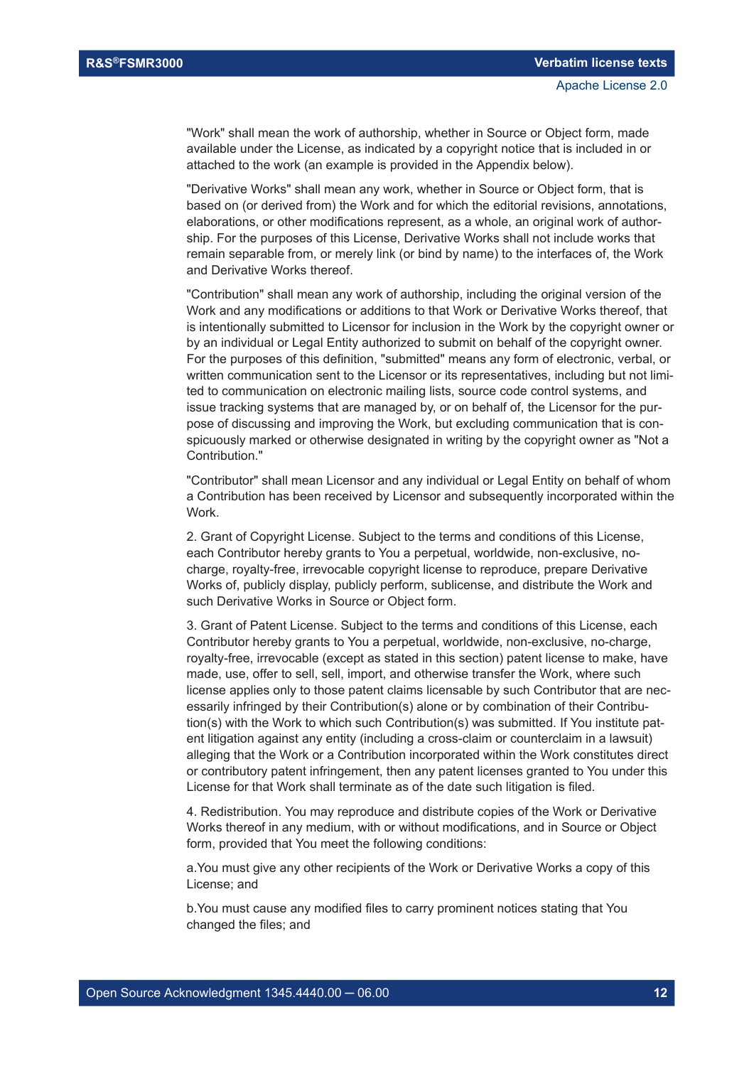"Work" shall mean the work of authorship, whether in Source or Object form, made available under the License, as indicated by a copyright notice that is included in or attached to the work (an example is provided in the Appendix below).

"Derivative Works" shall mean any work, whether in Source or Object form, that is based on (or derived from) the Work and for which the editorial revisions, annotations, elaborations, or other modifications represent, as a whole, an original work of authorship. For the purposes of this License, Derivative Works shall not include works that remain separable from, or merely link (or bind by name) to the interfaces of, the Work and Derivative Works thereof.

"Contribution" shall mean any work of authorship, including the original version of the Work and any modifications or additions to that Work or Derivative Works thereof, that is intentionally submitted to Licensor for inclusion in the Work by the copyright owner or by an individual or Legal Entity authorized to submit on behalf of the copyright owner. For the purposes of this definition, "submitted" means any form of electronic, verbal, or written communication sent to the Licensor or its representatives, including but not limited to communication on electronic mailing lists, source code control systems, and issue tracking systems that are managed by, or on behalf of, the Licensor for the purpose of discussing and improving the Work, but excluding communication that is conspicuously marked or otherwise designated in writing by the copyright owner as "Not a Contribution."

"Contributor" shall mean Licensor and any individual or Legal Entity on behalf of whom a Contribution has been received by Licensor and subsequently incorporated within the Work.

2. Grant of Copyright License. Subject to the terms and conditions of this License, each Contributor hereby grants to You a perpetual, worldwide, non-exclusive, no-charge, royalty-free, irrevocable copyright license to reproduce, prepare Derivative Works of, publicly display, publicly perform, sublicense, and distribute the Work and such Derivative Works in Source or Object form.

3. Grant of Patent License. Subject to the terms and conditions of this License, each Contributor hereby grants to You a perpetual, worldwide, non-exclusive, no-charge, royalty-free, irrevocable (except as stated in this section) patent license to make, have made, use, offer to sell, sell, import, and otherwise transfer the Work, where such license applies only to those patent claims licensable by such Contributor that are necessarily infringed by their Contribution(s) alone or by combination of their Contribution(s) with the Work to which such Contribution(s) was submitted. If You institute patent litigation against any entity (including a cross-claim or counterclaim in a lawsuit) alleging that the Work or a Contribution incorporated within the Work constitutes direct or contributory patent infringement, then any patent licenses granted to You under this License for that Work shall terminate as of the date such litigation is filed.

4. Redistribution. You may reproduce and distribute copies of the Work or Derivative Works thereof in any medium, with or without modifications, and in Source or Object form, provided that You meet the following conditions:

a.You must give any other recipients of the Work or Derivative Works a copy of this License; and

b.You must cause any modified files to carry prominent notices stating that You changed the files; and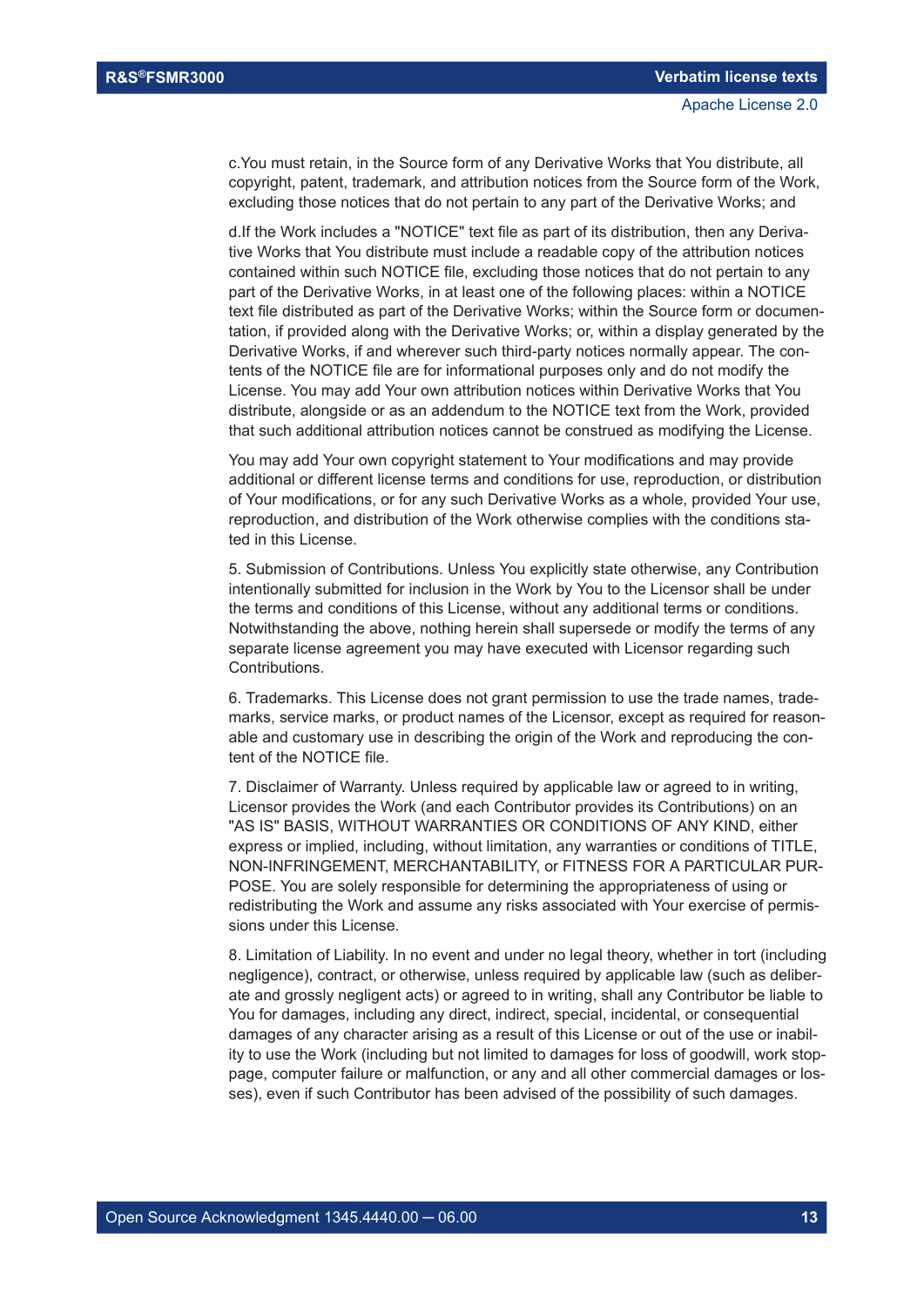c.You must retain, in the Source form of any Derivative Works that You distribute, all copyright, patent, trademark, and attribution notices from the Source form of the Work, excluding those notices that do not pertain to any part of the Derivative Works; and

d.If the Work includes a "NOTICE" text file as part of its distribution, then any Derivative Works that You distribute must include a readable copy of the attribution notices contained within such NOTICE file, excluding those notices that do not pertain to any part of the Derivative Works, in at least one of the following places: within a NOTICE text file distributed as part of the Derivative Works; within the Source form or documentation, if provided along with the Derivative Works; or, within a display generated by the Derivative Works, if and wherever such third-party notices normally appear. The contents of the NOTICE file are for informational purposes only and do not modify the License. You may add Your own attribution notices within Derivative Works that You distribute, alongside or as an addendum to the NOTICE text from the Work, provided that such additional attribution notices cannot be construed as modifying the License.

You may add Your own copyright statement to Your modifications and may provide additional or different license terms and conditions for use, reproduction, or distribution of Your modifications, or for any such Derivative Works as a whole, provided Your use, reproduction, and distribution of the Work otherwise complies with the conditions stated in this License.

5. Submission of Contributions. Unless You explicitly state otherwise, any Contribution intentionally submitted for inclusion in the Work by You to the Licensor shall be under the terms and conditions of this License, without any additional terms or conditions. Notwithstanding the above, nothing herein shall supersede or modify the terms of any separate license agreement you may have executed with Licensor regarding such Contributions.

6. Trademarks. This License does not grant permission to use the trade names, trademarks, service marks, or product names of the Licensor, except as required for reasonable and customary use in describing the origin of the Work and reproducing the content of the NOTICE file.

7. Disclaimer of Warranty. Unless required by applicable law or agreed to in writing, Licensor provides the Work (and each Contributor provides its Contributions) on an "AS IS" BASIS, WITHOUT WARRANTIES OR CONDITIONS OF ANY KIND, either express or implied, including, without limitation, any warranties or conditions of TITLE, NON-INFRINGEMENT, MERCHANTABILITY, or FITNESS FOR A PARTICULAR PURPOSE. You are solely responsible for determining the appropriateness of using or redistributing the Work and assume any risks associated with Your exercise of permissions under this License.

8. Limitation of Liability. In no event and under no legal theory, whether in tort (including negligence), contract, or otherwise, unless required by applicable law (such as deliberate and grossly negligent acts) or agreed to in writing, shall any Contributor be liable to You for damages, including any direct, indirect, special, incidental, or consequential damages of any character arising as a result of this License or out of the use or inability to use the Work (including but not limited to damages for loss of goodwill, work stoppage, computer failure or malfunction, or any and all other commercial damages or losses), even if such Contributor has been advised of the possibility of such damages.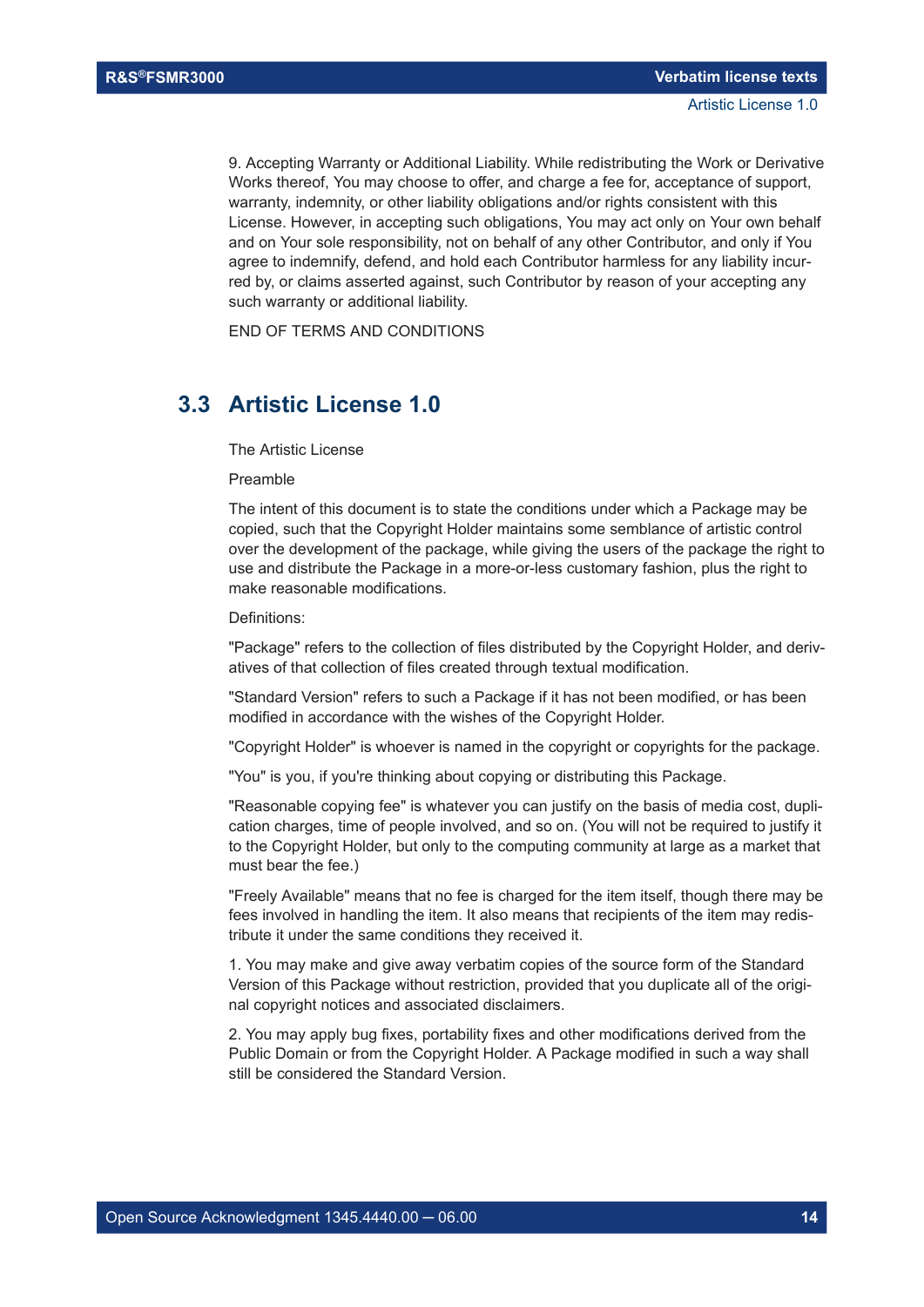9. Accepting Warranty or Additional Liability. While redistributing the Work or Derivative Works thereof, You may choose to offer, and charge a fee for, acceptance of support, warranty, indemnity, or other liability obligations and/or rights consistent with this License. However, in accepting such obligations, You may act only on Your own behalf and on Your sole responsibility, not on behalf of any other Contributor, and only if You agree to indemnify, defend, and hold each Contributor harmless for any liability incurred by, or claims asserted against, such Contributor by reason of your accepting any such warranty or additional liability.

END OF TERMS AND CONDITIONS

## 3.3 Artistic License 1.0

The Artistic License

Preamble

The intent of this document is to state the conditions under which a Package may be copied, such that the Copyright Holder maintains some semblance of artistic control over the development of the package, while giving the users of the package the right to use and distribute the Package in a more-or-less customary fashion, plus the right to make reasonable modifications.

Definitions:

"Package" refers to the collection of files distributed by the Copyright Holder, and derivatives of that collection of files created through textual modification.

"Standard Version" refers to such a Package if it has not been modified, or has been modified in accordance with the wishes of the Copyright Holder.

"Copyright Holder" is whoever is named in the copyright or copyrights for the package.

"You" is you, if you're thinking about copying or distributing this Package.

"Reasonable copying fee" is whatever you can justify on the basis of media cost, duplication charges, time of people involved, and so on. (You will not be required to justify it to the Copyright Holder, but only to the computing community at large as a market that must bear the fee.)

"Freely Available" means that no fee is charged for the item itself, though there may be fees involved in handling the item. It also means that recipients of the item may redistribute it under the same conditions they received it.

1. You may make and give away verbatim copies of the source form of the Standard Version of this Package without restriction, provided that you duplicate all of the original copyright notices and associated disclaimers.

2. You may apply bug fixes, portability fixes and other modifications derived from the Public Domain or from the Copyright Holder. A Package modified in such a way shall still be considered the Standard Version.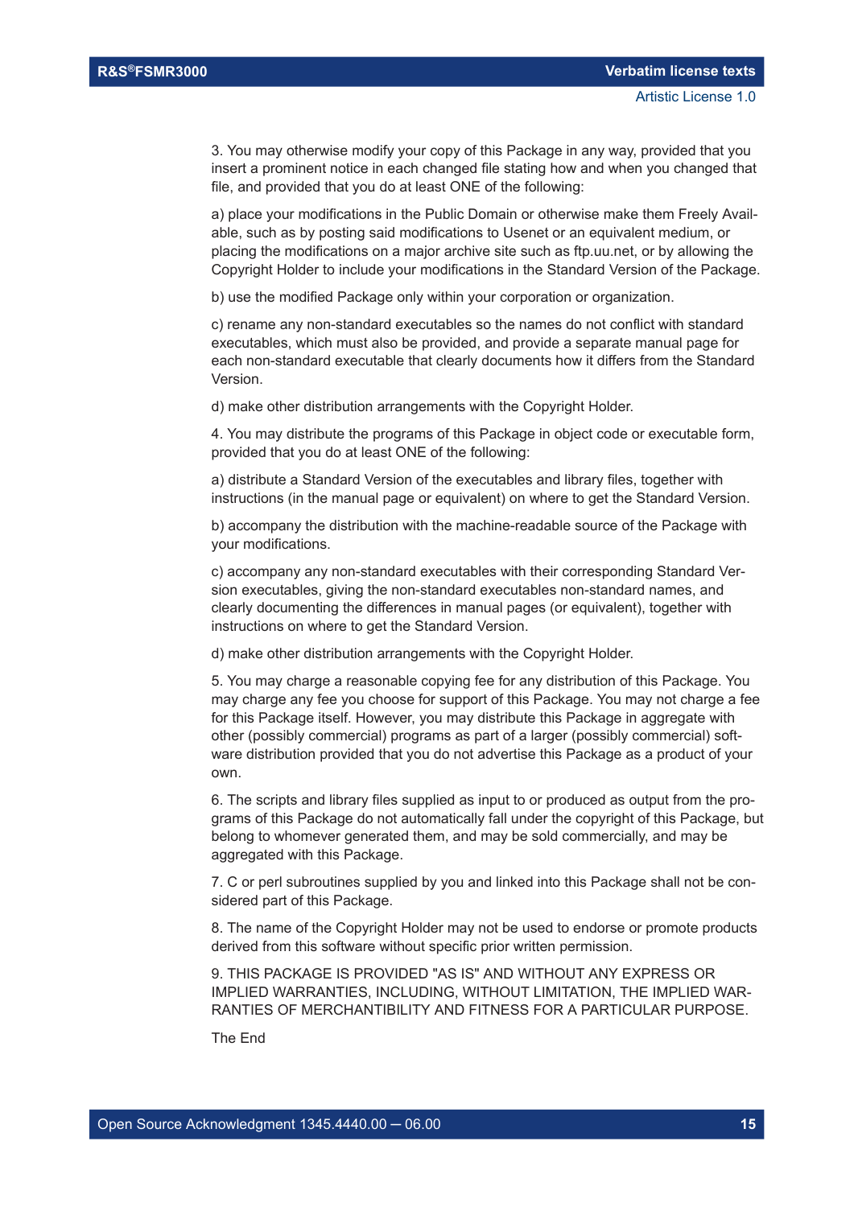3. You may otherwise modify your copy of this Package in any way, provided that you insert a prominent notice in each changed file stating how and when you changed that file, and provided that you do at least ONE of the following:

a) place your modifications in the Public Domain or otherwise make them Freely Available, such as by posting said modifications to Usenet or an equivalent medium, or placing the modifications on a major archive site such as ftp.uu.net, or by allowing the Copyright Holder to include your modifications in the Standard Version of the Package.

b) use the modified Package only within your corporation or organization.

c) rename any non-standard executables so the names do not conflict with standard executables, which must also be provided, and provide a separate manual page for each non-standard executable that clearly documents how it differs from the Standard Version.

d) make other distribution arrangements with the Copyright Holder.

4. You may distribute the programs of this Package in object code or executable form, provided that you do at least ONE of the following:

a) distribute a Standard Version of the executables and library files, together with instructions (in the manual page or equivalent) on where to get the Standard Version.

b) accompany the distribution with the machine-readable source of the Package with your modifications.

c) accompany any non-standard executables with their corresponding Standard Version executables, giving the non-standard executables non-standard names, and clearly documenting the differences in manual pages (or equivalent), together with instructions on where to get the Standard Version.

d) make other distribution arrangements with the Copyright Holder.

5. You may charge a reasonable copying fee for any distribution of this Package. You may charge any fee you choose for support of this Package. You may not charge a fee for this Package itself. However, you may distribute this Package in aggregate with other (possibly commercial) programs as part of a larger (possibly commercial) software distribution provided that you do not advertise this Package as a product of your own.

6. The scripts and library files supplied as input to or produced as output from the programs of this Package do not automatically fall under the copyright of this Package, but belong to whomever generated them, and may be sold commercially, and may be aggregated with this Package.

7. C or perl subroutines supplied by you and linked into this Package shall not be considered part of this Package.

8. The name of the Copyright Holder may not be used to endorse or promote products derived from this software without specific prior written permission.

9. THIS PACKAGE IS PROVIDED "AS IS" AND WITHOUT ANY EXPRESS OR IMPLIED WARRANTIES, INCLUDING, WITHOUT LIMITATION, THE IMPLIED WARRANTIES OF MERCHANTIBILITY AND FITNESS FOR A PARTICULAR PURPOSE.

The End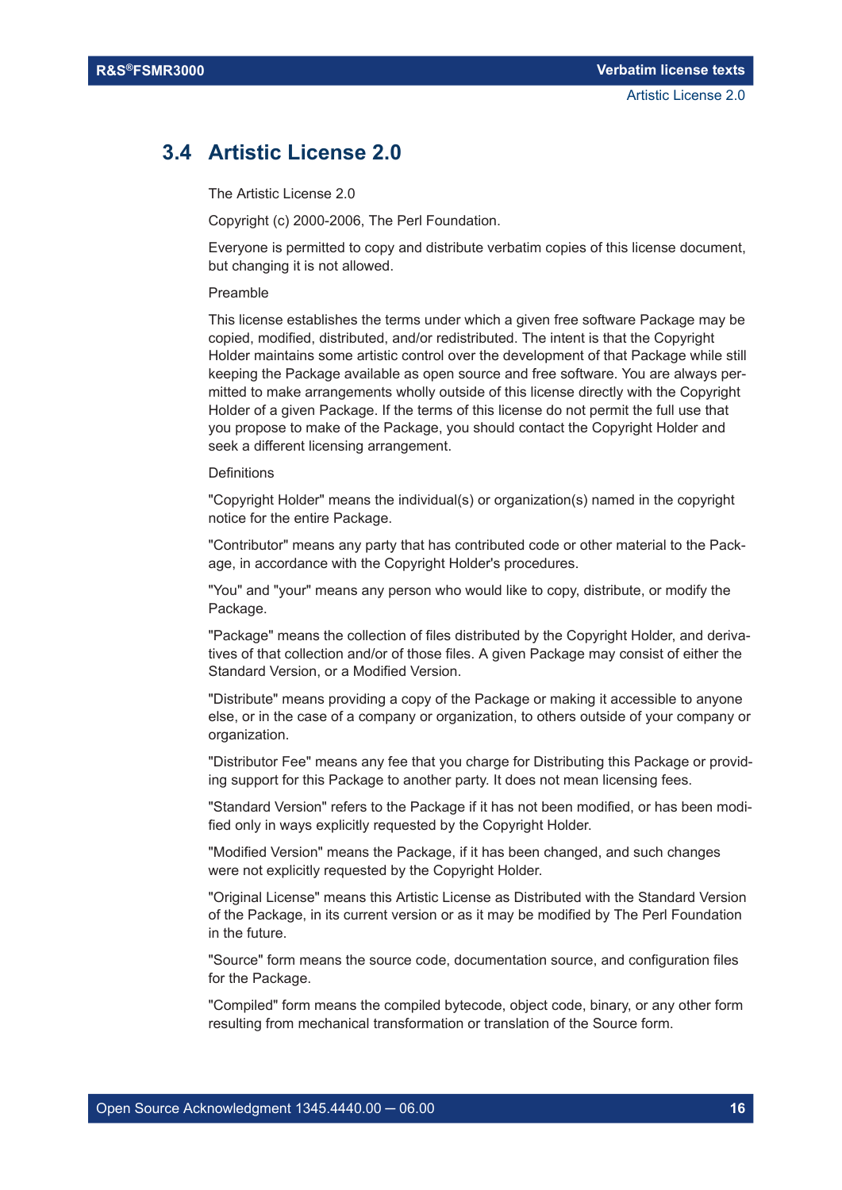## 3.4 Artistic License 2.0

The Artistic License 2.0

Copyright (c) 2000-2006, The Perl Foundation.

Everyone is permitted to copy and distribute verbatim copies of this license document, but changing it is not allowed.

Preamble

This license establishes the terms under which a given free software Package may be copied, modified, distributed, and/or redistributed. The intent is that the Copyright Holder maintains some artistic control over the development of that Package while still keeping the Package available as open source and free software. You are always permitted to make arrangements wholly outside of this license directly with the Copyright Holder of a given Package. If the terms of this license do not permit the full use that you propose to make of the Package, you should contact the Copyright Holder and seek a different licensing arrangement.

Definitions

"Copyright Holder" means the individual(s) or organization(s) named in the copyright notice for the entire Package.

"Contributor" means any party that has contributed code or other material to the Package, in accordance with the Copyright Holder's procedures.

"You" and "your" means any person who would like to copy, distribute, or modify the Package.

"Package" means the collection of files distributed by the Copyright Holder, and derivatives of that collection and/or of those files. A given Package may consist of either the Standard Version, or a Modified Version.

"Distribute" means providing a copy of the Package or making it accessible to anyone else, or in the case of a company or organization, to others outside of your company or organization.

"Distributor Fee" means any fee that you charge for Distributing this Package or providing support for this Package to another party. It does not mean licensing fees.

"Standard Version" refers to the Package if it has not been modified, or has been modified only in ways explicitly requested by the Copyright Holder.

"Modified Version" means the Package, if it has been changed, and such changes were not explicitly requested by the Copyright Holder.

"Original License" means this Artistic License as Distributed with the Standard Version of the Package, in its current version or as it may be modified by The Perl Foundation in the future.

"Source" form means the source code, documentation source, and configuration files for the Package.

"Compiled" form means the compiled bytecode, object code, binary, or any other form resulting from mechanical transformation or translation of the Source form.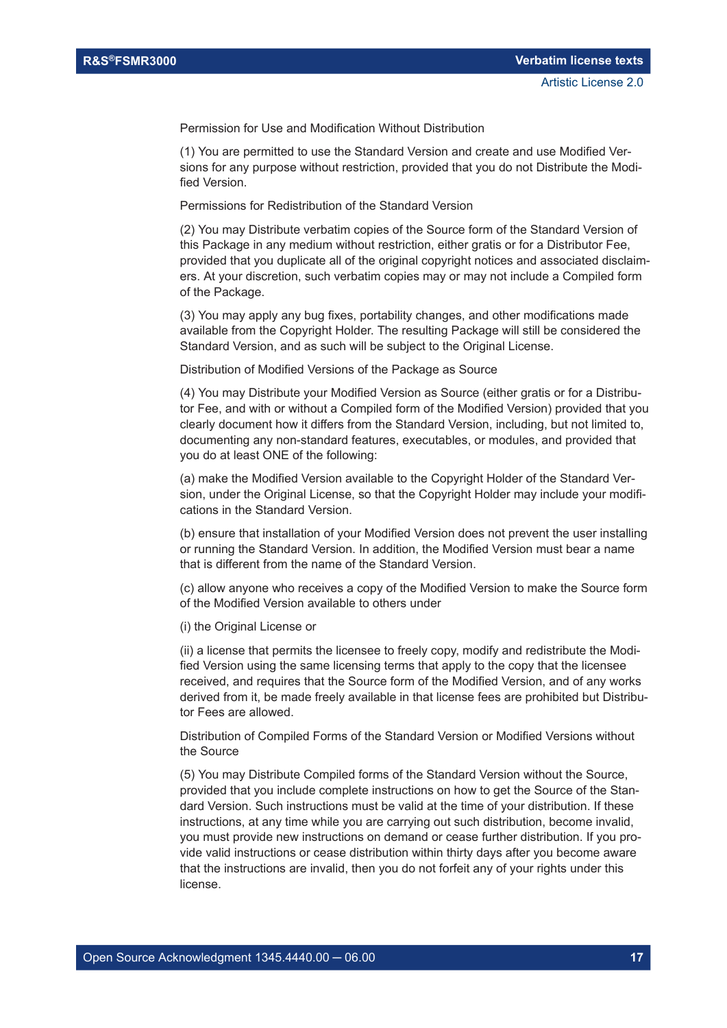Permission for Use and Modification Without Distribution

(1) You are permitted to use the Standard Version and create and use Modified Versions for any purpose without restriction, provided that you do not Distribute the Modified Version.

Permissions for Redistribution of the Standard Version

(2) You may Distribute verbatim copies of the Source form of the Standard Version of this Package in any medium without restriction, either gratis or for a Distributor Fee, provided that you duplicate all of the original copyright notices and associated disclaimers. At your discretion, such verbatim copies may or may not include a Compiled form of the Package.

(3) You may apply any bug fixes, portability changes, and other modifications made available from the Copyright Holder. The resulting Package will still be considered the Standard Version, and as such will be subject to the Original License.

Distribution of Modified Versions of the Package as Source

(4) You may Distribute your Modified Version as Source (either gratis or for a Distributor Fee, and with or without a Compiled form of the Modified Version) provided that you clearly document how it differs from the Standard Version, including, but not limited to, documenting any non-standard features, executables, or modules, and provided that you do at least ONE of the following:

(a) make the Modified Version available to the Copyright Holder of the Standard Version, under the Original License, so that the Copyright Holder may include your modifications in the Standard Version.

(b) ensure that installation of your Modified Version does not prevent the user installing or running the Standard Version. In addition, the Modified Version must bear a name that is different from the name of the Standard Version.

(c) allow anyone who receives a copy of the Modified Version to make the Source form of the Modified Version available to others under

(i) the Original License or

(ii) a license that permits the licensee to freely copy, modify and redistribute the Modified Version using the same licensing terms that apply to the copy that the licensee received, and requires that the Source form of the Modified Version, and of any works derived from it, be made freely available in that license fees are prohibited but Distributor Fees are allowed.

Distribution of Compiled Forms of the Standard Version or Modified Versions without the Source

(5) You may Distribute Compiled forms of the Standard Version without the Source, provided that you include complete instructions on how to get the Source of the Standard Version. Such instructions must be valid at the time of your distribution. If these instructions, at any time while you are carrying out such distribution, become invalid, you must provide new instructions on demand or cease further distribution. If you provide valid instructions or cease distribution within thirty days after you become aware that the instructions are invalid, then you do not forfeit any of your rights under this license.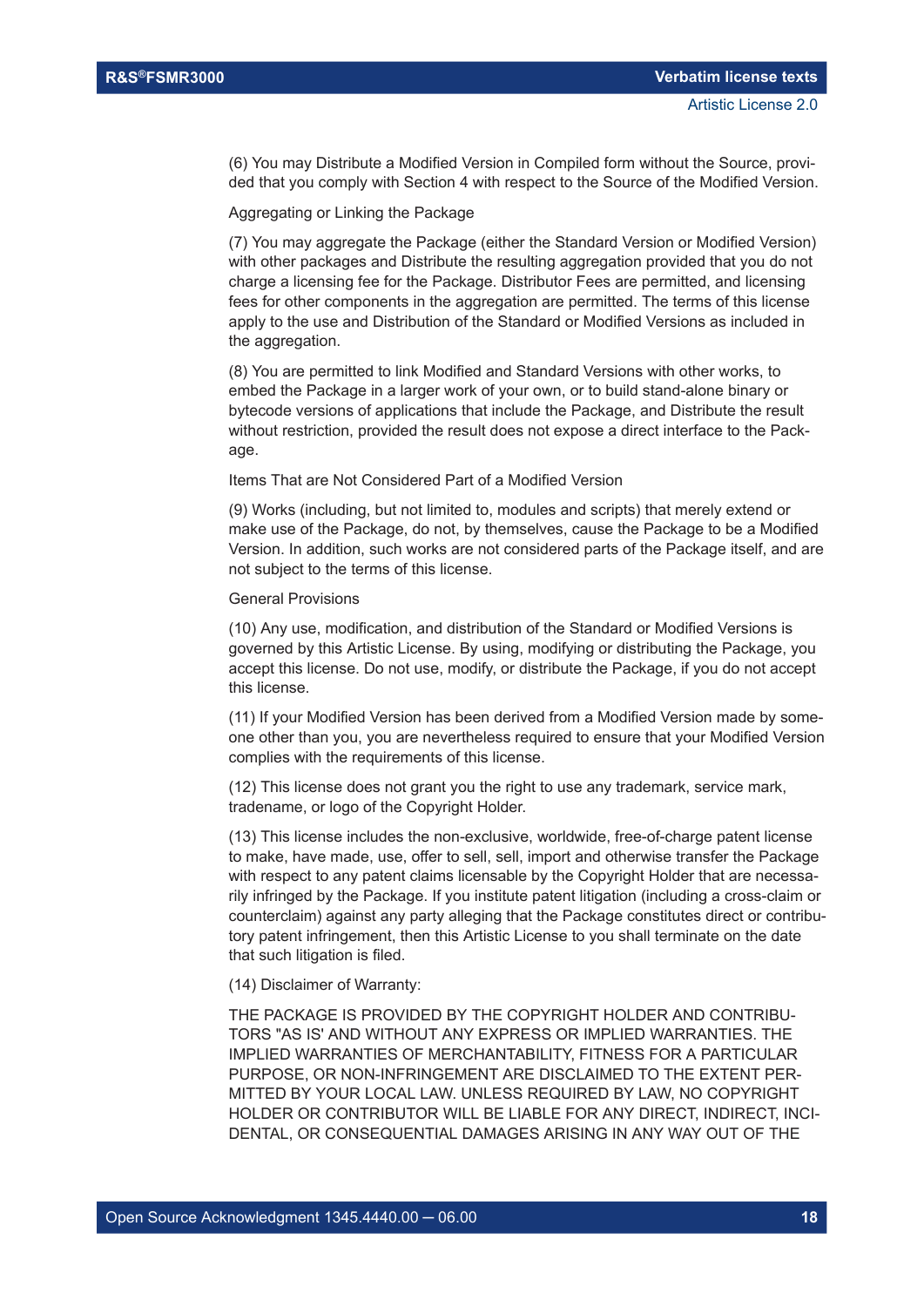(6) You may Distribute a Modified Version in Compiled form without the Source, provided that you comply with Section 4 with respect to the Source of the Modified Version.

Aggregating or Linking the Package

(7) You may aggregate the Package (either the Standard Version or Modified Version) with other packages and Distribute the resulting aggregation provided that you do not charge a licensing fee for the Package. Distributor Fees are permitted, and licensing fees for other components in the aggregation are permitted. The terms of this license apply to the use and Distribution of the Standard or Modified Versions as included in the aggregation.

(8) You are permitted to link Modified and Standard Versions with other works, to embed the Package in a larger work of your own, or to build stand-alone binary or bytecode versions of applications that include the Package, and Distribute the result without restriction, provided the result does not expose a direct interface to the Package.

Items That are Not Considered Part of a Modified Version

(9) Works (including, but not limited to, modules and scripts) that merely extend or make use of the Package, do not, by themselves, cause the Package to be a Modified Version. In addition, such works are not considered parts of the Package itself, and are not subject to the terms of this license.

General Provisions

(10) Any use, modification, and distribution of the Standard or Modified Versions is governed by this Artistic License. By using, modifying or distributing the Package, you accept this license. Do not use, modify, or distribute the Package, if you do not accept this license.

(11) If your Modified Version has been derived from a Modified Version made by someone other than you, you are nevertheless required to ensure that your Modified Version complies with the requirements of this license.

(12) This license does not grant you the right to use any trademark, service mark, tradename, or logo of the Copyright Holder.

(13) This license includes the non-exclusive, worldwide, free-of-charge patent license to make, have made, use, offer to sell, sell, import and otherwise transfer the Package with respect to any patent claims licensable by the Copyright Holder that are necessarily infringed by the Package. If you institute patent litigation (including a cross-claim or counterclaim) against any party alleging that the Package constitutes direct or contributory patent infringement, then this Artistic License to you shall terminate on the date that such litigation is filed.

(14) Disclaimer of Warranty:

THE PACKAGE IS PROVIDED BY THE COPYRIGHT HOLDER AND CONTRIBUTORS "AS IS' AND WITHOUT ANY EXPRESS OR IMPLIED WARRANTIES. THE IMPLIED WARRANTIES OF MERCHANTABILITY, FITNESS FOR A PARTICULAR PURPOSE, OR NON-INFRINGEMENT ARE DISCLAIMED TO THE EXTENT PERMITTED BY YOUR LOCAL LAW. UNLESS REQUIRED BY LAW, NO COPYRIGHT HOLDER OR CONTRIBUTOR WILL BE LIABLE FOR ANY DIRECT, INDIRECT, INCIDENTAL, OR CONSEQUENTIAL DAMAGES ARISING IN ANY WAY OUT OF THE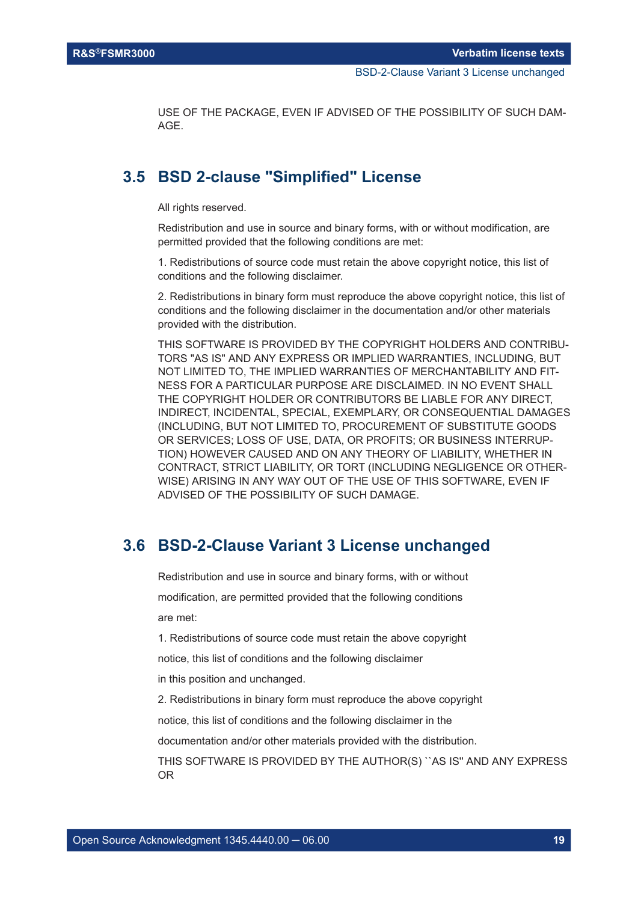USE OF THE PACKAGE, EVEN IF ADVISED OF THE POSSIBILITY OF SUCH DAMAGE.

## 3.5 BSD 2-clause "Simplified" License

All rights reserved.

Redistribution and use in source and binary forms, with or without modification, are permitted provided that the following conditions are met:

1. Redistributions of source code must retain the above copyright notice, this list of conditions and the following disclaimer.

2. Redistributions in binary form must reproduce the above copyright notice, this list of conditions and the following disclaimer in the documentation and/or other materials provided with the distribution.

THIS SOFTWARE IS PROVIDED BY THE COPYRIGHT HOLDERS AND CONTRIBUTORS "AS IS" AND ANY EXPRESS OR IMPLIED WARRANTIES, INCLUDING, BUT NOT LIMITED TO, THE IMPLIED WARRANTIES OF MERCHANTABILITY AND FITNESS FOR A PARTICULAR PURPOSE ARE DISCLAIMED. IN NO EVENT SHALL THE COPYRIGHT HOLDER OR CONTRIBUTORS BE LIABLE FOR ANY DIRECT, INDIRECT, INCIDENTAL, SPECIAL, EXEMPLARY, OR CONSEQUENTIAL DAMAGES (INCLUDING, BUT NOT LIMITED TO, PROCUREMENT OF SUBSTITUTE GOODS OR SERVICES; LOSS OF USE, DATA, OR PROFITS; OR BUSINESS INTERRUPTION) HOWEVER CAUSED AND ON ANY THEORY OF LIABILITY, WHETHER IN CONTRACT, STRICT LIABILITY, OR TORT (INCLUDING NEGLIGENCE OR OTHERWISE) ARISING IN ANY WAY OUT OF THE USE OF THIS SOFTWARE, EVEN IF ADVISED OF THE POSSIBILITY OF SUCH DAMAGE.

## 3.6 BSD-2-Clause Variant 3 License unchanged

Redistribution and use in source and binary forms, with or without

modification, are permitted provided that the following conditions

are met:

1. Redistributions of source code must retain the above copyright

notice, this list of conditions and the following disclaimer

in this position and unchanged.

2. Redistributions in binary form must reproduce the above copyright

notice, this list of conditions and the following disclaimer in the

documentation and/or other materials provided with the distribution.

THIS SOFTWARE IS PROVIDED BY THE AUTHOR(S) ``AS IS'' AND ANY EXPRESS OR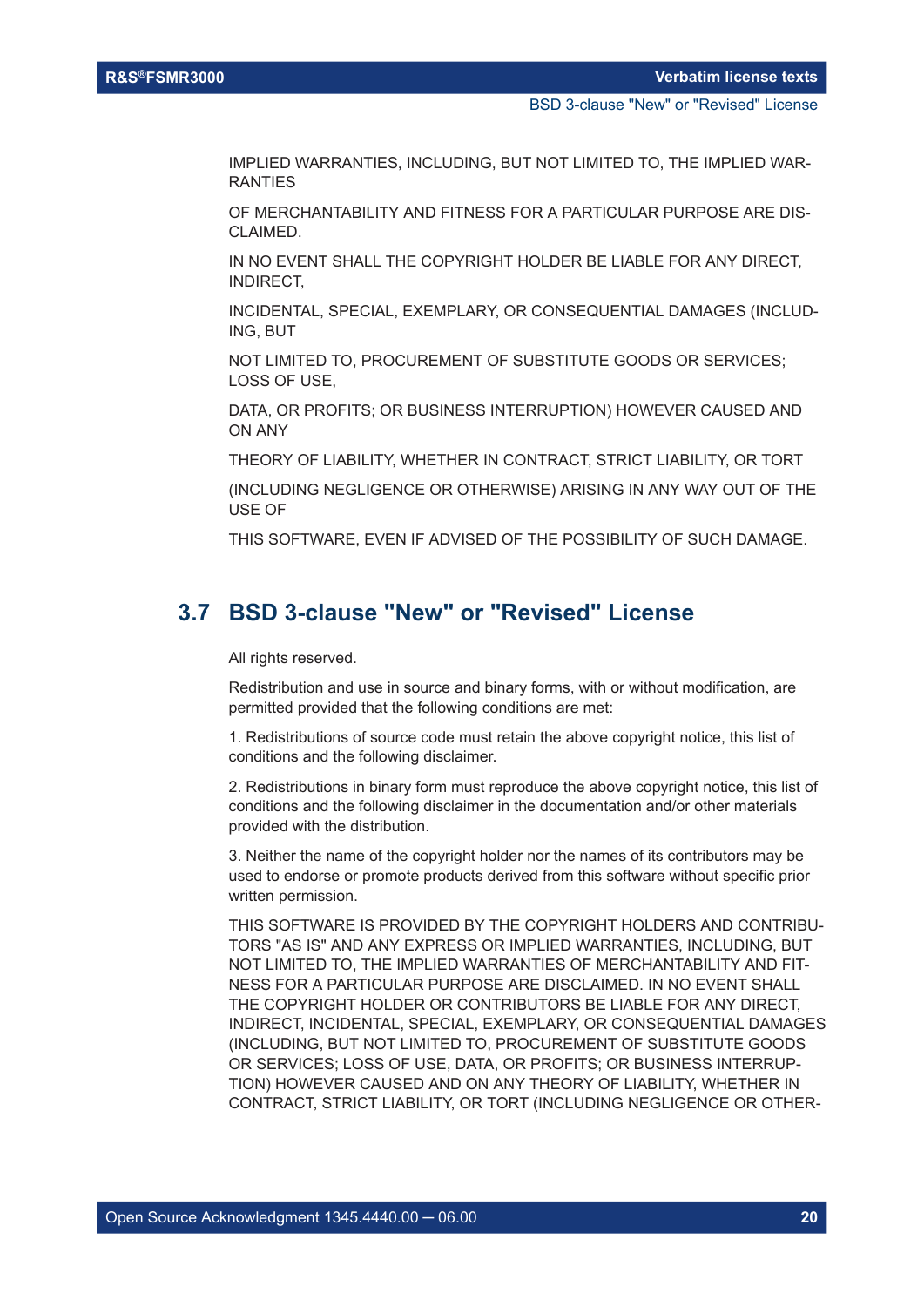IMPLIED WARRANTIES, INCLUDING, BUT NOT LIMITED TO, THE IMPLIED WARRANTIES

OF MERCHANTABILITY AND FITNESS FOR A PARTICULAR PURPOSE ARE DISCLAIMED.

IN NO EVENT SHALL THE COPYRIGHT HOLDER BE LIABLE FOR ANY DIRECT, INDIRECT,

INCIDENTAL, SPECIAL, EXEMPLARY, OR CONSEQUENTIAL DAMAGES (INCLUDING, BUT

NOT LIMITED TO, PROCUREMENT OF SUBSTITUTE GOODS OR SERVICES; LOSS OF USE,

DATA, OR PROFITS; OR BUSINESS INTERRUPTION) HOWEVER CAUSED AND ON ANY

THEORY OF LIABILITY, WHETHER IN CONTRACT, STRICT LIABILITY, OR TORT

(INCLUDING NEGLIGENCE OR OTHERWISE) ARISING IN ANY WAY OUT OF THE USE OF

THIS SOFTWARE, EVEN IF ADVISED OF THE POSSIBILITY OF SUCH DAMAGE.

## 3.7 BSD 3-clause "New" or "Revised" License

All rights reserved.

Redistribution and use in source and binary forms, with or without modification, are permitted provided that the following conditions are met:

1. Redistributions of source code must retain the above copyright notice, this list of conditions and the following disclaimer.

2. Redistributions in binary form must reproduce the above copyright notice, this list of conditions and the following disclaimer in the documentation and/or other materials provided with the distribution.

3. Neither the name of the copyright holder nor the names of its contributors may be used to endorse or promote products derived from this software without specific prior written permission.

THIS SOFTWARE IS PROVIDED BY THE COPYRIGHT HOLDERS AND CONTRIBUTORS "AS IS" AND ANY EXPRESS OR IMPLIED WARRANTIES, INCLUDING, BUT NOT LIMITED TO, THE IMPLIED WARRANTIES OF MERCHANTABILITY AND FITNESS FOR A PARTICULAR PURPOSE ARE DISCLAIMED. IN NO EVENT SHALL THE COPYRIGHT HOLDER OR CONTRIBUTORS BE LIABLE FOR ANY DIRECT, INDIRECT, INCIDENTAL, SPECIAL, EXEMPLARY, OR CONSEQUENTIAL DAMAGES (INCLUDING, BUT NOT LIMITED TO, PROCUREMENT OF SUBSTITUTE GOODS OR SERVICES; LOSS OF USE, DATA, OR PROFITS; OR BUSINESS INTERRUPTION) HOWEVER CAUSED AND ON ANY THEORY OF LIABILITY, WHETHER IN CONTRACT, STRICT LIABILITY, OR TORT (INCLUDING NEGLIGENCE OR OTHER-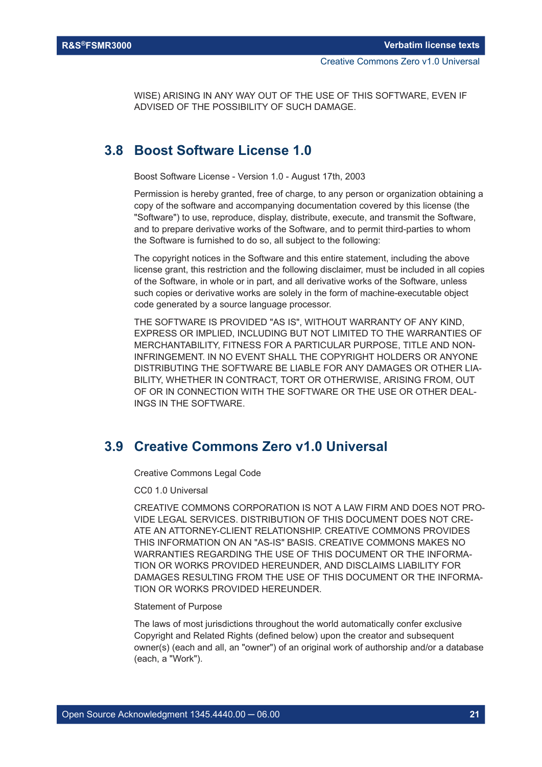WISE) ARISING IN ANY WAY OUT OF THE USE OF THIS SOFTWARE, EVEN IF ADVISED OF THE POSSIBILITY OF SUCH DAMAGE.

## 3.8 Boost Software License 1.0

Boost Software License - Version 1.0 - August 17th, 2003

Permission is hereby granted, free of charge, to any person or organization obtaining a copy of the software and accompanying documentation covered by this license (the "Software") to use, reproduce, display, distribute, execute, and transmit the Software, and to prepare derivative works of the Software, and to permit third-parties to whom the Software is furnished to do so, all subject to the following:

The copyright notices in the Software and this entire statement, including the above license grant, this restriction and the following disclaimer, must be included in all copies of the Software, in whole or in part, and all derivative works of the Software, unless such copies or derivative works are solely in the form of machine-executable object code generated by a source language processor.

THE SOFTWARE IS PROVIDED "AS IS", WITHOUT WARRANTY OF ANY KIND, EXPRESS OR IMPLIED, INCLUDING BUT NOT LIMITED TO THE WARRANTIES OF MERCHANTABILITY, FITNESS FOR A PARTICULAR PURPOSE, TITLE AND NON-INFRINGEMENT. IN NO EVENT SHALL THE COPYRIGHT HOLDERS OR ANYONE DISTRIBUTING THE SOFTWARE BE LIABLE FOR ANY DAMAGES OR OTHER LIABILITY, WHETHER IN CONTRACT, TORT OR OTHERWISE, ARISING FROM, OUT OF OR IN CONNECTION WITH THE SOFTWARE OR THE USE OR OTHER DEALINGS IN THE SOFTWARE.

## 3.9 Creative Commons Zero v1.0 Universal

Creative Commons Legal Code

CC0 1.0 Universal

CREATIVE COMMONS CORPORATION IS NOT A LAW FIRM AND DOES NOT PROVIDE LEGAL SERVICES. DISTRIBUTION OF THIS DOCUMENT DOES NOT CREATE AN ATTORNEY-CLIENT RELATIONSHIP. CREATIVE COMMONS PROVIDES THIS INFORMATION ON AN "AS-IS" BASIS. CREATIVE COMMONS MAKES NO WARRANTIES REGARDING THE USE OF THIS DOCUMENT OR THE INFORMATION OR WORKS PROVIDED HEREUNDER, AND DISCLAIMS LIABILITY FOR DAMAGES RESULTING FROM THE USE OF THIS DOCUMENT OR THE INFORMATION OR WORKS PROVIDED HEREUNDER.

Statement of Purpose

The laws of most jurisdictions throughout the world automatically confer exclusive Copyright and Related Rights (defined below) upon the creator and subsequent owner(s) (each and all, an "owner") of an original work of authorship and/or a database (each, a "Work").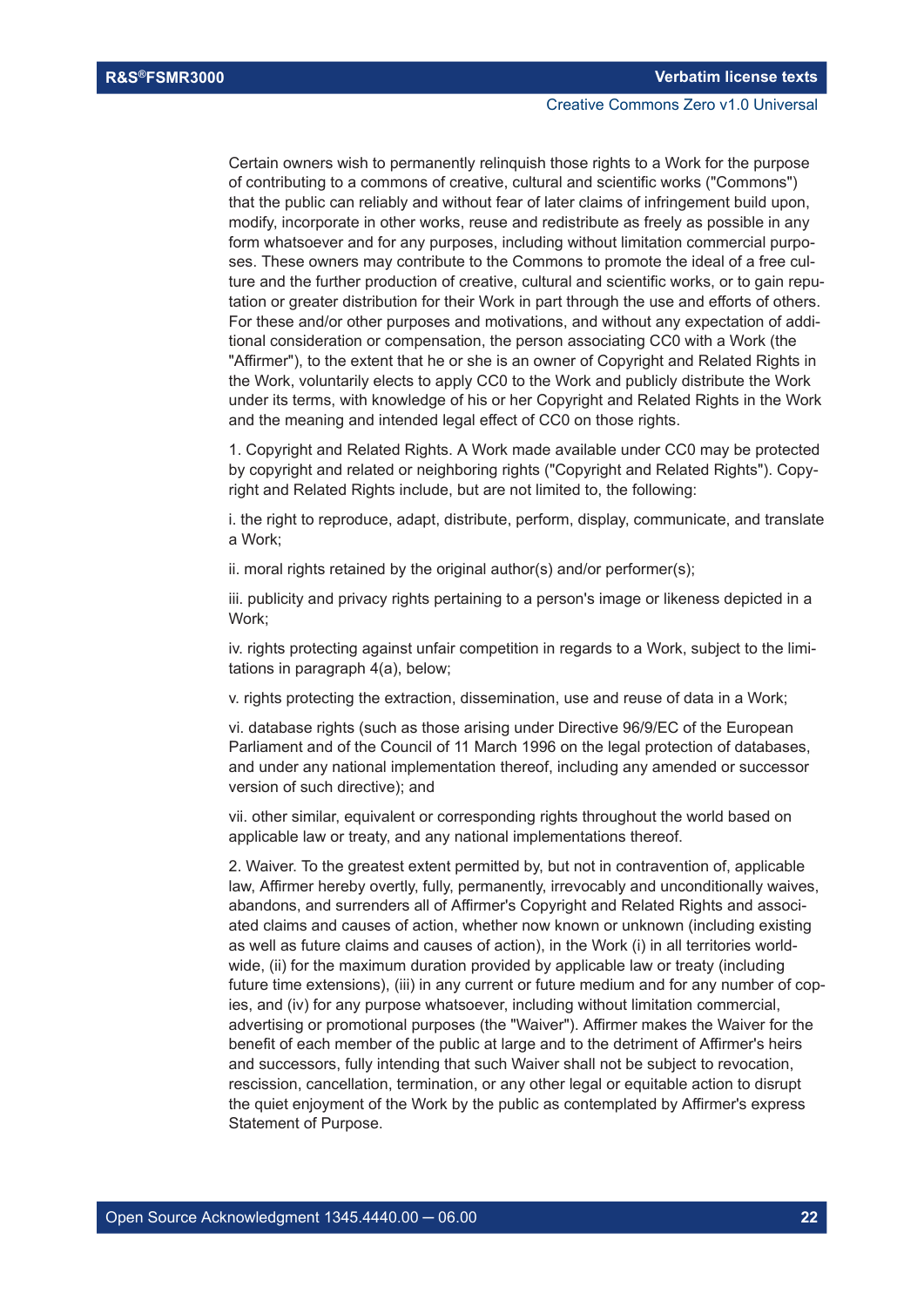Certain owners wish to permanently relinquish those rights to a Work for the purpose of contributing to a commons of creative, cultural and scientific works ("Commons") that the public can reliably and without fear of later claims of infringement build upon, modify, incorporate in other works, reuse and redistribute as freely as possible in any form whatsoever and for any purposes, including without limitation commercial purposes. These owners may contribute to the Commons to promote the ideal of a free culture and the further production of creative, cultural and scientific works, or to gain reputation or greater distribution for their Work in part through the use and efforts of others. For these and/or other purposes and motivations, and without any expectation of additional consideration or compensation, the person associating CC0 with a Work (the "Affirmer"), to the extent that he or she is an owner of Copyright and Related Rights in the Work, voluntarily elects to apply CC0 to the Work and publicly distribute the Work under its terms, with knowledge of his or her Copyright and Related Rights in the Work and the meaning and intended legal effect of CC0 on those rights.

1. Copyright and Related Rights. A Work made available under CC0 may be protected by copyright and related or neighboring rights ("Copyright and Related Rights"). Copyright and Related Rights include, but are not limited to, the following:

i. the right to reproduce, adapt, distribute, perform, display, communicate, and translate a Work;

ii. moral rights retained by the original author(s) and/or performer(s);

iii. publicity and privacy rights pertaining to a person's image or likeness depicted in a Work;

iv. rights protecting against unfair competition in regards to a Work, subject to the limitations in paragraph 4(a), below;

v. rights protecting the extraction, dissemination, use and reuse of data in a Work;

vi. database rights (such as those arising under Directive 96/9/EC of the European Parliament and of the Council of 11 March 1996 on the legal protection of databases, and under any national implementation thereof, including any amended or successor version of such directive); and

vii. other similar, equivalent or corresponding rights throughout the world based on applicable law or treaty, and any national implementations thereof.

2. Waiver. To the greatest extent permitted by, but not in contravention of, applicable law, Affirmer hereby overtly, fully, permanently, irrevocably and unconditionally waives, abandons, and surrenders all of Affirmer's Copyright and Related Rights and associated claims and causes of action, whether now known or unknown (including existing as well as future claims and causes of action), in the Work (i) in all territories worldwide, (ii) for the maximum duration provided by applicable law or treaty (including future time extensions), (iii) in any current or future medium and for any number of copies, and (iv) for any purpose whatsoever, including without limitation commercial, advertising or promotional purposes (the "Waiver"). Affirmer makes the Waiver for the benefit of each member of the public at large and to the detriment of Affirmer's heirs and successors, fully intending that such Waiver shall not be subject to revocation, rescission, cancellation, termination, or any other legal or equitable action to disrupt the quiet enjoyment of the Work by the public as contemplated by Affirmer's express Statement of Purpose.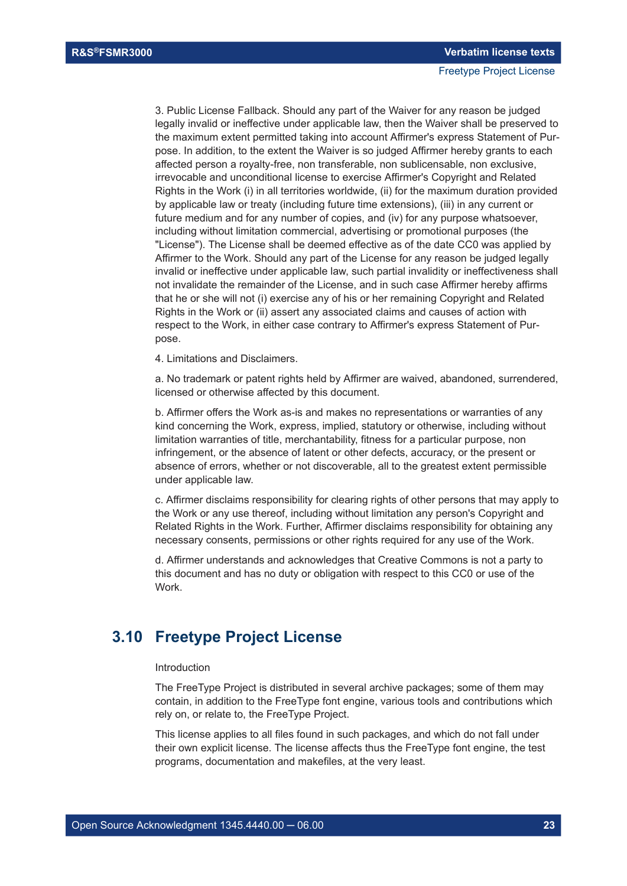3. Public License Fallback. Should any part of the Waiver for any reason be judged legally invalid or ineffective under applicable law, then the Waiver shall be preserved to the maximum extent permitted taking into account Affirmer's express Statement of Purpose. In addition, to the extent the Waiver is so judged Affirmer hereby grants to each affected person a royalty-free, non transferable, non sublicensable, non exclusive, irrevocable and unconditional license to exercise Affirmer's Copyright and Related Rights in the Work (i) in all territories worldwide, (ii) for the maximum duration provided by applicable law or treaty (including future time extensions), (iii) in any current or future medium and for any number of copies, and (iv) for any purpose whatsoever, including without limitation commercial, advertising or promotional purposes (the "License"). The License shall be deemed effective as of the date CC0 was applied by Affirmer to the Work. Should any part of the License for any reason be judged legally invalid or ineffective under applicable law, such partial invalidity or ineffectiveness shall not invalidate the remainder of the License, and in such case Affirmer hereby affirms that he or she will not (i) exercise any of his or her remaining Copyright and Related Rights in the Work or (ii) assert any associated claims and causes of action with respect to the Work, in either case contrary to Affirmer's express Statement of Purpose.

4. Limitations and Disclaimers.

a. No trademark or patent rights held by Affirmer are waived, abandoned, surrendered, licensed or otherwise affected by this document.

b. Affirmer offers the Work as-is and makes no representations or warranties of any kind concerning the Work, express, implied, statutory or otherwise, including without limitation warranties of title, merchantability, fitness for a particular purpose, non infringement, or the absence of latent or other defects, accuracy, or the present or absence of errors, whether or not discoverable, all to the greatest extent permissible under applicable law.

c. Affirmer disclaims responsibility for clearing rights of other persons that may apply to the Work or any use thereof, including without limitation any person's Copyright and Related Rights in the Work. Further, Affirmer disclaims responsibility for obtaining any necessary consents, permissions or other rights required for any use of the Work.

d. Affirmer understands and acknowledges that Creative Commons is not a party to this document and has no duty or obligation with respect to this CC0 or use of the Work.

## 3.10 Freetype Project License

Introduction

The FreeType Project is distributed in several archive packages; some of them may contain, in addition to the FreeType font engine, various tools and contributions which rely on, or relate to, the FreeType Project.

This license applies to all files found in such packages, and which do not fall under their own explicit license. The license affects thus the FreeType font engine, the test programs, documentation and makefiles, at the very least.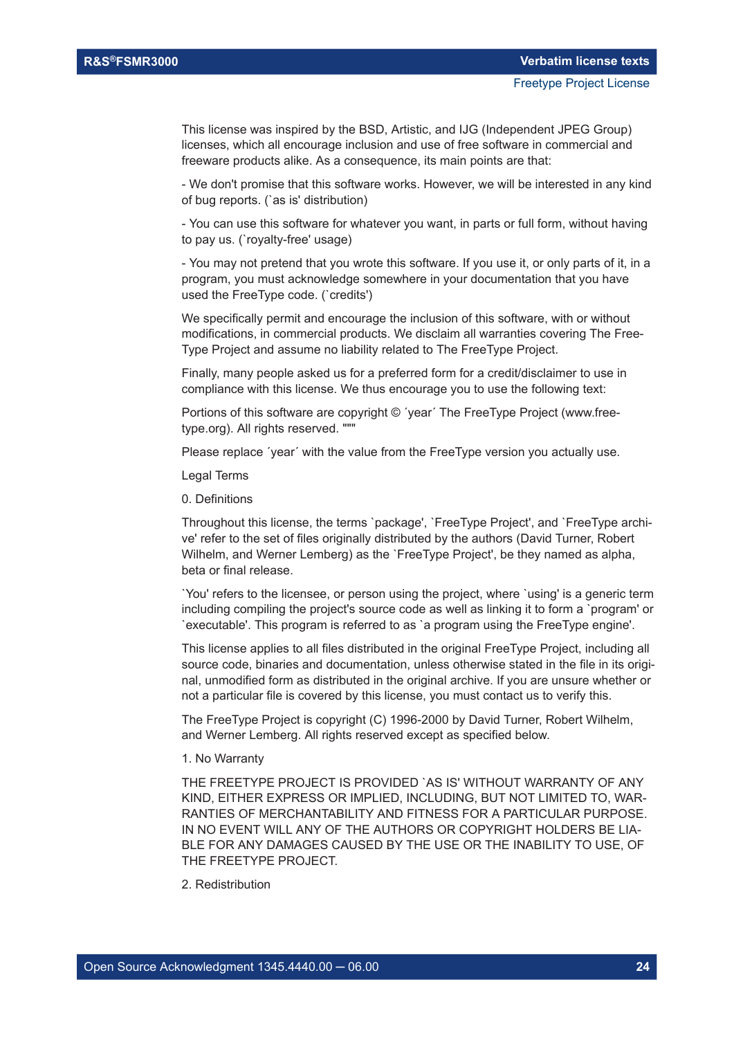This license was inspired by the BSD, Artistic, and IJG (Independent JPEG Group) licenses, which all encourage inclusion and use of free software in commercial and freeware products alike. As a consequence, its main points are that:

- We don't promise that this software works. However, we will be interested in any kind of bug reports. (`as is' distribution)

- You can use this software for whatever you want, in parts or full form, without having to pay us. (`royalty-free' usage)

- You may not pretend that you wrote this software. If you use it, or only parts of it, in a program, you must acknowledge somewhere in your documentation that you have used the FreeType code. (`credits')

We specifically permit and encourage the inclusion of this software, with or without modifications, in commercial products. We disclaim all warranties covering The FreeType Project and assume no liability related to The FreeType Project.

Finally, many people asked us for a preferred form for a credit/disclaimer to use in compliance with this license. We thus encourage you to use the following text:

Portions of this software are copyright © ´year´ The FreeType Project (www.freetype.org). All rights reserved. """

Please replace ´year´ with the value from the FreeType version you actually use.

Legal Terms

0. Definitions

Throughout this license, the terms `package', `FreeType Project', and `FreeType archive' refer to the set of files originally distributed by the authors (David Turner, Robert Wilhelm, and Werner Lemberg) as the `FreeType Project', be they named as alpha, beta or final release.

`You' refers to the licensee, or person using the project, where `using' is a generic term including compiling the project's source code as well as linking it to form a `program' or `executable'. This program is referred to as `a program using the FreeType engine'.

This license applies to all files distributed in the original FreeType Project, including all source code, binaries and documentation, unless otherwise stated in the file in its original, unmodified form as distributed in the original archive. If you are unsure whether or not a particular file is covered by this license, you must contact us to verify this.

The FreeType Project is copyright (C) 1996-2000 by David Turner, Robert Wilhelm, and Werner Lemberg. All rights reserved except as specified below.

1. No Warranty

THE FREETYPE PROJECT IS PROVIDED `AS IS' WITHOUT WARRANTY OF ANY KIND, EITHER EXPRESS OR IMPLIED, INCLUDING, BUT NOT LIMITED TO, WARRANTIES OF MERCHANTABILITY AND FITNESS FOR A PARTICULAR PURPOSE. IN NO EVENT WILL ANY OF THE AUTHORS OR COPYRIGHT HOLDERS BE LIABLE FOR ANY DAMAGES CAUSED BY THE USE OR THE INABILITY TO USE, OF THE FREETYPE PROJECT.

2. Redistribution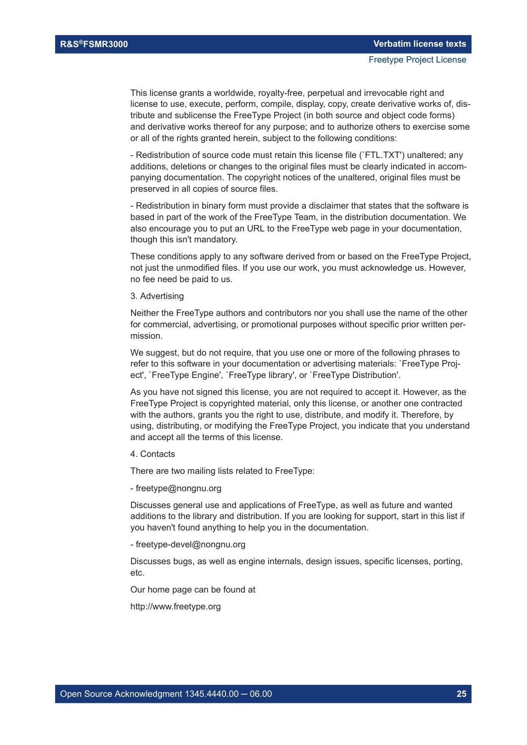This license grants a worldwide, royalty-free, perpetual and irrevocable right and license to use, execute, perform, compile, display, copy, create derivative works of, distribute and sublicense the FreeType Project (in both source and object code forms) and derivative works thereof for any purpose; and to authorize others to exercise some or all of the rights granted herein, subject to the following conditions:

- Redistribution of source code must retain this license file (`FTL.TXT') unaltered; any additions, deletions or changes to the original files must be clearly indicated in accompanying documentation. The copyright notices of the unaltered, original files must be preserved in all copies of source files.

- Redistribution in binary form must provide a disclaimer that states that the software is based in part of the work of the FreeType Team, in the distribution documentation. We also encourage you to put an URL to the FreeType web page in your documentation, though this isn't mandatory.

These conditions apply to any software derived from or based on the FreeType Project, not just the unmodified files. If you use our work, you must acknowledge us. However, no fee need be paid to us.

3. Advertising

Neither the FreeType authors and contributors nor you shall use the name of the other for commercial, advertising, or promotional purposes without specific prior written permission.

We suggest, but do not require, that you use one or more of the following phrases to refer to this software in your documentation or advertising materials: `FreeType Project', `FreeType Engine', `FreeType library', or `FreeType Distribution'.

As you have not signed this license, you are not required to accept it. However, as the FreeType Project is copyrighted material, only this license, or another one contracted with the authors, grants you the right to use, distribute, and modify it. Therefore, by using, distributing, or modifying the FreeType Project, you indicate that you understand and accept all the terms of this license.

4. Contacts

There are two mailing lists related to FreeType:

- freetype@nongnu.org

Discusses general use and applications of FreeType, as well as future and wanted additions to the library and distribution. If you are looking for support, start in this list if you haven't found anything to help you in the documentation.

- freetype-devel@nongnu.org

Discusses bugs, as well as engine internals, design issues, specific licenses, porting, etc.

Our home page can be found at

http://www.freetype.org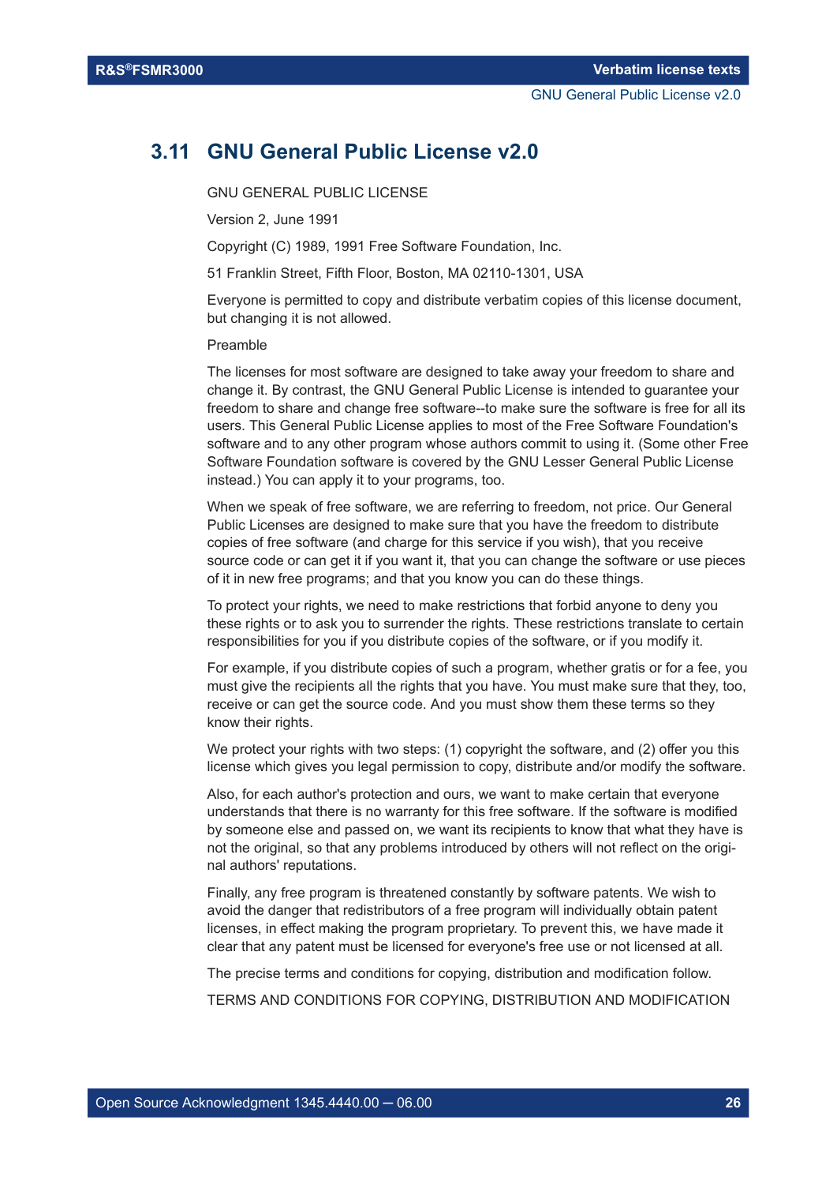## 3.11 GNU General Public License v2.0

GNU GENERAL PUBLIC LICENSE

Version 2, June 1991

Copyright (C) 1989, 1991 Free Software Foundation, Inc.

51 Franklin Street, Fifth Floor, Boston, MA 02110-1301, USA

Everyone is permitted to copy and distribute verbatim copies of this license document, but changing it is not allowed.

Preamble

The licenses for most software are designed to take away your freedom to share and change it. By contrast, the GNU General Public License is intended to guarantee your freedom to share and change free software--to make sure the software is free for all its users. This General Public License applies to most of the Free Software Foundation's software and to any other program whose authors commit to using it. (Some other Free Software Foundation software is covered by the GNU Lesser General Public License instead.) You can apply it to your programs, too.

When we speak of free software, we are referring to freedom, not price. Our General Public Licenses are designed to make sure that you have the freedom to distribute copies of free software (and charge for this service if you wish), that you receive source code or can get it if you want it, that you can change the software or use pieces of it in new free programs; and that you know you can do these things.

To protect your rights, we need to make restrictions that forbid anyone to deny you these rights or to ask you to surrender the rights. These restrictions translate to certain responsibilities for you if you distribute copies of the software, or if you modify it.

For example, if you distribute copies of such a program, whether gratis or for a fee, you must give the recipients all the rights that you have. You must make sure that they, too, receive or can get the source code. And you must show them these terms so they know their rights.

We protect your rights with two steps: (1) copyright the software, and (2) offer you this license which gives you legal permission to copy, distribute and/or modify the software.

Also, for each author's protection and ours, we want to make certain that everyone understands that there is no warranty for this free software. If the software is modified by someone else and passed on, we want its recipients to know that what they have is not the original, so that any problems introduced by others will not reflect on the original authors' reputations.

Finally, any free program is threatened constantly by software patents. We wish to avoid the danger that redistributors of a free program will individually obtain patent licenses, in effect making the program proprietary. To prevent this, we have made it clear that any patent must be licensed for everyone's free use or not licensed at all.

The precise terms and conditions for copying, distribution and modification follow.

TERMS AND CONDITIONS FOR COPYING, DISTRIBUTION AND MODIFICATION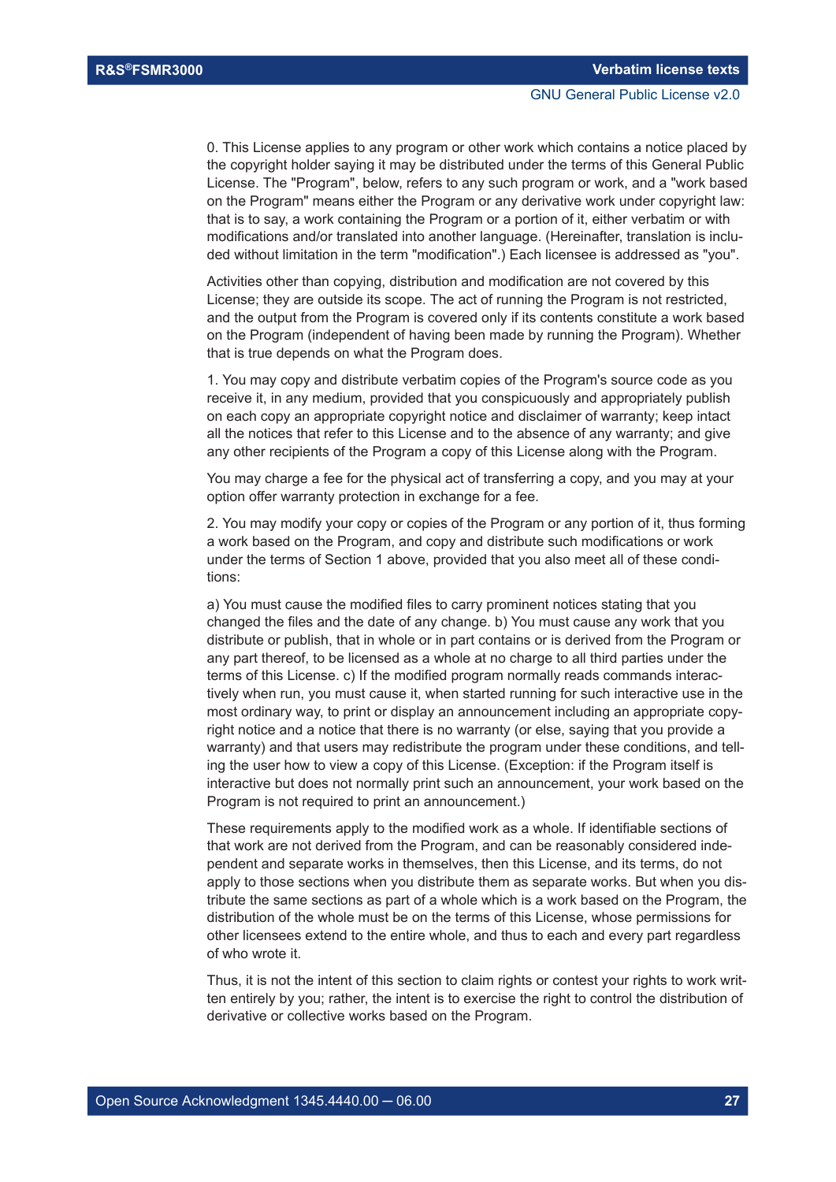0. This License applies to any program or other work which contains a notice placed by the copyright holder saying it may be distributed under the terms of this General Public License. The "Program", below, refers to any such program or work, and a "work based on the Program" means either the Program or any derivative work under copyright law: that is to say, a work containing the Program or a portion of it, either verbatim or with modifications and/or translated into another language. (Hereinafter, translation is included without limitation in the term "modification".) Each licensee is addressed as "you".

Activities other than copying, distribution and modification are not covered by this License; they are outside its scope. The act of running the Program is not restricted, and the output from the Program is covered only if its contents constitute a work based on the Program (independent of having been made by running the Program). Whether that is true depends on what the Program does.

1. You may copy and distribute verbatim copies of the Program's source code as you receive it, in any medium, provided that you conspicuously and appropriately publish on each copy an appropriate copyright notice and disclaimer of warranty; keep intact all the notices that refer to this License and to the absence of any warranty; and give any other recipients of the Program a copy of this License along with the Program.

You may charge a fee for the physical act of transferring a copy, and you may at your option offer warranty protection in exchange for a fee.

2. You may modify your copy or copies of the Program or any portion of it, thus forming a work based on the Program, and copy and distribute such modifications or work under the terms of Section 1 above, provided that you also meet all of these conditions:

a) You must cause the modified files to carry prominent notices stating that you changed the files and the date of any change. b) You must cause any work that you distribute or publish, that in whole or in part contains or is derived from the Program or any part thereof, to be licensed as a whole at no charge to all third parties under the terms of this License. c) If the modified program normally reads commands interactively when run, you must cause it, when started running for such interactive use in the most ordinary way, to print or display an announcement including an appropriate copyright notice and a notice that there is no warranty (or else, saying that you provide a warranty) and that users may redistribute the program under these conditions, and telling the user how to view a copy of this License. (Exception: if the Program itself is interactive but does not normally print such an announcement, your work based on the Program is not required to print an announcement.)

These requirements apply to the modified work as a whole. If identifiable sections of that work are not derived from the Program, and can be reasonably considered independent and separate works in themselves, then this License, and its terms, do not apply to those sections when you distribute them as separate works. But when you distribute the same sections as part of a whole which is a work based on the Program, the distribution of the whole must be on the terms of this License, whose permissions for other licensees extend to the entire whole, and thus to each and every part regardless of who wrote it.

Thus, it is not the intent of this section to claim rights or contest your rights to work written entirely by you; rather, the intent is to exercise the right to control the distribution of derivative or collective works based on the Program.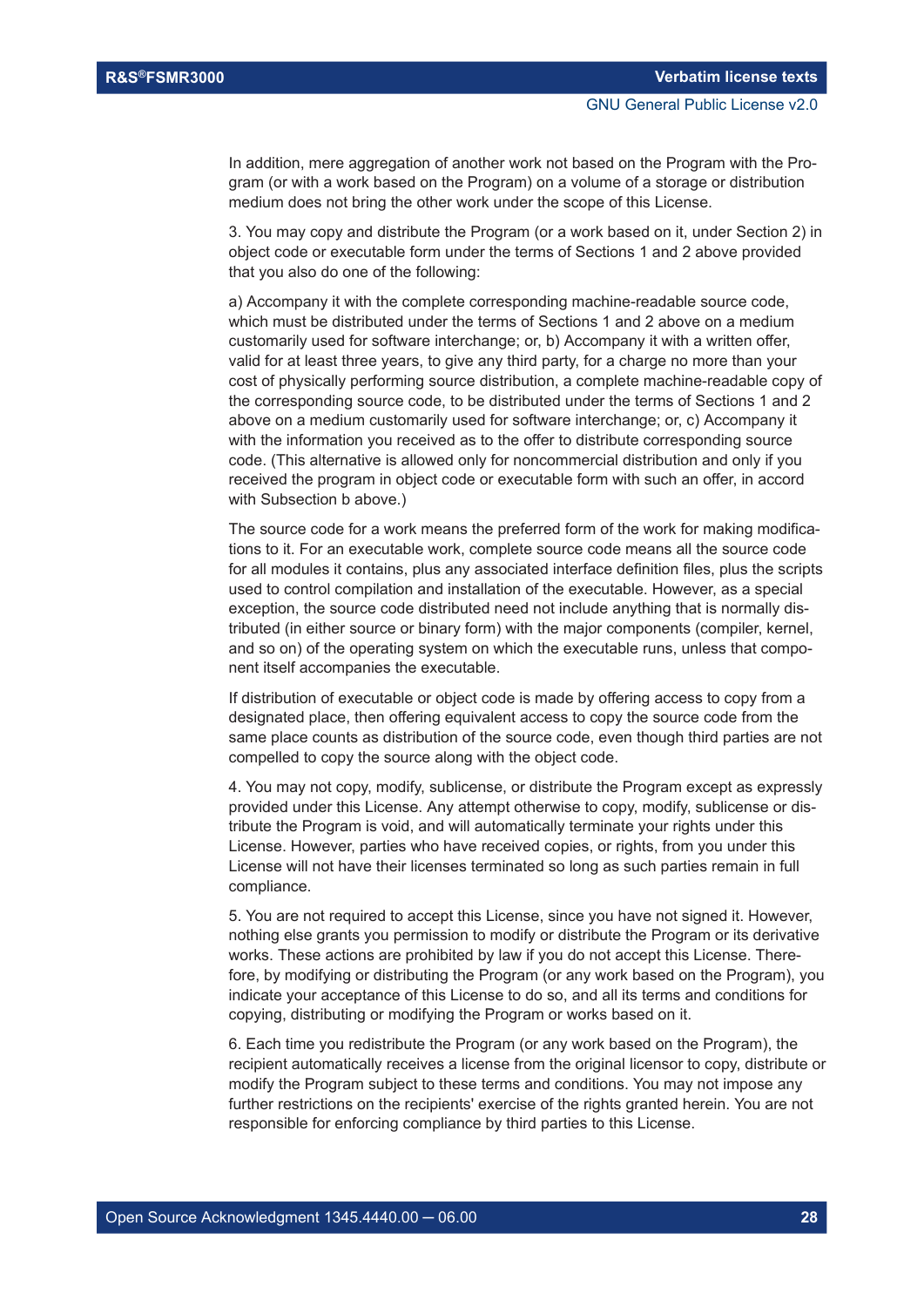In addition, mere aggregation of another work not based on the Program with the Program (or with a work based on the Program) on a volume of a storage or distribution medium does not bring the other work under the scope of this License.

3. You may copy and distribute the Program (or a work based on it, under Section 2) in object code or executable form under the terms of Sections 1 and 2 above provided that you also do one of the following:

a) Accompany it with the complete corresponding machine-readable source code, which must be distributed under the terms of Sections 1 and 2 above on a medium customarily used for software interchange; or, b) Accompany it with a written offer, valid for at least three years, to give any third party, for a charge no more than your cost of physically performing source distribution, a complete machine-readable copy of the corresponding source code, to be distributed under the terms of Sections 1 and 2 above on a medium customarily used for software interchange; or, c) Accompany it with the information you received as to the offer to distribute corresponding source code. (This alternative is allowed only for noncommercial distribution and only if you received the program in object code or executable form with such an offer, in accord with Subsection b above.)

The source code for a work means the preferred form of the work for making modifications to it. For an executable work, complete source code means all the source code for all modules it contains, plus any associated interface definition files, plus the scripts used to control compilation and installation of the executable. However, as a special exception, the source code distributed need not include anything that is normally distributed (in either source or binary form) with the major components (compiler, kernel, and so on) of the operating system on which the executable runs, unless that component itself accompanies the executable.

If distribution of executable or object code is made by offering access to copy from a designated place, then offering equivalent access to copy the source code from the same place counts as distribution of the source code, even though third parties are not compelled to copy the source along with the object code.

4. You may not copy, modify, sublicense, or distribute the Program except as expressly provided under this License. Any attempt otherwise to copy, modify, sublicense or distribute the Program is void, and will automatically terminate your rights under this License. However, parties who have received copies, or rights, from you under this License will not have their licenses terminated so long as such parties remain in full compliance.

5. You are not required to accept this License, since you have not signed it. However, nothing else grants you permission to modify or distribute the Program or its derivative works. These actions are prohibited by law if you do not accept this License. Therefore, by modifying or distributing the Program (or any work based on the Program), you indicate your acceptance of this License to do so, and all its terms and conditions for copying, distributing or modifying the Program or works based on it.

6. Each time you redistribute the Program (or any work based on the Program), the recipient automatically receives a license from the original licensor to copy, distribute or modify the Program subject to these terms and conditions. You may not impose any further restrictions on the recipients' exercise of the rights granted herein. You are not responsible for enforcing compliance by third parties to this License.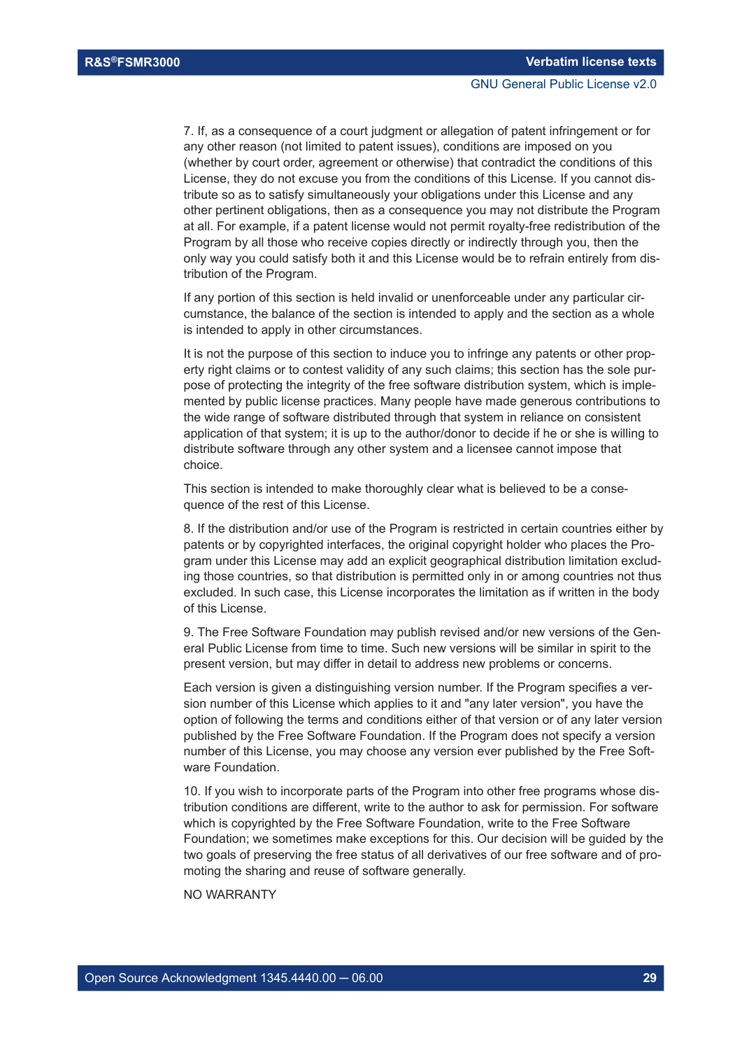7. If, as a consequence of a court judgment or allegation of patent infringement or for any other reason (not limited to patent issues), conditions are imposed on you (whether by court order, agreement or otherwise) that contradict the conditions of this License, they do not excuse you from the conditions of this License. If you cannot distribute so as to satisfy simultaneously your obligations under this License and any other pertinent obligations, then as a consequence you may not distribute the Program at all. For example, if a patent license would not permit royalty-free redistribution of the Program by all those who receive copies directly or indirectly through you, then the only way you could satisfy both it and this License would be to refrain entirely from distribution of the Program.

If any portion of this section is held invalid or unenforceable under any particular circumstance, the balance of the section is intended to apply and the section as a whole is intended to apply in other circumstances.

It is not the purpose of this section to induce you to infringe any patents or other property right claims or to contest validity of any such claims; this section has the sole purpose of protecting the integrity of the free software distribution system, which is implemented by public license practices. Many people have made generous contributions to the wide range of software distributed through that system in reliance on consistent application of that system; it is up to the author/donor to decide if he or she is willing to distribute software through any other system and a licensee cannot impose that choice.

This section is intended to make thoroughly clear what is believed to be a consequence of the rest of this License.

8. If the distribution and/or use of the Program is restricted in certain countries either by patents or by copyrighted interfaces, the original copyright holder who places the Program under this License may add an explicit geographical distribution limitation excluding those countries, so that distribution is permitted only in or among countries not thus excluded. In such case, this License incorporates the limitation as if written in the body of this License.

9. The Free Software Foundation may publish revised and/or new versions of the General Public License from time to time. Such new versions will be similar in spirit to the present version, but may differ in detail to address new problems or concerns.

Each version is given a distinguishing version number. If the Program specifies a version number of this License which applies to it and "any later version", you have the option of following the terms and conditions either of that version or of any later version published by the Free Software Foundation. If the Program does not specify a version number of this License, you may choose any version ever published by the Free Software Foundation.

10. If you wish to incorporate parts of the Program into other free programs whose distribution conditions are different, write to the author to ask for permission. For software which is copyrighted by the Free Software Foundation, write to the Free Software Foundation; we sometimes make exceptions for this. Our decision will be guided by the two goals of preserving the free status of all derivatives of our free software and of promoting the sharing and reuse of software generally.

NO WARRANTY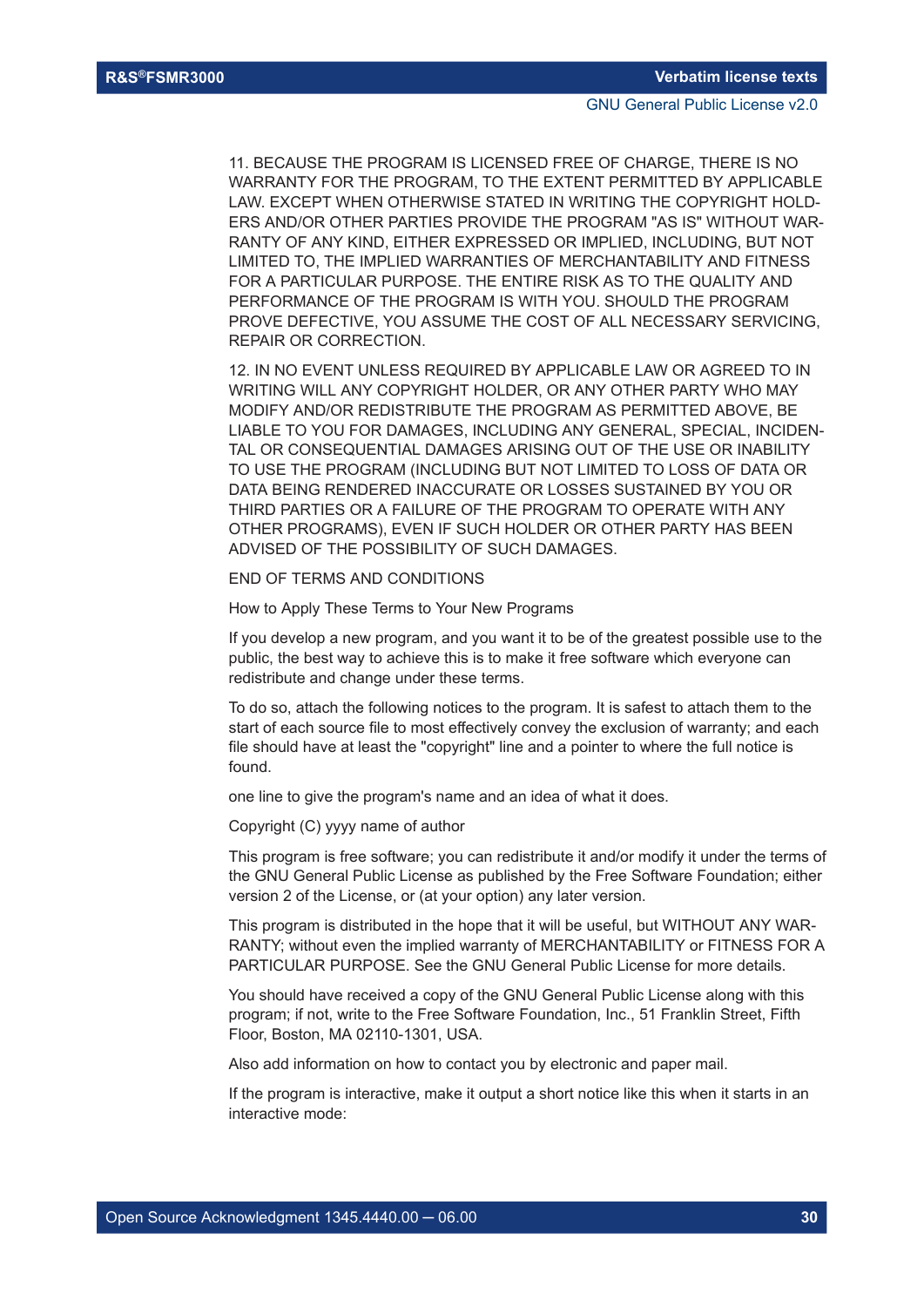11. BECAUSE THE PROGRAM IS LICENSED FREE OF CHARGE, THERE IS NO WARRANTY FOR THE PROGRAM, TO THE EXTENT PERMITTED BY APPLICABLE LAW. EXCEPT WHEN OTHERWISE STATED IN WRITING THE COPYRIGHT HOLDERS AND/OR OTHER PARTIES PROVIDE THE PROGRAM "AS IS" WITHOUT WARRANTY OF ANY KIND, EITHER EXPRESSED OR IMPLIED, INCLUDING, BUT NOT LIMITED TO, THE IMPLIED WARRANTIES OF MERCHANTABILITY AND FITNESS FOR A PARTICULAR PURPOSE. THE ENTIRE RISK AS TO THE QUALITY AND PERFORMANCE OF THE PROGRAM IS WITH YOU. SHOULD THE PROGRAM PROVE DEFECTIVE, YOU ASSUME THE COST OF ALL NECESSARY SERVICING, REPAIR OR CORRECTION.

12. IN NO EVENT UNLESS REQUIRED BY APPLICABLE LAW OR AGREED TO IN WRITING WILL ANY COPYRIGHT HOLDER, OR ANY OTHER PARTY WHO MAY MODIFY AND/OR REDISTRIBUTE THE PROGRAM AS PERMITTED ABOVE, BE LIABLE TO YOU FOR DAMAGES, INCLUDING ANY GENERAL, SPECIAL, INCIDENTAL OR CONSEQUENTIAL DAMAGES ARISING OUT OF THE USE OR INABILITY TO USE THE PROGRAM (INCLUDING BUT NOT LIMITED TO LOSS OF DATA OR DATA BEING RENDERED INACCURATE OR LOSSES SUSTAINED BY YOU OR THIRD PARTIES OR A FAILURE OF THE PROGRAM TO OPERATE WITH ANY OTHER PROGRAMS), EVEN IF SUCH HOLDER OR OTHER PARTY HAS BEEN ADVISED OF THE POSSIBILITY OF SUCH DAMAGES.

END OF TERMS AND CONDITIONS

How to Apply These Terms to Your New Programs

If you develop a new program, and you want it to be of the greatest possible use to the public, the best way to achieve this is to make it free software which everyone can redistribute and change under these terms.

To do so, attach the following notices to the program. It is safest to attach them to the start of each source file to most effectively convey the exclusion of warranty; and each file should have at least the "copyright" line and a pointer to where the full notice is found.

one line to give the program's name and an idea of what it does.

Copyright (C) yyyy name of author

This program is free software; you can redistribute it and/or modify it under the terms of the GNU General Public License as published by the Free Software Foundation; either version 2 of the License, or (at your option) any later version.

This program is distributed in the hope that it will be useful, but WITHOUT ANY WARRANTY; without even the implied warranty of MERCHANTABILITY or FITNESS FOR A PARTICULAR PURPOSE. See the GNU General Public License for more details.

You should have received a copy of the GNU General Public License along with this program; if not, write to the Free Software Foundation, Inc., 51 Franklin Street, Fifth Floor, Boston, MA 02110-1301, USA.

Also add information on how to contact you by electronic and paper mail.

If the program is interactive, make it output a short notice like this when it starts in an interactive mode: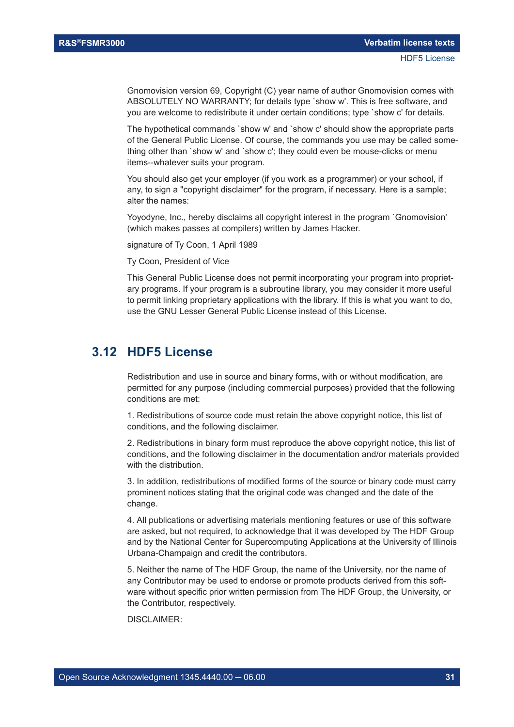Gnomovision version 69, Copyright (C) year name of author Gnomovision comes with ABSOLUTELY NO WARRANTY; for details type `show w'. This is free software, and you are welcome to redistribute it under certain conditions; type `show c' for details.

The hypothetical commands `show w' and `show c' should show the appropriate parts of the General Public License. Of course, the commands you use may be called something other than `show w' and `show c'; they could even be mouse-clicks or menu items--whatever suits your program.

You should also get your employer (if you work as a programmer) or your school, if any, to sign a "copyright disclaimer" for the program, if necessary. Here is a sample; alter the names:

Yoyodyne, Inc., hereby disclaims all copyright interest in the program `Gnomovision' (which makes passes at compilers) written by James Hacker.

signature of Ty Coon, 1 April 1989

Ty Coon, President of Vice

This General Public License does not permit incorporating your program into proprietary programs. If your program is a subroutine library, you may consider it more useful to permit linking proprietary applications with the library. If this is what you want to do, use the GNU Lesser General Public License instead of this License.

## 3.12 HDF5 License

Redistribution and use in source and binary forms, with or without modification, are permitted for any purpose (including commercial purposes) provided that the following conditions are met:

1. Redistributions of source code must retain the above copyright notice, this list of conditions, and the following disclaimer.

2. Redistributions in binary form must reproduce the above copyright notice, this list of conditions, and the following disclaimer in the documentation and/or materials provided with the distribution.

3. In addition, redistributions of modified forms of the source or binary code must carry prominent notices stating that the original code was changed and the date of the change.

4. All publications or advertising materials mentioning features or use of this software are asked, but not required, to acknowledge that it was developed by The HDF Group and by the National Center for Supercomputing Applications at the University of Illinois Urbana-Champaign and credit the contributors.

5. Neither the name of The HDF Group, the name of the University, nor the name of any Contributor may be used to endorse or promote products derived from this software without specific prior written permission from The HDF Group, the University, or the Contributor, respectively.

DISCLAIMER: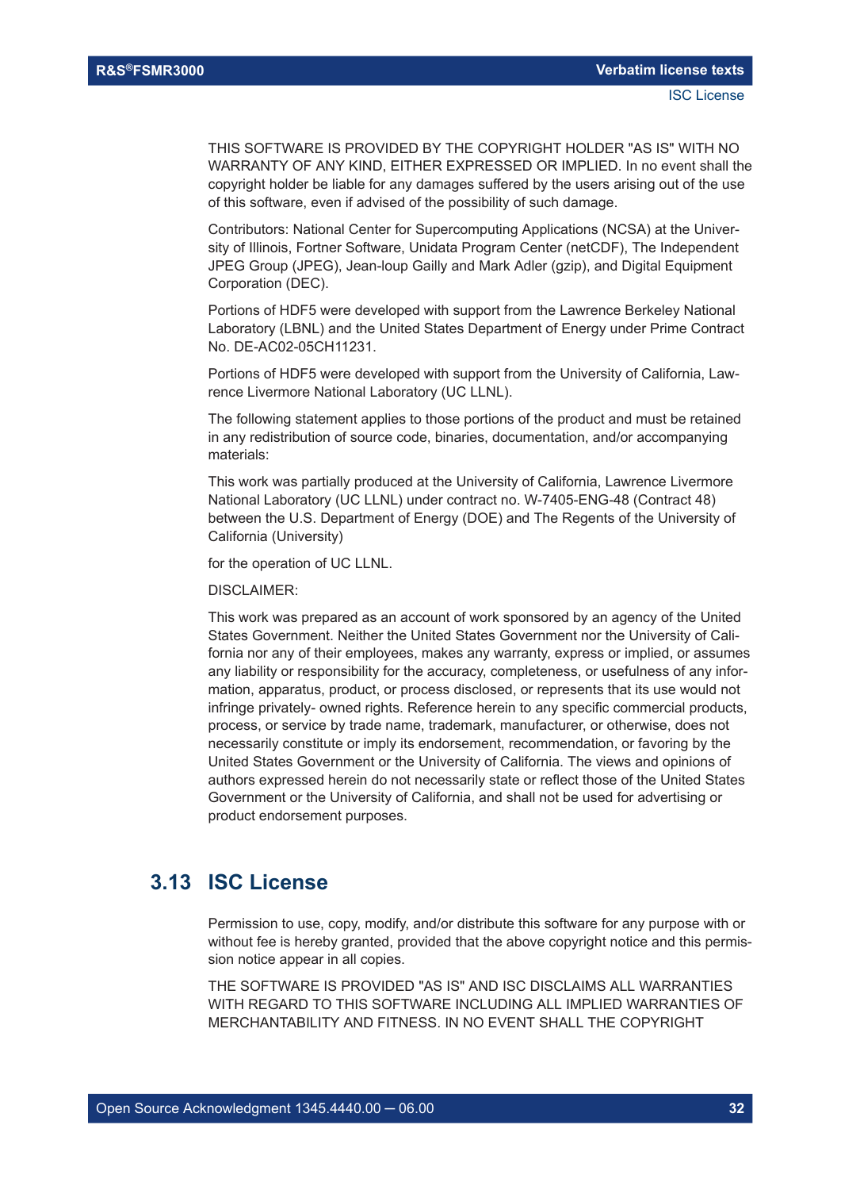THIS SOFTWARE IS PROVIDED BY THE COPYRIGHT HOLDER "AS IS" WITH NO WARRANTY OF ANY KIND, EITHER EXPRESSED OR IMPLIED. In no event shall the copyright holder be liable for any damages suffered by the users arising out of the use of this software, even if advised of the possibility of such damage.

Contributors: National Center for Supercomputing Applications (NCSA) at the University of Illinois, Fortner Software, Unidata Program Center (netCDF), The Independent JPEG Group (JPEG), Jean-loup Gailly and Mark Adler (gzip), and Digital Equipment Corporation (DEC).

Portions of HDF5 were developed with support from the Lawrence Berkeley National Laboratory (LBNL) and the United States Department of Energy under Prime Contract No. DE-AC02-05CH11231.

Portions of HDF5 were developed with support from the University of California, Lawrence Livermore National Laboratory (UC LLNL).

The following statement applies to those portions of the product and must be retained in any redistribution of source code, binaries, documentation, and/or accompanying materials:

This work was partially produced at the University of California, Lawrence Livermore National Laboratory (UC LLNL) under contract no. W-7405-ENG-48 (Contract 48) between the U.S. Department of Energy (DOE) and The Regents of the University of California (University)

for the operation of UC LLNL.

DISCLAIMER:

This work was prepared as an account of work sponsored by an agency of the United States Government. Neither the United States Government nor the University of California nor any of their employees, makes any warranty, express or implied, or assumes any liability or responsibility for the accuracy, completeness, or usefulness of any information, apparatus, product, or process disclosed, or represents that its use would not infringe privately- owned rights. Reference herein to any specific commercial products, process, or service by trade name, trademark, manufacturer, or otherwise, does not necessarily constitute or imply its endorsement, recommendation, or favoring by the United States Government or the University of California. The views and opinions of authors expressed herein do not necessarily state or reflect those of the United States Government or the University of California, and shall not be used for advertising or product endorsement purposes.

## 3.13 ISC License

Permission to use, copy, modify, and/or distribute this software for any purpose with or without fee is hereby granted, provided that the above copyright notice and this permission notice appear in all copies.

THE SOFTWARE IS PROVIDED "AS IS" AND ISC DISCLAIMS ALL WARRANTIES WITH REGARD TO THIS SOFTWARE INCLUDING ALL IMPLIED WARRANTIES OF MERCHANTABILITY AND FITNESS. IN NO EVENT SHALL THE COPYRIGHT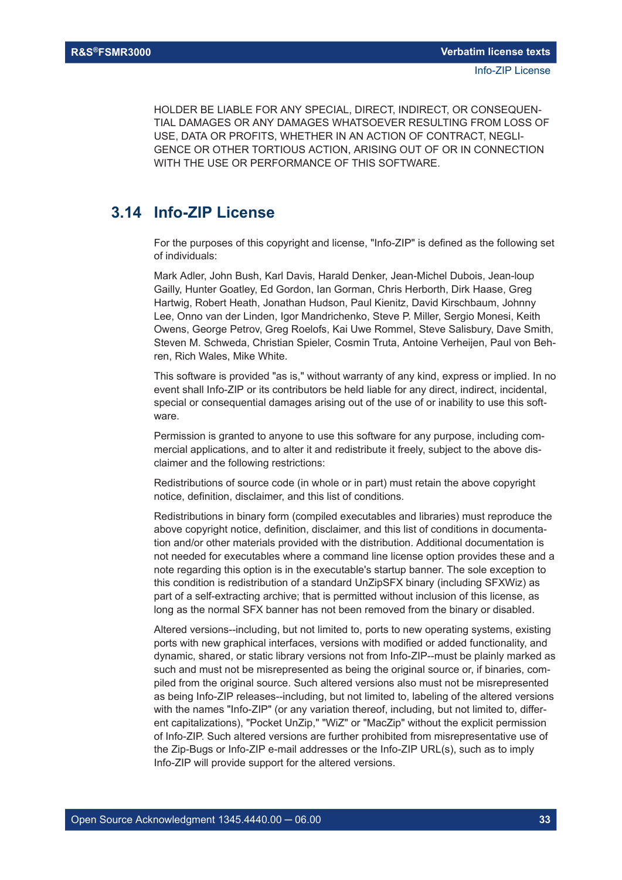HOLDER BE LIABLE FOR ANY SPECIAL, DIRECT, INDIRECT, OR CONSEQUENTIAL DAMAGES OR ANY DAMAGES WHATSOEVER RESULTING FROM LOSS OF USE, DATA OR PROFITS, WHETHER IN AN ACTION OF CONTRACT, NEGLIGENCE OR OTHER TORTIOUS ACTION, ARISING OUT OF OR IN CONNECTION WITH THE USE OR PERFORMANCE OF THIS SOFTWARE.

## 3.14 Info-ZIP License

For the purposes of this copyright and license, "Info-ZIP" is defined as the following set of individuals:

Mark Adler, John Bush, Karl Davis, Harald Denker, Jean-Michel Dubois, Jean-loup Gailly, Hunter Goatley, Ed Gordon, Ian Gorman, Chris Herborth, Dirk Haase, Greg Hartwig, Robert Heath, Jonathan Hudson, Paul Kienitz, David Kirschbaum, Johnny Lee, Onno van der Linden, Igor Mandrichenko, Steve P. Miller, Sergio Monesi, Keith Owens, George Petrov, Greg Roelofs, Kai Uwe Rommel, Steve Salisbury, Dave Smith, Steven M. Schweda, Christian Spieler, Cosmin Truta, Antoine Verheijen, Paul von Behren, Rich Wales, Mike White.

This software is provided "as is," without warranty of any kind, express or implied. In no event shall Info-ZIP or its contributors be held liable for any direct, indirect, incidental, special or consequential damages arising out of the use of or inability to use this software.

Permission is granted to anyone to use this software for any purpose, including commercial applications, and to alter it and redistribute it freely, subject to the above disclaimer and the following restrictions:

Redistributions of source code (in whole or in part) must retain the above copyright notice, definition, disclaimer, and this list of conditions.

Redistributions in binary form (compiled executables and libraries) must reproduce the above copyright notice, definition, disclaimer, and this list of conditions in documentation and/or other materials provided with the distribution. Additional documentation is not needed for executables where a command line license option provides these and a note regarding this option is in the executable's startup banner. The sole exception to this condition is redistribution of a standard UnZipSFX binary (including SFXWiz) as part of a self-extracting archive; that is permitted without inclusion of this license, as long as the normal SFX banner has not been removed from the binary or disabled.

Altered versions--including, but not limited to, ports to new operating systems, existing ports with new graphical interfaces, versions with modified or added functionality, and dynamic, shared, or static library versions not from Info-ZIP--must be plainly marked as such and must not be misrepresented as being the original source or, if binaries, compiled from the original source. Such altered versions also must not be misrepresented as being Info-ZIP releases--including, but not limited to, labeling of the altered versions with the names "Info-ZIP" (or any variation thereof, including, but not limited to, different capitalizations), "Pocket UnZip," "WiZ" or "MacZip" without the explicit permission of Info-ZIP. Such altered versions are further prohibited from misrepresentative use of the Zip-Bugs or Info-ZIP e-mail addresses or the Info-ZIP URL(s), such as to imply Info-ZIP will provide support for the altered versions.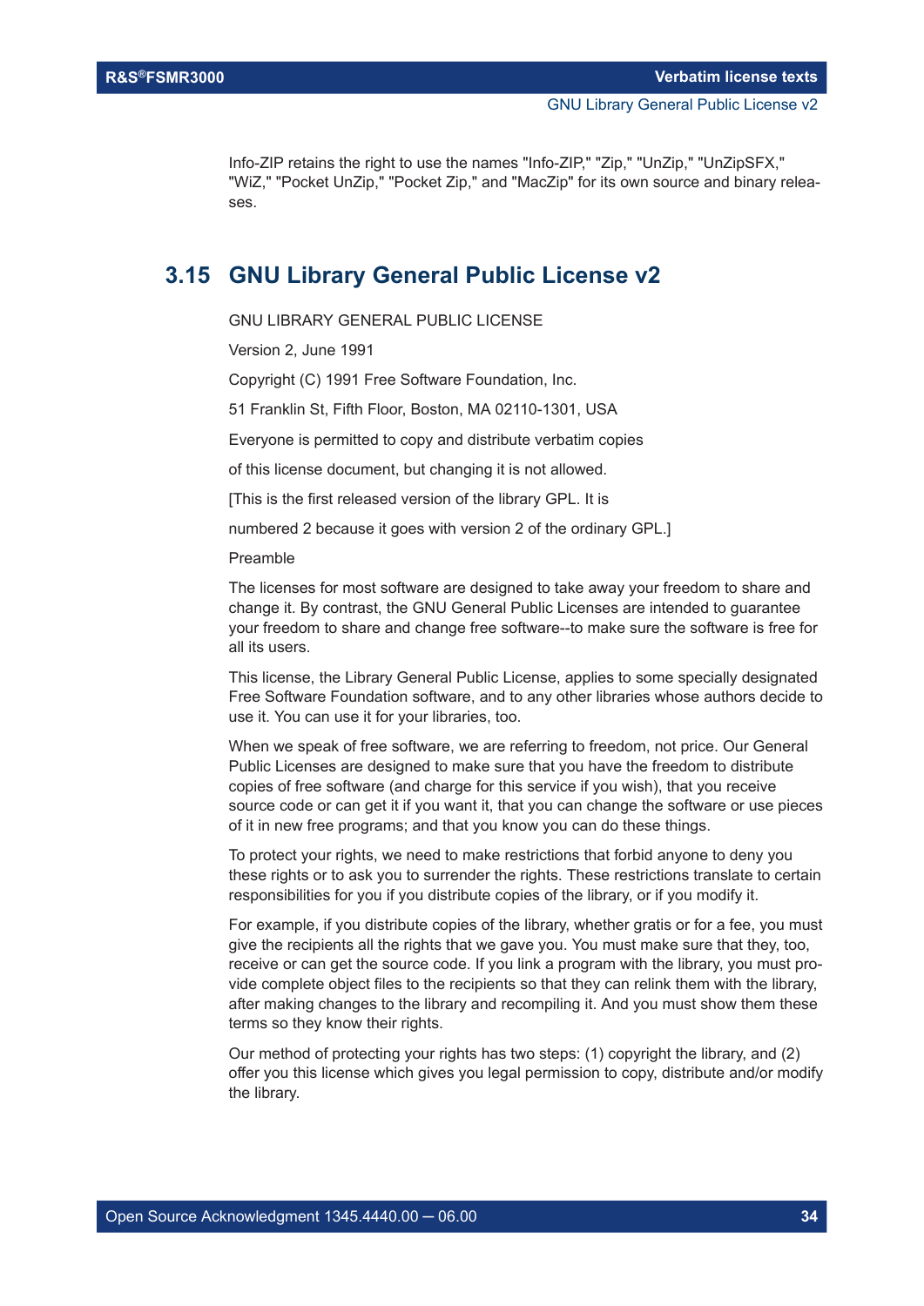Info-ZIP retains the right to use the names "Info-ZIP," "Zip," "UnZip," "UnZipSFX," "WiZ," "Pocket UnZip," "Pocket Zip," and "MacZip" for its own source and binary releases.

## 3.15 GNU Library General Public License v2

GNU LIBRARY GENERAL PUBLIC LICENSE

Version 2, June 1991

Copyright (C) 1991 Free Software Foundation, Inc.

51 Franklin St, Fifth Floor, Boston, MA 02110-1301, USA

Everyone is permitted to copy and distribute verbatim copies

of this license document, but changing it is not allowed.

[This is the first released version of the library GPL. It is

numbered 2 because it goes with version 2 of the ordinary GPL.]

Preamble

The licenses for most software are designed to take away your freedom to share and change it. By contrast, the GNU General Public Licenses are intended to guarantee your freedom to share and change free software--to make sure the software is free for all its users.

This license, the Library General Public License, applies to some specially designated Free Software Foundation software, and to any other libraries whose authors decide to use it. You can use it for your libraries, too.

When we speak of free software, we are referring to freedom, not price. Our General Public Licenses are designed to make sure that you have the freedom to distribute copies of free software (and charge for this service if you wish), that you receive source code or can get it if you want it, that you can change the software or use pieces of it in new free programs; and that you know you can do these things.

To protect your rights, we need to make restrictions that forbid anyone to deny you these rights or to ask you to surrender the rights. These restrictions translate to certain responsibilities for you if you distribute copies of the library, or if you modify it.

For example, if you distribute copies of the library, whether gratis or for a fee, you must give the recipients all the rights that we gave you. You must make sure that they, too, receive or can get the source code. If you link a program with the library, you must provide complete object files to the recipients so that they can relink them with the library, after making changes to the library and recompiling it. And you must show them these terms so they know their rights.

Our method of protecting your rights has two steps: (1) copyright the library, and (2) offer you this license which gives you legal permission to copy, distribute and/or modify the library.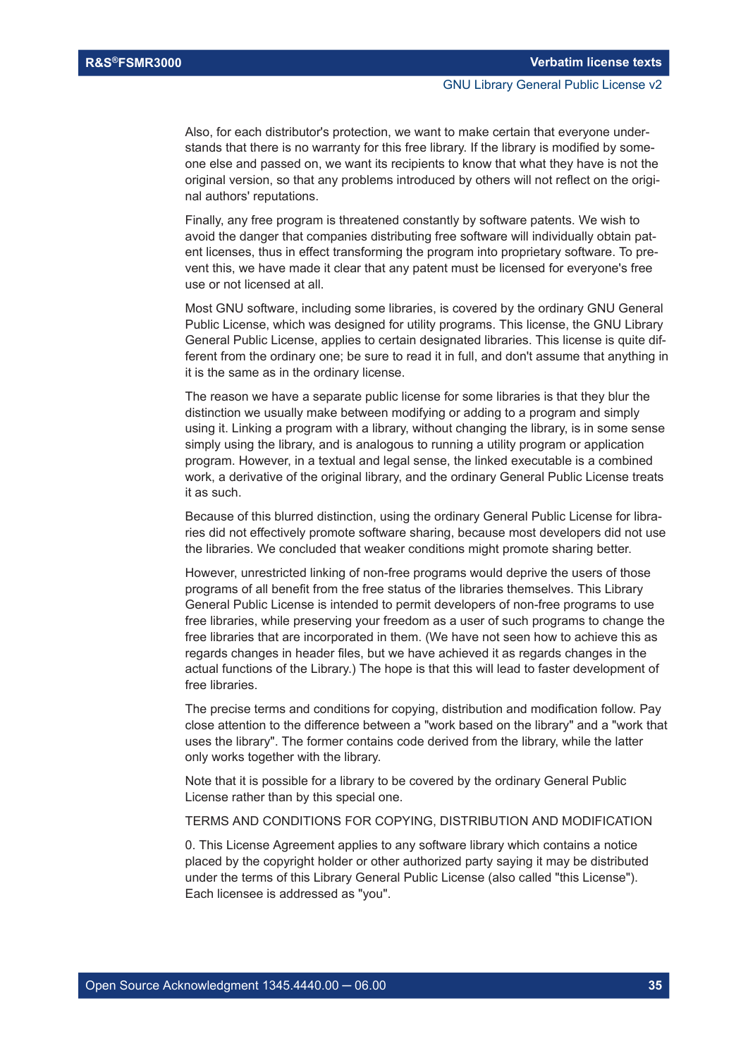Also, for each distributor's protection, we want to make certain that everyone understands that there is no warranty for this free library. If the library is modified by someone else and passed on, we want its recipients to know that what they have is not the original version, so that any problems introduced by others will not reflect on the original authors' reputations.

Finally, any free program is threatened constantly by software patents. We wish to avoid the danger that companies distributing free software will individually obtain patent licenses, thus in effect transforming the program into proprietary software. To prevent this, we have made it clear that any patent must be licensed for everyone's free use or not licensed at all.

Most GNU software, including some libraries, is covered by the ordinary GNU General Public License, which was designed for utility programs. This license, the GNU Library General Public License, applies to certain designated libraries. This license is quite different from the ordinary one; be sure to read it in full, and don't assume that anything in it is the same as in the ordinary license.

The reason we have a separate public license for some libraries is that they blur the distinction we usually make between modifying or adding to a program and simply using it. Linking a program with a library, without changing the library, is in some sense simply using the library, and is analogous to running a utility program or application program. However, in a textual and legal sense, the linked executable is a combined work, a derivative of the original library, and the ordinary General Public License treats it as such.

Because of this blurred distinction, using the ordinary General Public License for libraries did not effectively promote software sharing, because most developers did not use the libraries. We concluded that weaker conditions might promote sharing better.

However, unrestricted linking of non-free programs would deprive the users of those programs of all benefit from the free status of the libraries themselves. This Library General Public License is intended to permit developers of non-free programs to use free libraries, while preserving your freedom as a user of such programs to change the free libraries that are incorporated in them. (We have not seen how to achieve this as regards changes in header files, but we have achieved it as regards changes in the actual functions of the Library.) The hope is that this will lead to faster development of free libraries.

The precise terms and conditions for copying, distribution and modification follow. Pay close attention to the difference between a "work based on the library" and a "work that uses the library". The former contains code derived from the library, while the latter only works together with the library.

Note that it is possible for a library to be covered by the ordinary General Public License rather than by this special one.

TERMS AND CONDITIONS FOR COPYING, DISTRIBUTION AND MODIFICATION

0. This License Agreement applies to any software library which contains a notice placed by the copyright holder or other authorized party saying it may be distributed under the terms of this Library General Public License (also called "this License"). Each licensee is addressed as "you".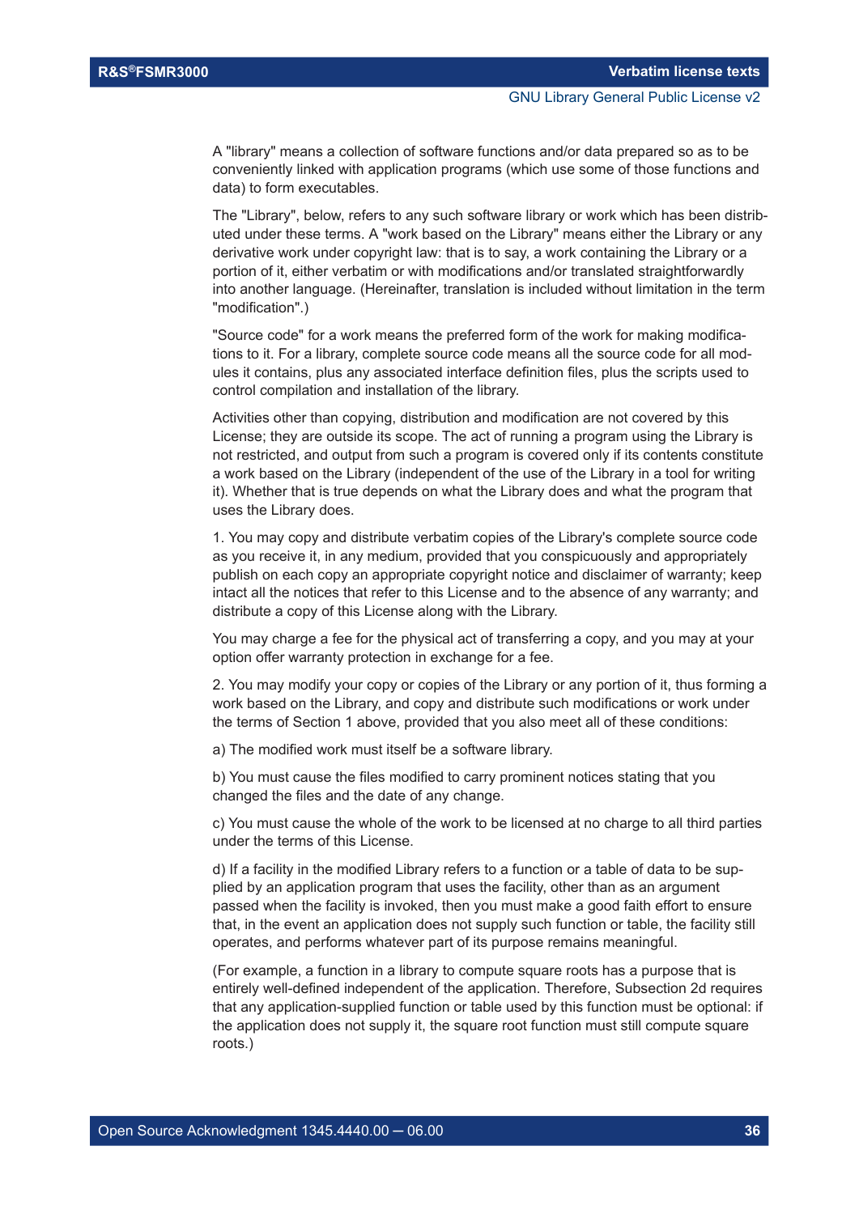A "library" means a collection of software functions and/or data prepared so as to be conveniently linked with application programs (which use some of those functions and data) to form executables.

The "Library", below, refers to any such software library or work which has been distributed under these terms. A "work based on the Library" means either the Library or any derivative work under copyright law: that is to say, a work containing the Library or a portion of it, either verbatim or with modifications and/or translated straightforwardly into another language. (Hereinafter, translation is included without limitation in the term "modification".)

"Source code" for a work means the preferred form of the work for making modifications to it. For a library, complete source code means all the source code for all modules it contains, plus any associated interface definition files, plus the scripts used to control compilation and installation of the library.

Activities other than copying, distribution and modification are not covered by this License; they are outside its scope. The act of running a program using the Library is not restricted, and output from such a program is covered only if its contents constitute a work based on the Library (independent of the use of the Library in a tool for writing it). Whether that is true depends on what the Library does and what the program that uses the Library does.

1. You may copy and distribute verbatim copies of the Library's complete source code as you receive it, in any medium, provided that you conspicuously and appropriately publish on each copy an appropriate copyright notice and disclaimer of warranty; keep intact all the notices that refer to this License and to the absence of any warranty; and distribute a copy of this License along with the Library.

You may charge a fee for the physical act of transferring a copy, and you may at your option offer warranty protection in exchange for a fee.

2. You may modify your copy or copies of the Library or any portion of it, thus forming a work based on the Library, and copy and distribute such modifications or work under the terms of Section 1 above, provided that you also meet all of these conditions:

a) The modified work must itself be a software library.

b) You must cause the files modified to carry prominent notices stating that you changed the files and the date of any change.

c) You must cause the whole of the work to be licensed at no charge to all third parties under the terms of this License.

d) If a facility in the modified Library refers to a function or a table of data to be supplied by an application program that uses the facility, other than as an argument passed when the facility is invoked, then you must make a good faith effort to ensure that, in the event an application does not supply such function or table, the facility still operates, and performs whatever part of its purpose remains meaningful.

(For example, a function in a library to compute square roots has a purpose that is entirely well-defined independent of the application. Therefore, Subsection 2d requires that any application-supplied function or table used by this function must be optional: if the application does not supply it, the square root function must still compute square roots.)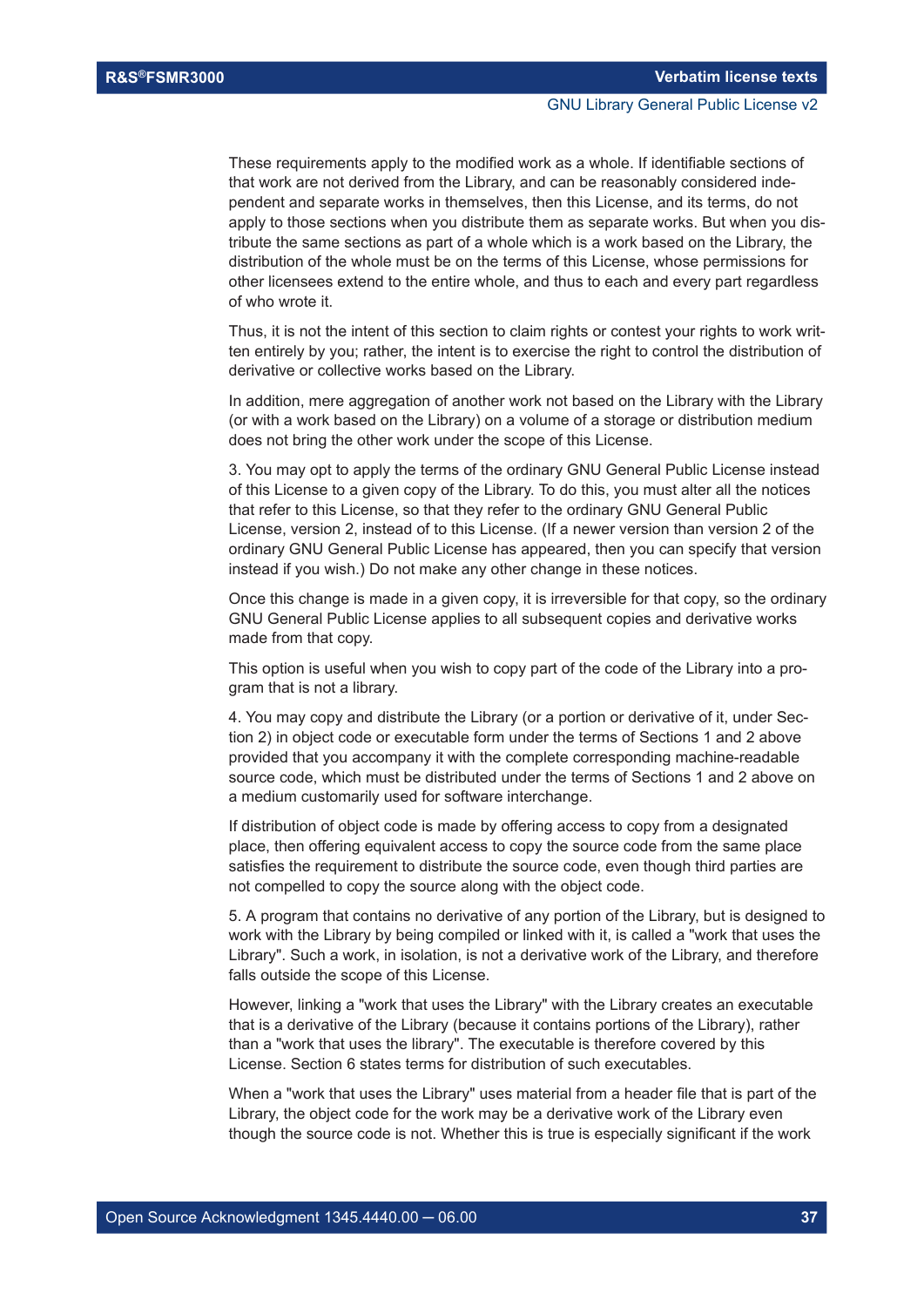These requirements apply to the modified work as a whole. If identifiable sections of that work are not derived from the Library, and can be reasonably considered independent and separate works in themselves, then this License, and its terms, do not apply to those sections when you distribute them as separate works. But when you distribute the same sections as part of a whole which is a work based on the Library, the distribution of the whole must be on the terms of this License, whose permissions for other licensees extend to the entire whole, and thus to each and every part regardless of who wrote it.

Thus, it is not the intent of this section to claim rights or contest your rights to work written entirely by you; rather, the intent is to exercise the right to control the distribution of derivative or collective works based on the Library.

In addition, mere aggregation of another work not based on the Library with the Library (or with a work based on the Library) on a volume of a storage or distribution medium does not bring the other work under the scope of this License.

3. You may opt to apply the terms of the ordinary GNU General Public License instead of this License to a given copy of the Library. To do this, you must alter all the notices that refer to this License, so that they refer to the ordinary GNU General Public License, version 2, instead of to this License. (If a newer version than version 2 of the ordinary GNU General Public License has appeared, then you can specify that version instead if you wish.) Do not make any other change in these notices.

Once this change is made in a given copy, it is irreversible for that copy, so the ordinary GNU General Public License applies to all subsequent copies and derivative works made from that copy.

This option is useful when you wish to copy part of the code of the Library into a program that is not a library.

4. You may copy and distribute the Library (or a portion or derivative of it, under Section 2) in object code or executable form under the terms of Sections 1 and 2 above provided that you accompany it with the complete corresponding machine-readable source code, which must be distributed under the terms of Sections 1 and 2 above on a medium customarily used for software interchange.

If distribution of object code is made by offering access to copy from a designated place, then offering equivalent access to copy the source code from the same place satisfies the requirement to distribute the source code, even though third parties are not compelled to copy the source along with the object code.

5. A program that contains no derivative of any portion of the Library, but is designed to work with the Library by being compiled or linked with it, is called a "work that uses the Library". Such a work, in isolation, is not a derivative work of the Library, and therefore falls outside the scope of this License.

However, linking a "work that uses the Library" with the Library creates an executable that is a derivative of the Library (because it contains portions of the Library), rather than a "work that uses the library". The executable is therefore covered by this License. Section 6 states terms for distribution of such executables.

When a "work that uses the Library" uses material from a header file that is part of the Library, the object code for the work may be a derivative work of the Library even though the source code is not. Whether this is true is especially significant if the work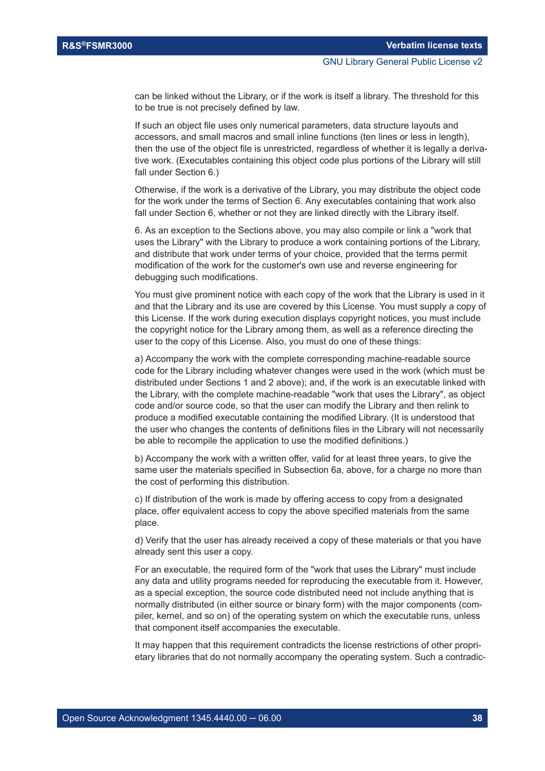can be linked without the Library, or if the work is itself a library. The threshold for this to be true is not precisely defined by law.

If such an object file uses only numerical parameters, data structure layouts and accessors, and small macros and small inline functions (ten lines or less in length), then the use of the object file is unrestricted, regardless of whether it is legally a derivative work. (Executables containing this object code plus portions of the Library will still fall under Section 6.)

Otherwise, if the work is a derivative of the Library, you may distribute the object code for the work under the terms of Section 6. Any executables containing that work also fall under Section 6, whether or not they are linked directly with the Library itself.

6. As an exception to the Sections above, you may also compile or link a "work that uses the Library" with the Library to produce a work containing portions of the Library, and distribute that work under terms of your choice, provided that the terms permit modification of the work for the customer's own use and reverse engineering for debugging such modifications.

You must give prominent notice with each copy of the work that the Library is used in it and that the Library and its use are covered by this License. You must supply a copy of this License. If the work during execution displays copyright notices, you must include the copyright notice for the Library among them, as well as a reference directing the user to the copy of this License. Also, you must do one of these things:

a) Accompany the work with the complete corresponding machine-readable source code for the Library including whatever changes were used in the work (which must be distributed under Sections 1 and 2 above); and, if the work is an executable linked with the Library, with the complete machine-readable "work that uses the Library", as object code and/or source code, so that the user can modify the Library and then relink to produce a modified executable containing the modified Library. (It is understood that the user who changes the contents of definitions files in the Library will not necessarily be able to recompile the application to use the modified definitions.)

b) Accompany the work with a written offer, valid for at least three years, to give the same user the materials specified in Subsection 6a, above, for a charge no more than the cost of performing this distribution.

c) If distribution of the work is made by offering access to copy from a designated place, offer equivalent access to copy the above specified materials from the same place.

d) Verify that the user has already received a copy of these materials or that you have already sent this user a copy.

For an executable, the required form of the "work that uses the Library" must include any data and utility programs needed for reproducing the executable from it. However, as a special exception, the source code distributed need not include anything that is normally distributed (in either source or binary form) with the major components (compiler, kernel, and so on) of the operating system on which the executable runs, unless that component itself accompanies the executable.

It may happen that this requirement contradicts the license restrictions of other proprietary libraries that do not normally accompany the operating system. Such a contradic-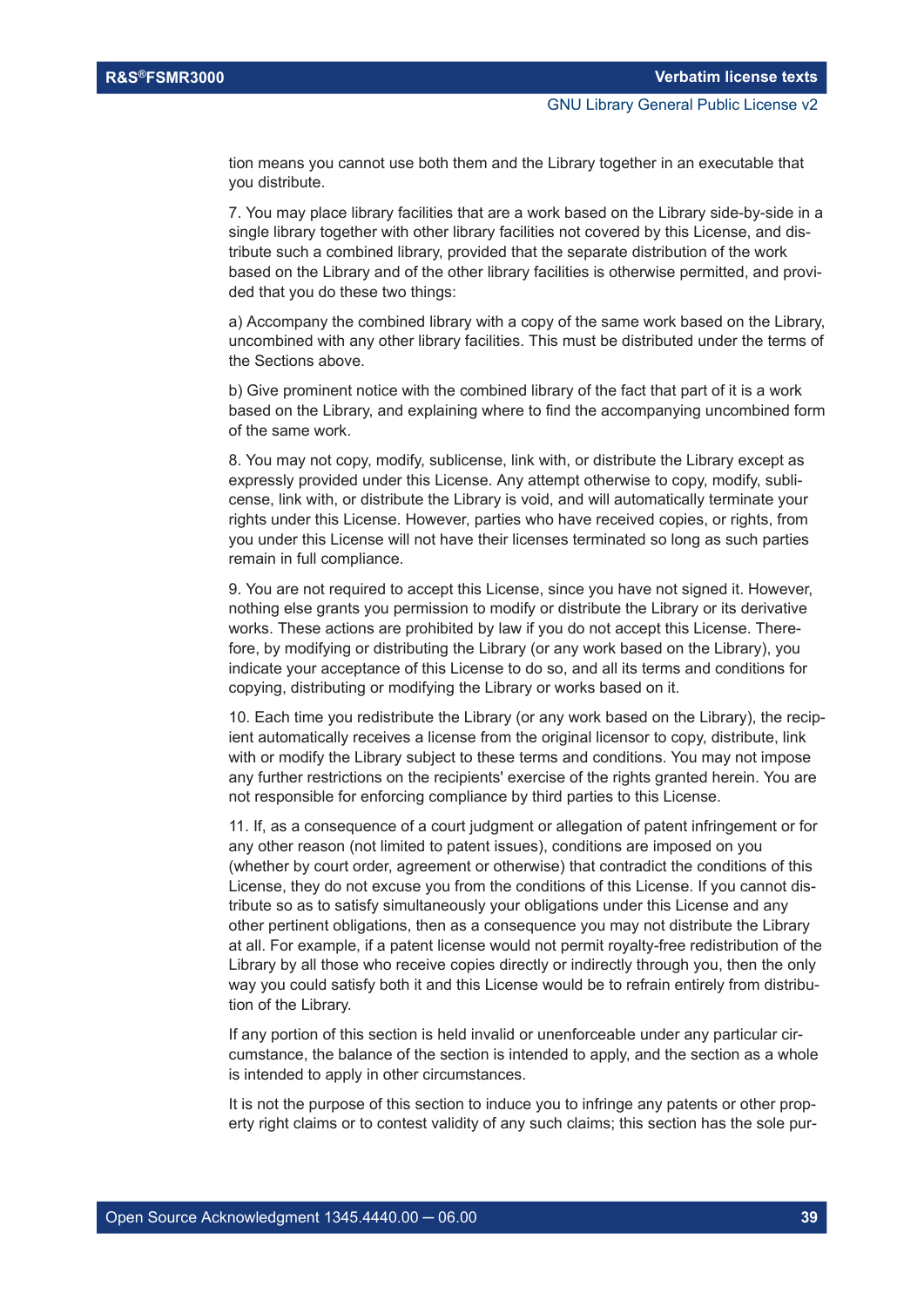tion means you cannot use both them and the Library together in an executable that you distribute.

7. You may place library facilities that are a work based on the Library side-by-side in a single library together with other library facilities not covered by this License, and distribute such a combined library, provided that the separate distribution of the work based on the Library and of the other library facilities is otherwise permitted, and provided that you do these two things:

a) Accompany the combined library with a copy of the same work based on the Library, uncombined with any other library facilities. This must be distributed under the terms of the Sections above.

b) Give prominent notice with the combined library of the fact that part of it is a work based on the Library, and explaining where to find the accompanying uncombined form of the same work.

8. You may not copy, modify, sublicense, link with, or distribute the Library except as expressly provided under this License. Any attempt otherwise to copy, modify, sublicense, link with, or distribute the Library is void, and will automatically terminate your rights under this License. However, parties who have received copies, or rights, from you under this License will not have their licenses terminated so long as such parties remain in full compliance.

9. You are not required to accept this License, since you have not signed it. However, nothing else grants you permission to modify or distribute the Library or its derivative works. These actions are prohibited by law if you do not accept this License. Therefore, by modifying or distributing the Library (or any work based on the Library), you indicate your acceptance of this License to do so, and all its terms and conditions for copying, distributing or modifying the Library or works based on it.

10. Each time you redistribute the Library (or any work based on the Library), the recipient automatically receives a license from the original licensor to copy, distribute, link with or modify the Library subject to these terms and conditions. You may not impose any further restrictions on the recipients' exercise of the rights granted herein. You are not responsible for enforcing compliance by third parties to this License.

11. If, as a consequence of a court judgment or allegation of patent infringement or for any other reason (not limited to patent issues), conditions are imposed on you (whether by court order, agreement or otherwise) that contradict the conditions of this License, they do not excuse you from the conditions of this License. If you cannot distribute so as to satisfy simultaneously your obligations under this License and any other pertinent obligations, then as a consequence you may not distribute the Library at all. For example, if a patent license would not permit royalty-free redistribution of the Library by all those who receive copies directly or indirectly through you, then the only way you could satisfy both it and this License would be to refrain entirely from distribution of the Library.

If any portion of this section is held invalid or unenforceable under any particular circumstance, the balance of the section is intended to apply, and the section as a whole is intended to apply in other circumstances.

It is not the purpose of this section to induce you to infringe any patents or other property right claims or to contest validity of any such claims; this section has the sole pur-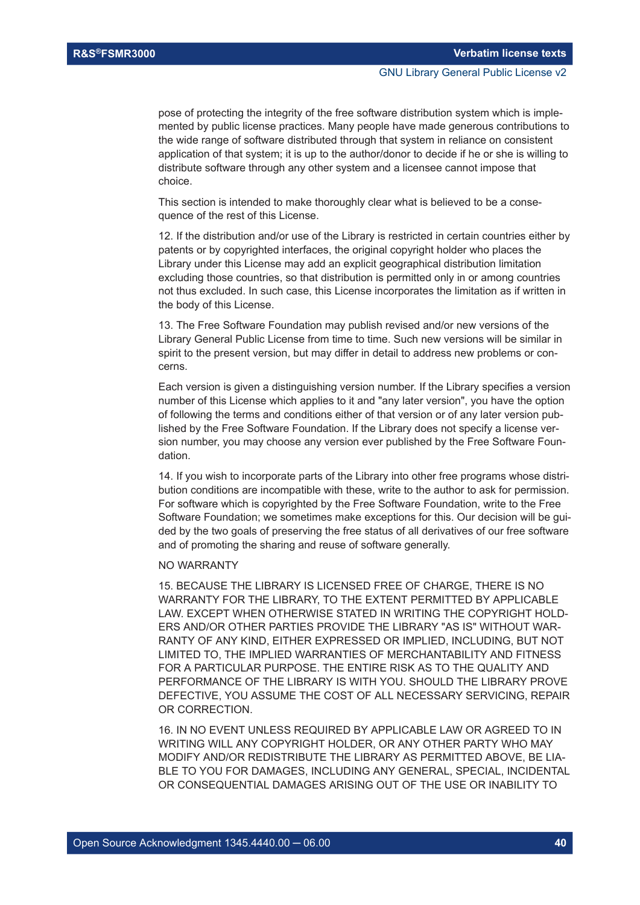pose of protecting the integrity of the free software distribution system which is implemented by public license practices. Many people have made generous contributions to the wide range of software distributed through that system in reliance on consistent application of that system; it is up to the author/donor to decide if he or she is willing to distribute software through any other system and a licensee cannot impose that choice.

This section is intended to make thoroughly clear what is believed to be a consequence of the rest of this License.

12. If the distribution and/or use of the Library is restricted in certain countries either by patents or by copyrighted interfaces, the original copyright holder who places the Library under this License may add an explicit geographical distribution limitation excluding those countries, so that distribution is permitted only in or among countries not thus excluded. In such case, this License incorporates the limitation as if written in the body of this License.

13. The Free Software Foundation may publish revised and/or new versions of the Library General Public License from time to time. Such new versions will be similar in spirit to the present version, but may differ in detail to address new problems or concerns.

Each version is given a distinguishing version number. If the Library specifies a version number of this License which applies to it and "any later version", you have the option of following the terms and conditions either of that version or of any later version published by the Free Software Foundation. If the Library does not specify a license version number, you may choose any version ever published by the Free Software Foundation.

14. If you wish to incorporate parts of the Library into other free programs whose distribution conditions are incompatible with these, write to the author to ask for permission. For software which is copyrighted by the Free Software Foundation, write to the Free Software Foundation; we sometimes make exceptions for this. Our decision will be guided by the two goals of preserving the free status of all derivatives of our free software and of promoting the sharing and reuse of software generally.

NO WARRANTY

15. BECAUSE THE LIBRARY IS LICENSED FREE OF CHARGE, THERE IS NO WARRANTY FOR THE LIBRARY, TO THE EXTENT PERMITTED BY APPLICABLE LAW. EXCEPT WHEN OTHERWISE STATED IN WRITING THE COPYRIGHT HOLDERS AND/OR OTHER PARTIES PROVIDE THE LIBRARY "AS IS" WITHOUT WARRANTY OF ANY KIND, EITHER EXPRESSED OR IMPLIED, INCLUDING, BUT NOT LIMITED TO, THE IMPLIED WARRANTIES OF MERCHANTABILITY AND FITNESS FOR A PARTICULAR PURPOSE. THE ENTIRE RISK AS TO THE QUALITY AND PERFORMANCE OF THE LIBRARY IS WITH YOU. SHOULD THE LIBRARY PROVE DEFECTIVE, YOU ASSUME THE COST OF ALL NECESSARY SERVICING, REPAIR OR CORRECTION.

16. IN NO EVENT UNLESS REQUIRED BY APPLICABLE LAW OR AGREED TO IN WRITING WILL ANY COPYRIGHT HOLDER, OR ANY OTHER PARTY WHO MAY MODIFY AND/OR REDISTRIBUTE THE LIBRARY AS PERMITTED ABOVE, BE LIABLE TO YOU FOR DAMAGES, INCLUDING ANY GENERAL, SPECIAL, INCIDENTAL OR CONSEQUENTIAL DAMAGES ARISING OUT OF THE USE OR INABILITY TO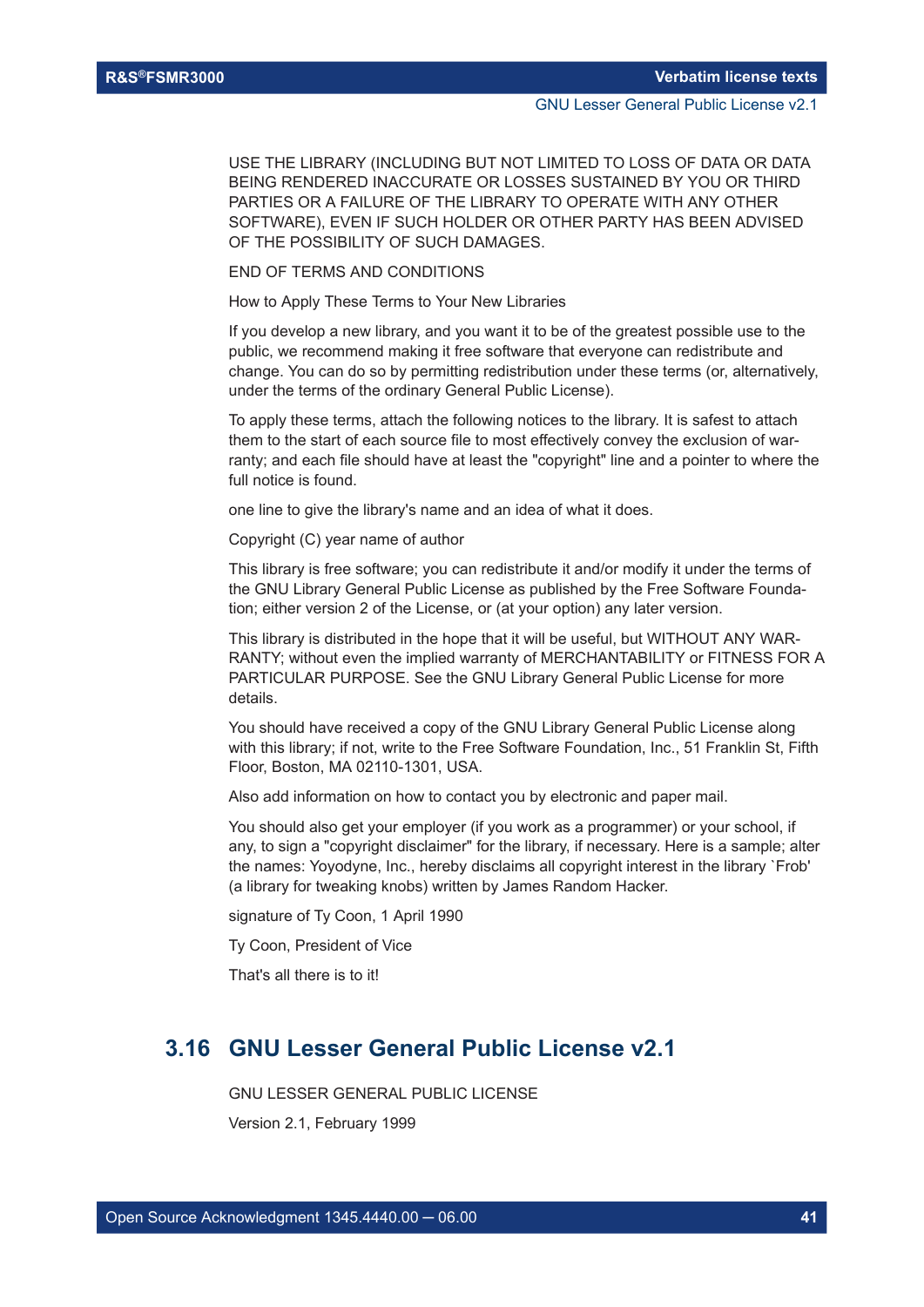USE THE LIBRARY (INCLUDING BUT NOT LIMITED TO LOSS OF DATA OR DATA BEING RENDERED INACCURATE OR LOSSES SUSTAINED BY YOU OR THIRD PARTIES OR A FAILURE OF THE LIBRARY TO OPERATE WITH ANY OTHER SOFTWARE), EVEN IF SUCH HOLDER OR OTHER PARTY HAS BEEN ADVISED OF THE POSSIBILITY OF SUCH DAMAGES.

END OF TERMS AND CONDITIONS

How to Apply These Terms to Your New Libraries

If you develop a new library, and you want it to be of the greatest possible use to the public, we recommend making it free software that everyone can redistribute and change. You can do so by permitting redistribution under these terms (or, alternatively, under the terms of the ordinary General Public License).

To apply these terms, attach the following notices to the library. It is safest to attach them to the start of each source file to most effectively convey the exclusion of warranty; and each file should have at least the "copyright" line and a pointer to where the full notice is found.

one line to give the library's name and an idea of what it does.

Copyright (C) year name of author

This library is free software; you can redistribute it and/or modify it under the terms of the GNU Library General Public License as published by the Free Software Foundation; either version 2 of the License, or (at your option) any later version.

This library is distributed in the hope that it will be useful, but WITHOUT ANY WARRANTY; without even the implied warranty of MERCHANTABILITY or FITNESS FOR A PARTICULAR PURPOSE. See the GNU Library General Public License for more details.

You should have received a copy of the GNU Library General Public License along with this library; if not, write to the Free Software Foundation, Inc., 51 Franklin St, Fifth Floor, Boston, MA 02110-1301, USA.

Also add information on how to contact you by electronic and paper mail.

You should also get your employer (if you work as a programmer) or your school, if any, to sign a "copyright disclaimer" for the library, if necessary. Here is a sample; alter the names: Yoyodyne, Inc., hereby disclaims all copyright interest in the library `Frob' (a library for tweaking knobs) written by James Random Hacker.

signature of Ty Coon, 1 April 1990

Ty Coon, President of Vice

That's all there is to it!

## 3.16 GNU Lesser General Public License v2.1

GNU LESSER GENERAL PUBLIC LICENSE

Version 2.1, February 1999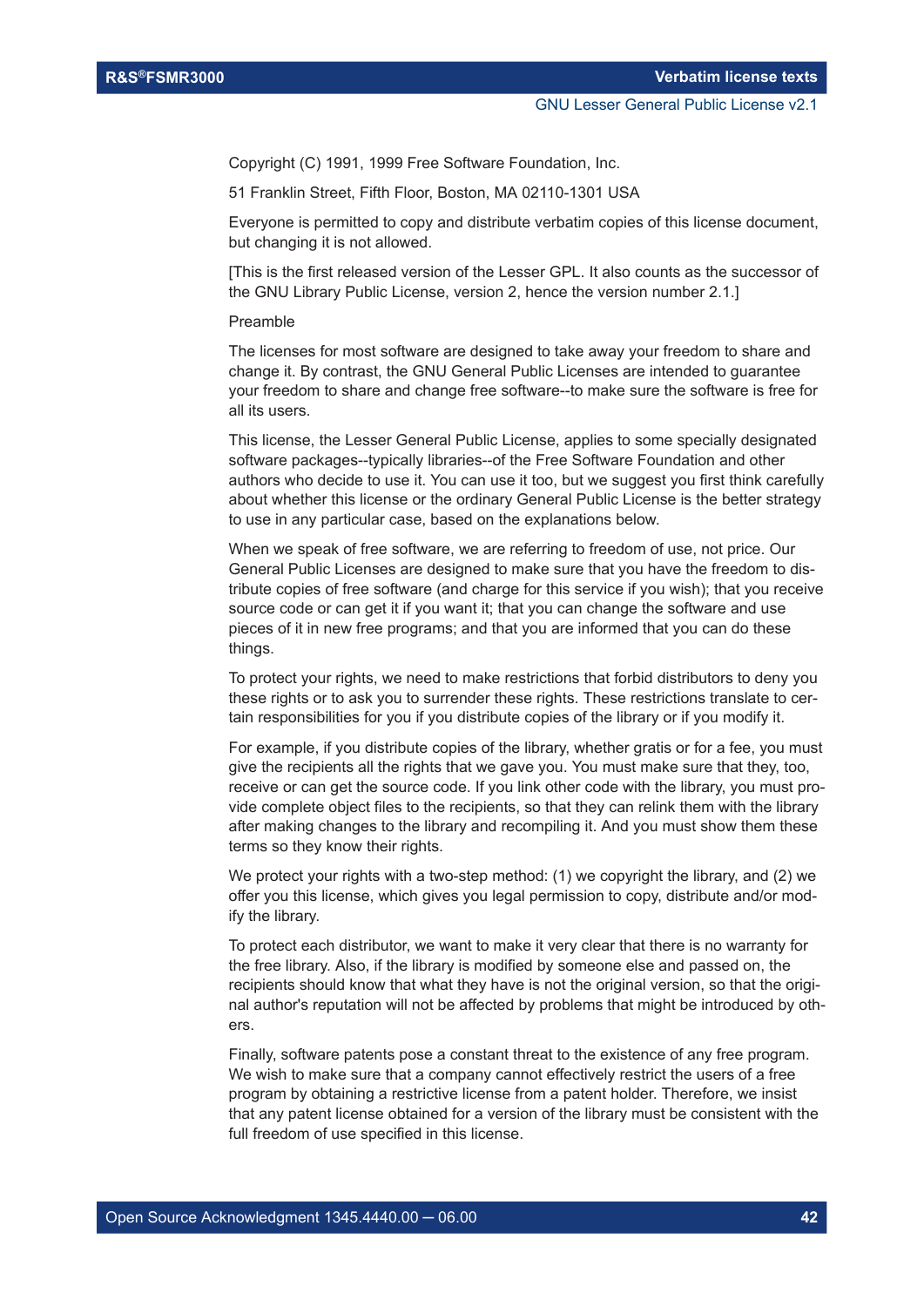Copyright (C) 1991, 1999 Free Software Foundation, Inc.

51 Franklin Street, Fifth Floor, Boston, MA 02110-1301 USA

Everyone is permitted to copy and distribute verbatim copies of this license document, but changing it is not allowed.

[This is the first released version of the Lesser GPL. It also counts as the successor of the GNU Library Public License, version 2, hence the version number 2.1.]

Preamble

The licenses for most software are designed to take away your freedom to share and change it. By contrast, the GNU General Public Licenses are intended to guarantee your freedom to share and change free software--to make sure the software is free for all its users.

This license, the Lesser General Public License, applies to some specially designated software packages--typically libraries--of the Free Software Foundation and other authors who decide to use it. You can use it too, but we suggest you first think carefully about whether this license or the ordinary General Public License is the better strategy to use in any particular case, based on the explanations below.

When we speak of free software, we are referring to freedom of use, not price. Our General Public Licenses are designed to make sure that you have the freedom to distribute copies of free software (and charge for this service if you wish); that you receive source code or can get it if you want it; that you can change the software and use pieces of it in new free programs; and that you are informed that you can do these things.

To protect your rights, we need to make restrictions that forbid distributors to deny you these rights or to ask you to surrender these rights. These restrictions translate to certain responsibilities for you if you distribute copies of the library or if you modify it.

For example, if you distribute copies of the library, whether gratis or for a fee, you must give the recipients all the rights that we gave you. You must make sure that they, too, receive or can get the source code. If you link other code with the library, you must provide complete object files to the recipients, so that they can relink them with the library after making changes to the library and recompiling it. And you must show them these terms so they know their rights.

We protect your rights with a two-step method: (1) we copyright the library, and (2) we offer you this license, which gives you legal permission to copy, distribute and/or modify the library.

To protect each distributor, we want to make it very clear that there is no warranty for the free library. Also, if the library is modified by someone else and passed on, the recipients should know that what they have is not the original version, so that the original author's reputation will not be affected by problems that might be introduced by others.

Finally, software patents pose a constant threat to the existence of any free program. We wish to make sure that a company cannot effectively restrict the users of a free program by obtaining a restrictive license from a patent holder. Therefore, we insist that any patent license obtained for a version of the library must be consistent with the full freedom of use specified in this license.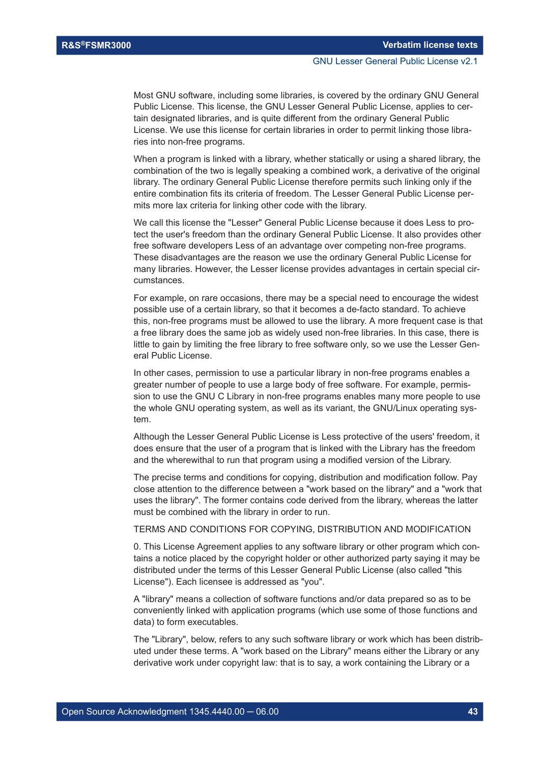Most GNU software, including some libraries, is covered by the ordinary GNU General Public License. This license, the GNU Lesser General Public License, applies to certain designated libraries, and is quite different from the ordinary General Public License. We use this license for certain libraries in order to permit linking those libraries into non-free programs.

When a program is linked with a library, whether statically or using a shared library, the combination of the two is legally speaking a combined work, a derivative of the original library. The ordinary General Public License therefore permits such linking only if the entire combination fits its criteria of freedom. The Lesser General Public License permits more lax criteria for linking other code with the library.

We call this license the "Lesser" General Public License because it does Less to protect the user's freedom than the ordinary General Public License. It also provides other free software developers Less of an advantage over competing non-free programs. These disadvantages are the reason we use the ordinary General Public License for many libraries. However, the Lesser license provides advantages in certain special circumstances.

For example, on rare occasions, there may be a special need to encourage the widest possible use of a certain library, so that it becomes a de-facto standard. To achieve this, non-free programs must be allowed to use the library. A more frequent case is that a free library does the same job as widely used non-free libraries. In this case, there is little to gain by limiting the free library to free software only, so we use the Lesser General Public License.

In other cases, permission to use a particular library in non-free programs enables a greater number of people to use a large body of free software. For example, permission to use the GNU C Library in non-free programs enables many more people to use the whole GNU operating system, as well as its variant, the GNU/Linux operating system.

Although the Lesser General Public License is Less protective of the users' freedom, it does ensure that the user of a program that is linked with the Library has the freedom and the wherewithal to run that program using a modified version of the Library.

The precise terms and conditions for copying, distribution and modification follow. Pay close attention to the difference between a "work based on the library" and a "work that uses the library". The former contains code derived from the library, whereas the latter must be combined with the library in order to run.

TERMS AND CONDITIONS FOR COPYING, DISTRIBUTION AND MODIFICATION

0. This License Agreement applies to any software library or other program which contains a notice placed by the copyright holder or other authorized party saying it may be distributed under the terms of this Lesser General Public License (also called "this License"). Each licensee is addressed as "you".

A "library" means a collection of software functions and/or data prepared so as to be conveniently linked with application programs (which use some of those functions and data) to form executables.

The "Library", below, refers to any such software library or work which has been distributed under these terms. A "work based on the Library" means either the Library or any derivative work under copyright law: that is to say, a work containing the Library or a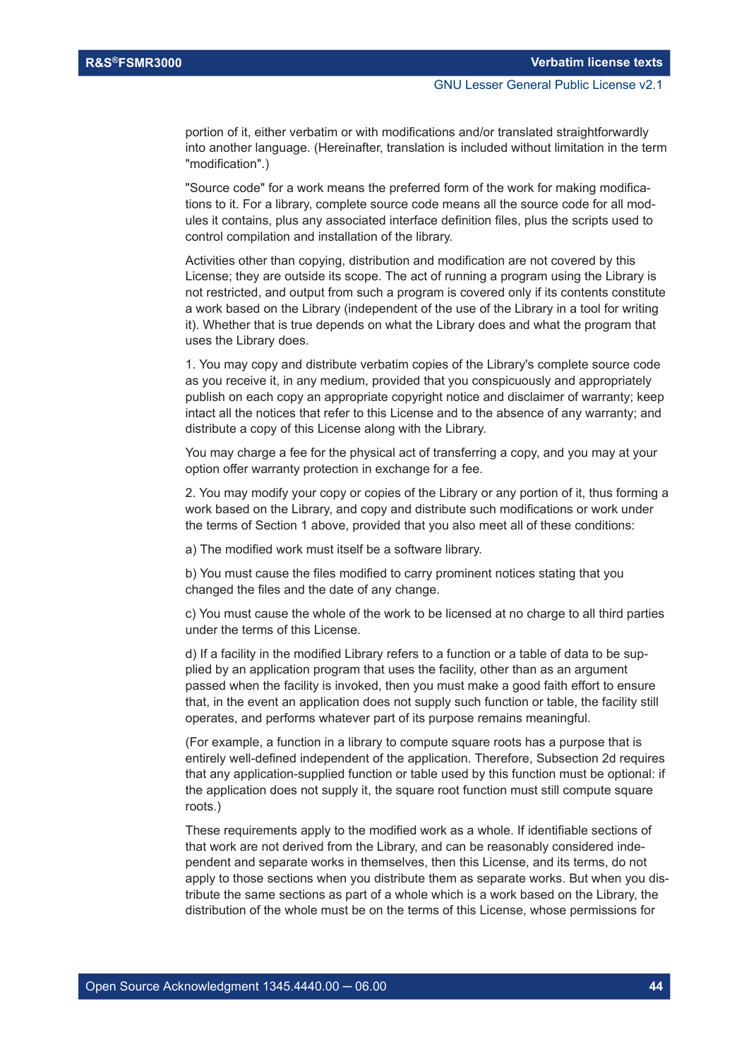portion of it, either verbatim or with modifications and/or translated straightforwardly into another language. (Hereinafter, translation is included without limitation in the term "modification".)

"Source code" for a work means the preferred form of the work for making modifications to it. For a library, complete source code means all the source code for all modules it contains, plus any associated interface definition files, plus the scripts used to control compilation and installation of the library.

Activities other than copying, distribution and modification are not covered by this License; they are outside its scope. The act of running a program using the Library is not restricted, and output from such a program is covered only if its contents constitute a work based on the Library (independent of the use of the Library in a tool for writing it). Whether that is true depends on what the Library does and what the program that uses the Library does.

1. You may copy and distribute verbatim copies of the Library's complete source code as you receive it, in any medium, provided that you conspicuously and appropriately publish on each copy an appropriate copyright notice and disclaimer of warranty; keep intact all the notices that refer to this License and to the absence of any warranty; and distribute a copy of this License along with the Library.

You may charge a fee for the physical act of transferring a copy, and you may at your option offer warranty protection in exchange for a fee.

2. You may modify your copy or copies of the Library or any portion of it, thus forming a work based on the Library, and copy and distribute such modifications or work under the terms of Section 1 above, provided that you also meet all of these conditions:

a) The modified work must itself be a software library.

b) You must cause the files modified to carry prominent notices stating that you changed the files and the date of any change.

c) You must cause the whole of the work to be licensed at no charge to all third parties under the terms of this License.

d) If a facility in the modified Library refers to a function or a table of data to be supplied by an application program that uses the facility, other than as an argument passed when the facility is invoked, then you must make a good faith effort to ensure that, in the event an application does not supply such function or table, the facility still operates, and performs whatever part of its purpose remains meaningful.

(For example, a function in a library to compute square roots has a purpose that is entirely well-defined independent of the application. Therefore, Subsection 2d requires that any application-supplied function or table used by this function must be optional: if the application does not supply it, the square root function must still compute square roots.)

These requirements apply to the modified work as a whole. If identifiable sections of that work are not derived from the Library, and can be reasonably considered independent and separate works in themselves, then this License, and its terms, do not apply to those sections when you distribute them as separate works. But when you distribute the same sections as part of a whole which is a work based on the Library, the distribution of the whole must be on the terms of this License, whose permissions for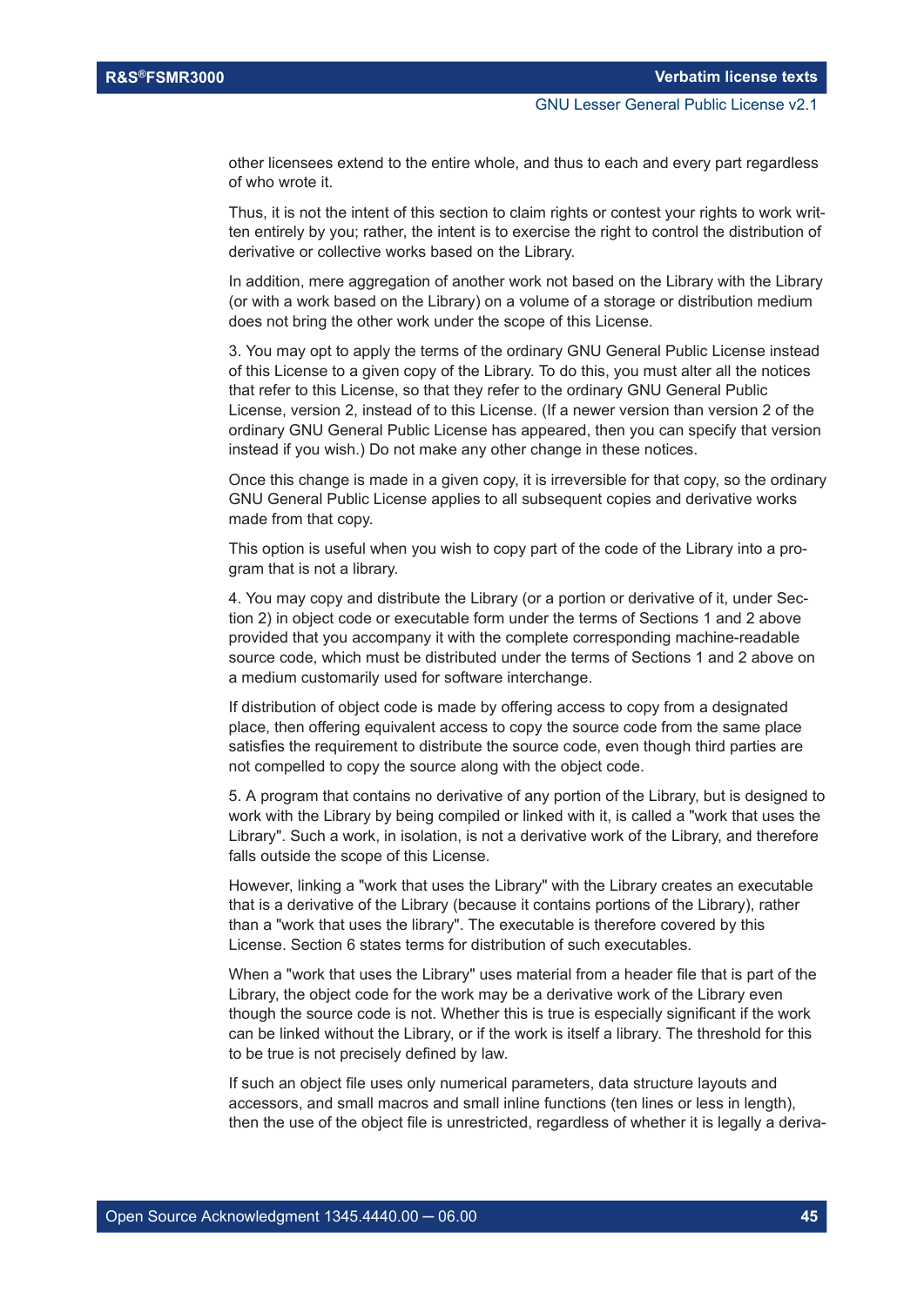other licensees extend to the entire whole, and thus to each and every part regardless of who wrote it.

Thus, it is not the intent of this section to claim rights or contest your rights to work written entirely by you; rather, the intent is to exercise the right to control the distribution of derivative or collective works based on the Library.

In addition, mere aggregation of another work not based on the Library with the Library (or with a work based on the Library) on a volume of a storage or distribution medium does not bring the other work under the scope of this License.

3. You may opt to apply the terms of the ordinary GNU General Public License instead of this License to a given copy of the Library. To do this, you must alter all the notices that refer to this License, so that they refer to the ordinary GNU General Public License, version 2, instead of to this License. (If a newer version than version 2 of the ordinary GNU General Public License has appeared, then you can specify that version instead if you wish.) Do not make any other change in these notices.

Once this change is made in a given copy, it is irreversible for that copy, so the ordinary GNU General Public License applies to all subsequent copies and derivative works made from that copy.

This option is useful when you wish to copy part of the code of the Library into a program that is not a library.

4. You may copy and distribute the Library (or a portion or derivative of it, under Section 2) in object code or executable form under the terms of Sections 1 and 2 above provided that you accompany it with the complete corresponding machine-readable source code, which must be distributed under the terms of Sections 1 and 2 above on a medium customarily used for software interchange.

If distribution of object code is made by offering access to copy from a designated place, then offering equivalent access to copy the source code from the same place satisfies the requirement to distribute the source code, even though third parties are not compelled to copy the source along with the object code.

5. A program that contains no derivative of any portion of the Library, but is designed to work with the Library by being compiled or linked with it, is called a "work that uses the Library". Such a work, in isolation, is not a derivative work of the Library, and therefore falls outside the scope of this License.

However, linking a "work that uses the Library" with the Library creates an executable that is a derivative of the Library (because it contains portions of the Library), rather than a "work that uses the library". The executable is therefore covered by this License. Section 6 states terms for distribution of such executables.

When a "work that uses the Library" uses material from a header file that is part of the Library, the object code for the work may be a derivative work of the Library even though the source code is not. Whether this is true is especially significant if the work can be linked without the Library, or if the work is itself a library. The threshold for this to be true is not precisely defined by law.

If such an object file uses only numerical parameters, data structure layouts and accessors, and small macros and small inline functions (ten lines or less in length), then the use of the object file is unrestricted, regardless of whether it is legally a deriva-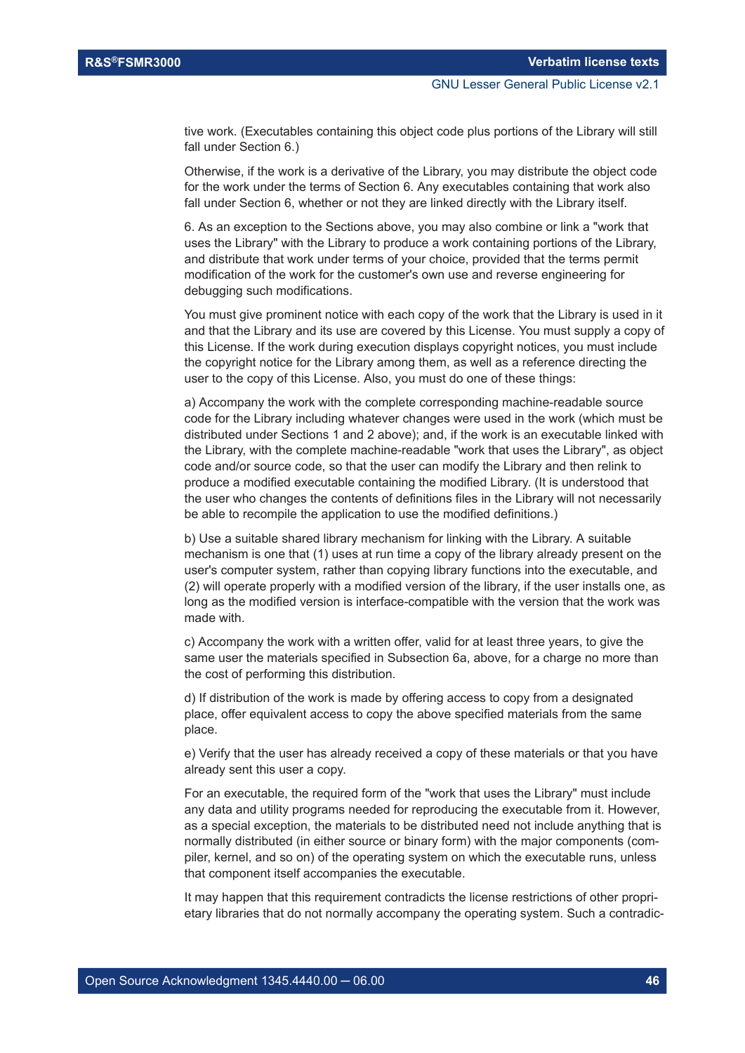tive work. (Executables containing this object code plus portions of the Library will still fall under Section 6.)

Otherwise, if the work is a derivative of the Library, you may distribute the object code for the work under the terms of Section 6. Any executables containing that work also fall under Section 6, whether or not they are linked directly with the Library itself.

6. As an exception to the Sections above, you may also combine or link a "work that uses the Library" with the Library to produce a work containing portions of the Library, and distribute that work under terms of your choice, provided that the terms permit modification of the work for the customer's own use and reverse engineering for debugging such modifications.

You must give prominent notice with each copy of the work that the Library is used in it and that the Library and its use are covered by this License. You must supply a copy of this License. If the work during execution displays copyright notices, you must include the copyright notice for the Library among them, as well as a reference directing the user to the copy of this License. Also, you must do one of these things:

a) Accompany the work with the complete corresponding machine-readable source code for the Library including whatever changes were used in the work (which must be distributed under Sections 1 and 2 above); and, if the work is an executable linked with the Library, with the complete machine-readable "work that uses the Library", as object code and/or source code, so that the user can modify the Library and then relink to produce a modified executable containing the modified Library. (It is understood that the user who changes the contents of definitions files in the Library will not necessarily be able to recompile the application to use the modified definitions.)

b) Use a suitable shared library mechanism for linking with the Library. A suitable mechanism is one that (1) uses at run time a copy of the library already present on the user's computer system, rather than copying library functions into the executable, and (2) will operate properly with a modified version of the library, if the user installs one, as long as the modified version is interface-compatible with the version that the work was made with.

c) Accompany the work with a written offer, valid for at least three years, to give the same user the materials specified in Subsection 6a, above, for a charge no more than the cost of performing this distribution.

d) If distribution of the work is made by offering access to copy from a designated place, offer equivalent access to copy the above specified materials from the same place.

e) Verify that the user has already received a copy of these materials or that you have already sent this user a copy.

For an executable, the required form of the "work that uses the Library" must include any data and utility programs needed for reproducing the executable from it. However, as a special exception, the materials to be distributed need not include anything that is normally distributed (in either source or binary form) with the major components (compiler, kernel, and so on) of the operating system on which the executable runs, unless that component itself accompanies the executable.

It may happen that this requirement contradicts the license restrictions of other proprietary libraries that do not normally accompany the operating system. Such a contradic-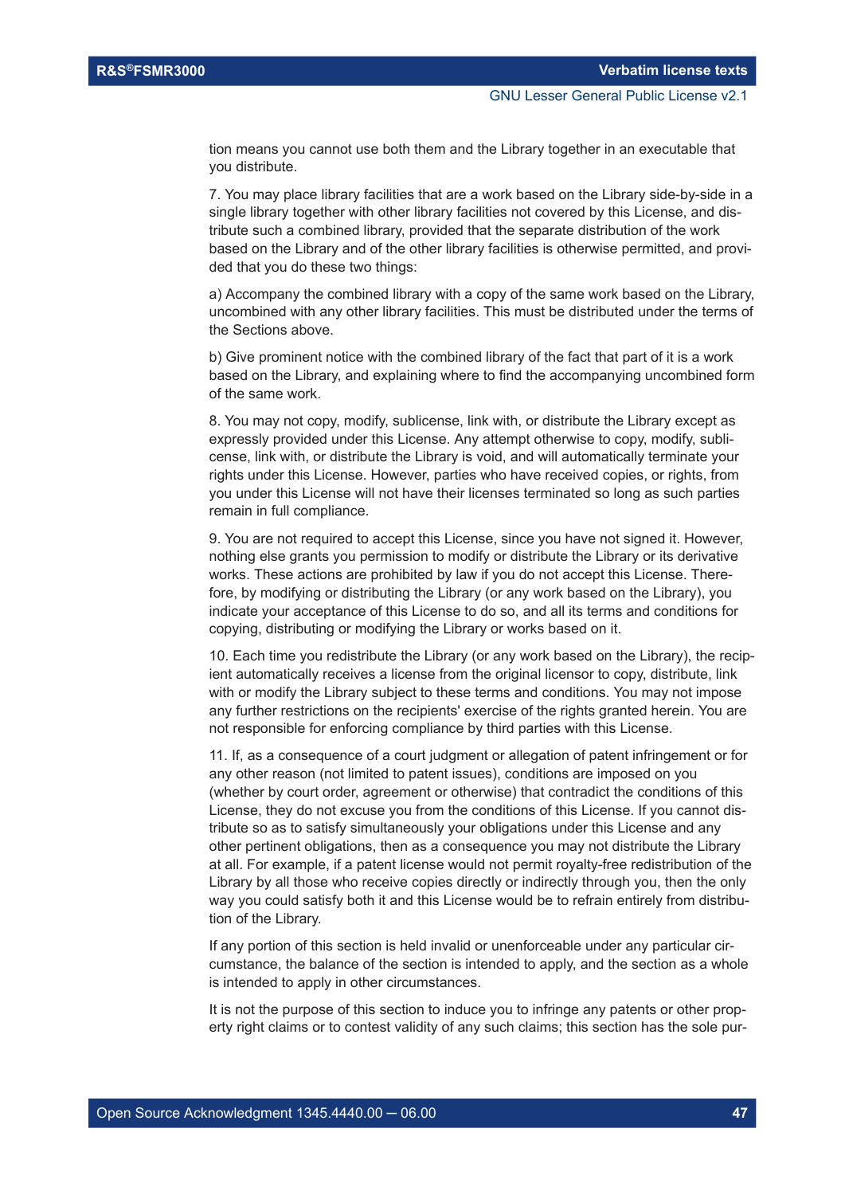tion means you cannot use both them and the Library together in an executable that you distribute.

7. You may place library facilities that are a work based on the Library side-by-side in a single library together with other library facilities not covered by this License, and distribute such a combined library, provided that the separate distribution of the work based on the Library and of the other library facilities is otherwise permitted, and provided that you do these two things:

a) Accompany the combined library with a copy of the same work based on the Library, uncombined with any other library facilities. This must be distributed under the terms of the Sections above.

b) Give prominent notice with the combined library of the fact that part of it is a work based on the Library, and explaining where to find the accompanying uncombined form of the same work.

8. You may not copy, modify, sublicense, link with, or distribute the Library except as expressly provided under this License. Any attempt otherwise to copy, modify, sublicense, link with, or distribute the Library is void, and will automatically terminate your rights under this License. However, parties who have received copies, or rights, from you under this License will not have their licenses terminated so long as such parties remain in full compliance.

9. You are not required to accept this License, since you have not signed it. However, nothing else grants you permission to modify or distribute the Library or its derivative works. These actions are prohibited by law if you do not accept this License. Therefore, by modifying or distributing the Library (or any work based on the Library), you indicate your acceptance of this License to do so, and all its terms and conditions for copying, distributing or modifying the Library or works based on it.

10. Each time you redistribute the Library (or any work based on the Library), the recipient automatically receives a license from the original licensor to copy, distribute, link with or modify the Library subject to these terms and conditions. You may not impose any further restrictions on the recipients' exercise of the rights granted herein. You are not responsible for enforcing compliance by third parties with this License.

11. If, as a consequence of a court judgment or allegation of patent infringement or for any other reason (not limited to patent issues), conditions are imposed on you (whether by court order, agreement or otherwise) that contradict the conditions of this License, they do not excuse you from the conditions of this License. If you cannot distribute so as to satisfy simultaneously your obligations under this License and any other pertinent obligations, then as a consequence you may not distribute the Library at all. For example, if a patent license would not permit royalty-free redistribution of the Library by all those who receive copies directly or indirectly through you, then the only way you could satisfy both it and this License would be to refrain entirely from distribution of the Library.

If any portion of this section is held invalid or unenforceable under any particular circumstance, the balance of the section is intended to apply, and the section as a whole is intended to apply in other circumstances.

It is not the purpose of this section to induce you to infringe any patents or other property right claims or to contest validity of any such claims; this section has the sole pur-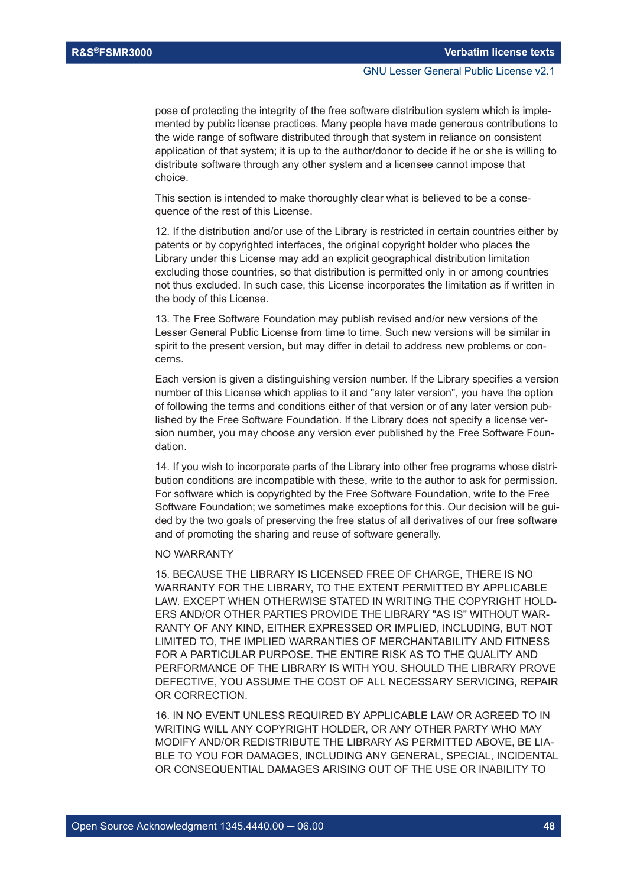pose of protecting the integrity of the free software distribution system which is implemented by public license practices. Many people have made generous contributions to the wide range of software distributed through that system in reliance on consistent application of that system; it is up to the author/donor to decide if he or she is willing to distribute software through any other system and a licensee cannot impose that choice.

This section is intended to make thoroughly clear what is believed to be a consequence of the rest of this License.

12. If the distribution and/or use of the Library is restricted in certain countries either by patents or by copyrighted interfaces, the original copyright holder who places the Library under this License may add an explicit geographical distribution limitation excluding those countries, so that distribution is permitted only in or among countries not thus excluded. In such case, this License incorporates the limitation as if written in the body of this License.

13. The Free Software Foundation may publish revised and/or new versions of the Lesser General Public License from time to time. Such new versions will be similar in spirit to the present version, but may differ in detail to address new problems or concerns.

Each version is given a distinguishing version number. If the Library specifies a version number of this License which applies to it and "any later version", you have the option of following the terms and conditions either of that version or of any later version published by the Free Software Foundation. If the Library does not specify a license version number, you may choose any version ever published by the Free Software Foundation.

14. If you wish to incorporate parts of the Library into other free programs whose distribution conditions are incompatible with these, write to the author to ask for permission. For software which is copyrighted by the Free Software Foundation, write to the Free Software Foundation; we sometimes make exceptions for this. Our decision will be guided by the two goals of preserving the free status of all derivatives of our free software and of promoting the sharing and reuse of software generally.

NO WARRANTY

15. BECAUSE THE LIBRARY IS LICENSED FREE OF CHARGE, THERE IS NO WARRANTY FOR THE LIBRARY, TO THE EXTENT PERMITTED BY APPLICABLE LAW. EXCEPT WHEN OTHERWISE STATED IN WRITING THE COPYRIGHT HOLDERS AND/OR OTHER PARTIES PROVIDE THE LIBRARY "AS IS" WITHOUT WARRANTY OF ANY KIND, EITHER EXPRESSED OR IMPLIED, INCLUDING, BUT NOT LIMITED TO, THE IMPLIED WARRANTIES OF MERCHANTABILITY AND FITNESS FOR A PARTICULAR PURPOSE. THE ENTIRE RISK AS TO THE QUALITY AND PERFORMANCE OF THE LIBRARY IS WITH YOU. SHOULD THE LIBRARY PROVE DEFECTIVE, YOU ASSUME THE COST OF ALL NECESSARY SERVICING, REPAIR OR CORRECTION.

16. IN NO EVENT UNLESS REQUIRED BY APPLICABLE LAW OR AGREED TO IN WRITING WILL ANY COPYRIGHT HOLDER, OR ANY OTHER PARTY WHO MAY MODIFY AND/OR REDISTRIBUTE THE LIBRARY AS PERMITTED ABOVE, BE LIABLE TO YOU FOR DAMAGES, INCLUDING ANY GENERAL, SPECIAL, INCIDENTAL OR CONSEQUENTIAL DAMAGES ARISING OUT OF THE USE OR INABILITY TO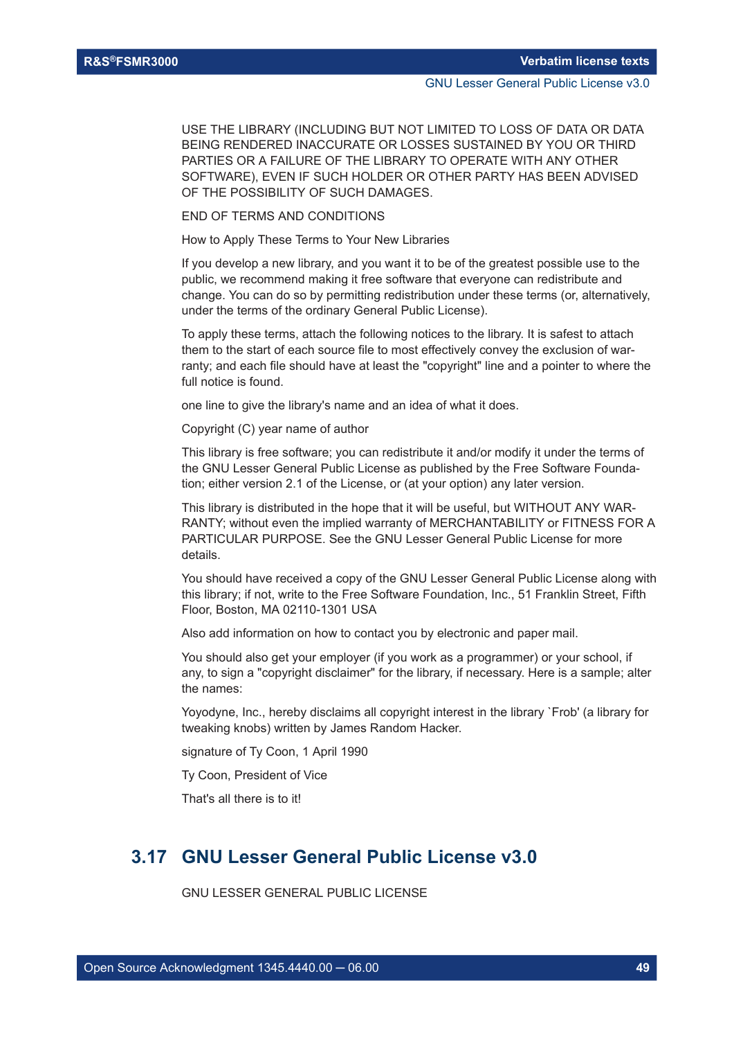USE THE LIBRARY (INCLUDING BUT NOT LIMITED TO LOSS OF DATA OR DATA BEING RENDERED INACCURATE OR LOSSES SUSTAINED BY YOU OR THIRD PARTIES OR A FAILURE OF THE LIBRARY TO OPERATE WITH ANY OTHER SOFTWARE), EVEN IF SUCH HOLDER OR OTHER PARTY HAS BEEN ADVISED OF THE POSSIBILITY OF SUCH DAMAGES.

END OF TERMS AND CONDITIONS

How to Apply These Terms to Your New Libraries

If you develop a new library, and you want it to be of the greatest possible use to the public, we recommend making it free software that everyone can redistribute and change. You can do so by permitting redistribution under these terms (or, alternatively, under the terms of the ordinary General Public License).

To apply these terms, attach the following notices to the library. It is safest to attach them to the start of each source file to most effectively convey the exclusion of warranty; and each file should have at least the "copyright" line and a pointer to where the full notice is found.

one line to give the library's name and an idea of what it does.

Copyright (C) year name of author

This library is free software; you can redistribute it and/or modify it under the terms of the GNU Lesser General Public License as published by the Free Software Foundation; either version 2.1 of the License, or (at your option) any later version.

This library is distributed in the hope that it will be useful, but WITHOUT ANY WARRANTY; without even the implied warranty of MERCHANTABILITY or FITNESS FOR A PARTICULAR PURPOSE. See the GNU Lesser General Public License for more details.

You should have received a copy of the GNU Lesser General Public License along with this library; if not, write to the Free Software Foundation, Inc., 51 Franklin Street, Fifth Floor, Boston, MA 02110-1301 USA

Also add information on how to contact you by electronic and paper mail.

You should also get your employer (if you work as a programmer) or your school, if any, to sign a "copyright disclaimer" for the library, if necessary. Here is a sample; alter the names:

Yoyodyne, Inc., hereby disclaims all copyright interest in the library `Frob' (a library for tweaking knobs) written by James Random Hacker.

signature of Ty Coon, 1 April 1990

Ty Coon, President of Vice

That's all there is to it!

## 3.17 GNU Lesser General Public License v3.0

GNU LESSER GENERAL PUBLIC LICENSE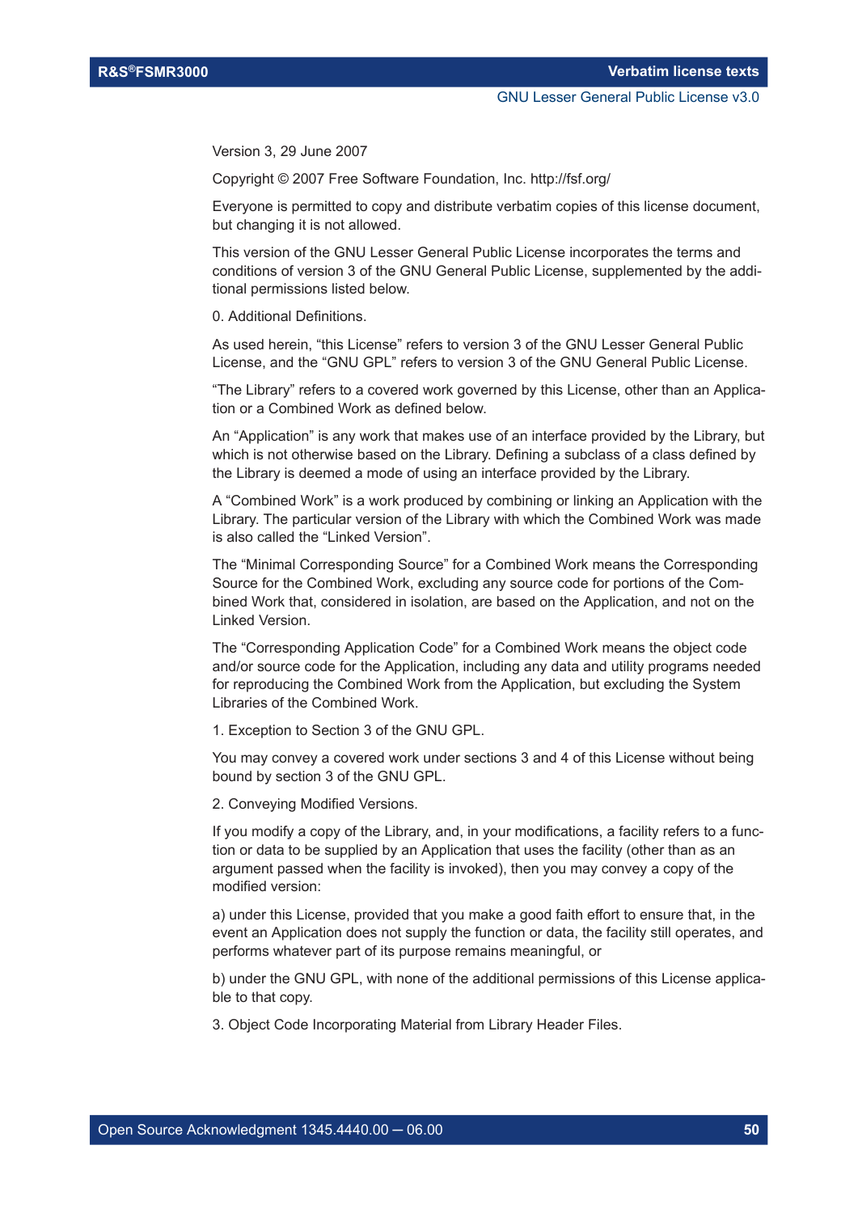Version 3, 29 June 2007

Copyright © 2007 Free Software Foundation, Inc. http://fsf.org/

Everyone is permitted to copy and distribute verbatim copies of this license document, but changing it is not allowed.

This version of the GNU Lesser General Public License incorporates the terms and conditions of version 3 of the GNU General Public License, supplemented by the additional permissions listed below.

0. Additional Definitions.

As used herein, “this License” refers to version 3 of the GNU Lesser General Public License, and the “GNU GPL” refers to version 3 of the GNU General Public License.

“The Library” refers to a covered work governed by this License, other than an Application or a Combined Work as defined below.

An “Application” is any work that makes use of an interface provided by the Library, but which is not otherwise based on the Library. Defining a subclass of a class defined by the Library is deemed a mode of using an interface provided by the Library.

A “Combined Work” is a work produced by combining or linking an Application with the Library. The particular version of the Library with which the Combined Work was made is also called the “Linked Version”.

The “Minimal Corresponding Source” for a Combined Work means the Corresponding Source for the Combined Work, excluding any source code for portions of the Combined Work that, considered in isolation, are based on the Application, and not on the Linked Version.

The “Corresponding Application Code” for a Combined Work means the object code and/or source code for the Application, including any data and utility programs needed for reproducing the Combined Work from the Application, but excluding the System Libraries of the Combined Work.

1. Exception to Section 3 of the GNU GPL.

You may convey a covered work under sections 3 and 4 of this License without being bound by section 3 of the GNU GPL.

2. Conveying Modified Versions.

If you modify a copy of the Library, and, in your modifications, a facility refers to a function or data to be supplied by an Application that uses the facility (other than as an argument passed when the facility is invoked), then you may convey a copy of the modified version:

a) under this License, provided that you make a good faith effort to ensure that, in the event an Application does not supply the function or data, the facility still operates, and performs whatever part of its purpose remains meaningful, or

b) under the GNU GPL, with none of the additional permissions of this License applicable to that copy.

3. Object Code Incorporating Material from Library Header Files.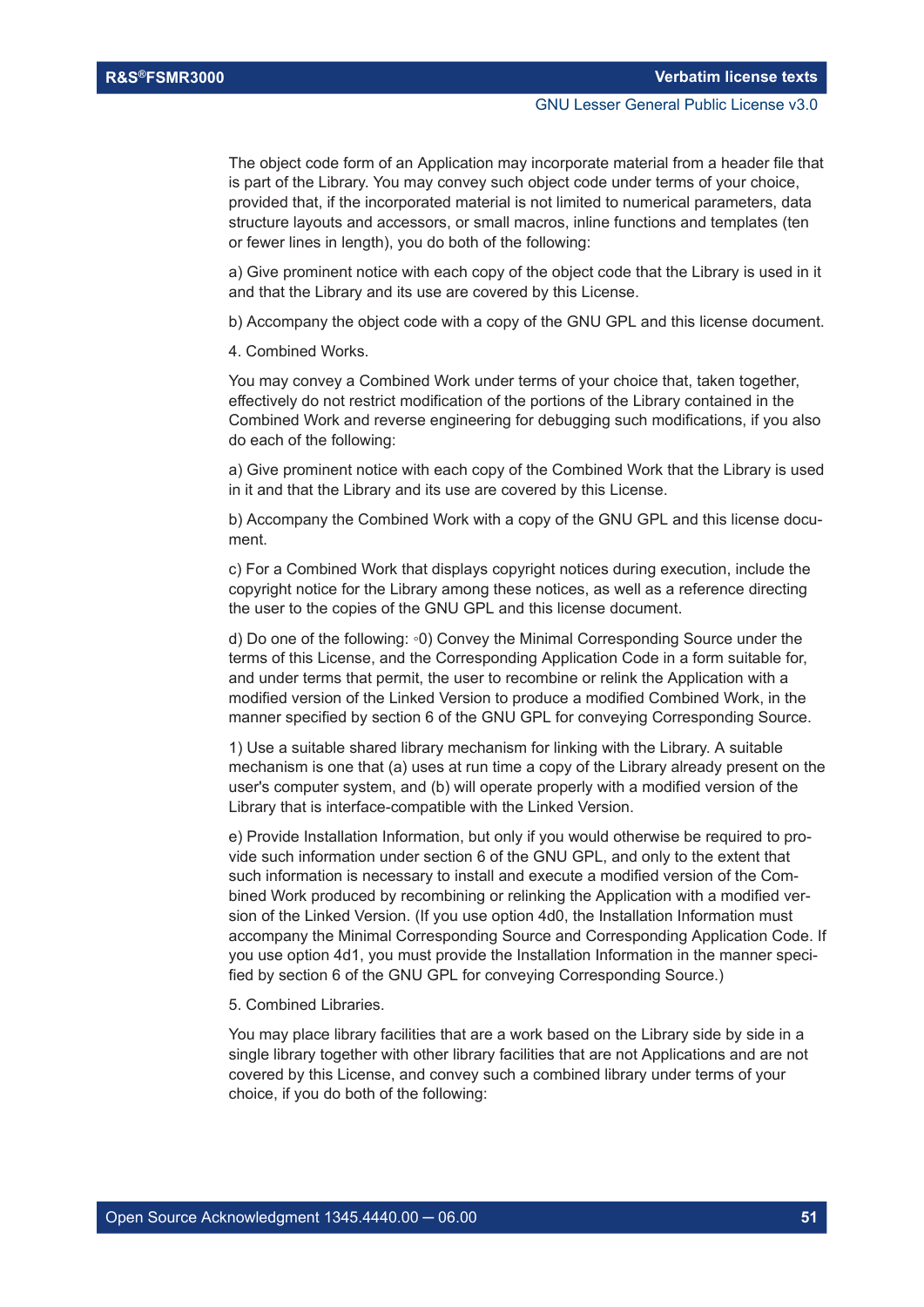The object code form of an Application may incorporate material from a header file that is part of the Library. You may convey such object code under terms of your choice, provided that, if the incorporated material is not limited to numerical parameters, data structure layouts and accessors, or small macros, inline functions and templates (ten or fewer lines in length), you do both of the following:

a) Give prominent notice with each copy of the object code that the Library is used in it and that the Library and its use are covered by this License.

b) Accompany the object code with a copy of the GNU GPL and this license document.

4. Combined Works.

You may convey a Combined Work under terms of your choice that, taken together, effectively do not restrict modification of the portions of the Library contained in the Combined Work and reverse engineering for debugging such modifications, if you also do each of the following:

a) Give prominent notice with each copy of the Combined Work that the Library is used in it and that the Library and its use are covered by this License.

b) Accompany the Combined Work with a copy of the GNU GPL and this license document.

c) For a Combined Work that displays copyright notices during execution, include the copyright notice for the Library among these notices, as well as a reference directing the user to the copies of the GNU GPL and this license document.

d) Do one of the following: ◦0) Convey the Minimal Corresponding Source under the terms of this License, and the Corresponding Application Code in a form suitable for, and under terms that permit, the user to recombine or relink the Application with a modified version of the Linked Version to produce a modified Combined Work, in the manner specified by section 6 of the GNU GPL for conveying Corresponding Source.

1) Use a suitable shared library mechanism for linking with the Library. A suitable mechanism is one that (a) uses at run time a copy of the Library already present on the user's computer system, and (b) will operate properly with a modified version of the Library that is interface-compatible with the Linked Version.

e) Provide Installation Information, but only if you would otherwise be required to provide such information under section 6 of the GNU GPL, and only to the extent that such information is necessary to install and execute a modified version of the Combined Work produced by recombining or relinking the Application with a modified version of the Linked Version. (If you use option 4d0, the Installation Information must accompany the Minimal Corresponding Source and Corresponding Application Code. If you use option 4d1, you must provide the Installation Information in the manner specified by section 6 of the GNU GPL for conveying Corresponding Source.)

5. Combined Libraries.

You may place library facilities that are a work based on the Library side by side in a single library together with other library facilities that are not Applications and are not covered by this License, and convey such a combined library under terms of your choice, if you do both of the following: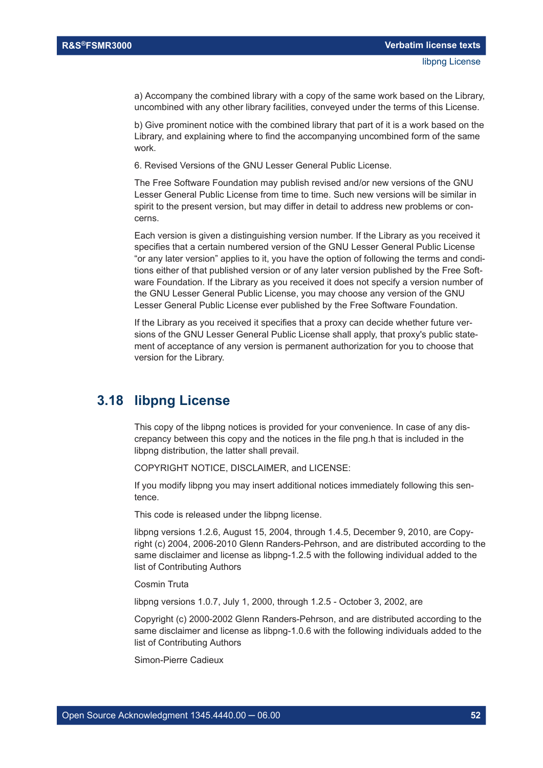a) Accompany the combined library with a copy of the same work based on the Library, uncombined with any other library facilities, conveyed under the terms of this License.

b) Give prominent notice with the combined library that part of it is a work based on the Library, and explaining where to find the accompanying uncombined form of the same work.

6. Revised Versions of the GNU Lesser General Public License.

The Free Software Foundation may publish revised and/or new versions of the GNU Lesser General Public License from time to time. Such new versions will be similar in spirit to the present version, but may differ in detail to address new problems or concerns.

Each version is given a distinguishing version number. If the Library as you received it specifies that a certain numbered version of the GNU Lesser General Public License "or any later version" applies to it, you have the option of following the terms and conditions either of that published version or of any later version published by the Free Software Foundation. If the Library as you received it does not specify a version number of the GNU Lesser General Public License, you may choose any version of the GNU Lesser General Public License ever published by the Free Software Foundation.

If the Library as you received it specifies that a proxy can decide whether future versions of the GNU Lesser General Public License shall apply, that proxy's public statement of acceptance of any version is permanent authorization for you to choose that version for the Library.

## 3.18 libpng License

This copy of the libpng notices is provided for your convenience. In case of any discrepancy between this copy and the notices in the file png.h that is included in the libpng distribution, the latter shall prevail.

COPYRIGHT NOTICE, DISCLAIMER, and LICENSE:

If you modify libpng you may insert additional notices immediately following this sentence.

This code is released under the libpng license.

libpng versions 1.2.6, August 15, 2004, through 1.4.5, December 9, 2010, are Copyright (c) 2004, 2006-2010 Glenn Randers-Pehrson, and are distributed according to the same disclaimer and license as libpng-1.2.5 with the following individual added to the list of Contributing Authors

Cosmin Truta

libpng versions 1.0.7, July 1, 2000, through 1.2.5 - October 3, 2002, are

Copyright (c) 2000-2002 Glenn Randers-Pehrson, and are distributed according to the same disclaimer and license as libpng-1.0.6 with the following individuals added to the list of Contributing Authors

Simon-Pierre Cadieux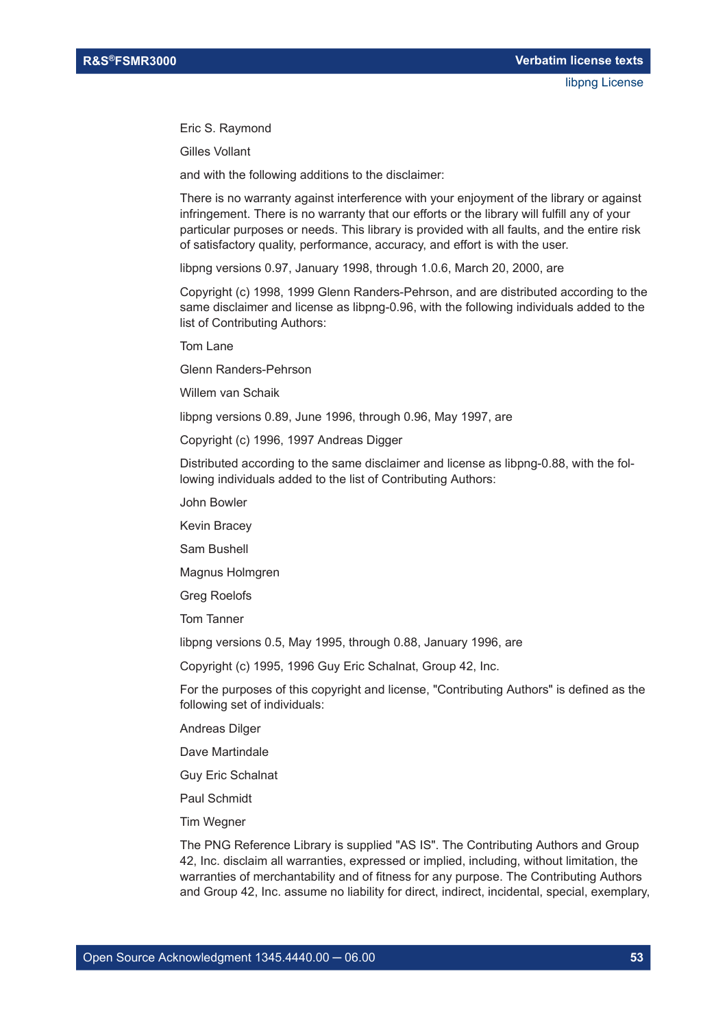Eric S. Raymond

Gilles Vollant

and with the following additions to the disclaimer:

There is no warranty against interference with your enjoyment of the library or against infringement. There is no warranty that our efforts or the library will fulfill any of your particular purposes or needs. This library is provided with all faults, and the entire risk of satisfactory quality, performance, accuracy, and effort is with the user.

libpng versions 0.97, January 1998, through 1.0.6, March 20, 2000, are

Copyright (c) 1998, 1999 Glenn Randers-Pehrson, and are distributed according to the same disclaimer and license as libpng-0.96, with the following individuals added to the list of Contributing Authors:

Tom Lane

Glenn Randers-Pehrson

Willem van Schaik

libpng versions 0.89, June 1996, through 0.96, May 1997, are

Copyright (c) 1996, 1997 Andreas Digger

Distributed according to the same disclaimer and license as libpng-0.88, with the following individuals added to the list of Contributing Authors:

John Bowler

Kevin Bracey

Sam Bushell

Magnus Holmgren

Greg Roelofs

Tom Tanner

libpng versions 0.5, May 1995, through 0.88, January 1996, are

Copyright (c) 1995, 1996 Guy Eric Schalnat, Group 42, Inc.

For the purposes of this copyright and license, "Contributing Authors" is defined as the following set of individuals:

Andreas Dilger

Dave Martindale

Guy Eric Schalnat

Paul Schmidt

Tim Wegner

The PNG Reference Library is supplied "AS IS". The Contributing Authors and Group 42, Inc. disclaim all warranties, expressed or implied, including, without limitation, the warranties of merchantability and of fitness for any purpose. The Contributing Authors and Group 42, Inc. assume no liability for direct, indirect, incidental, special, exemplary,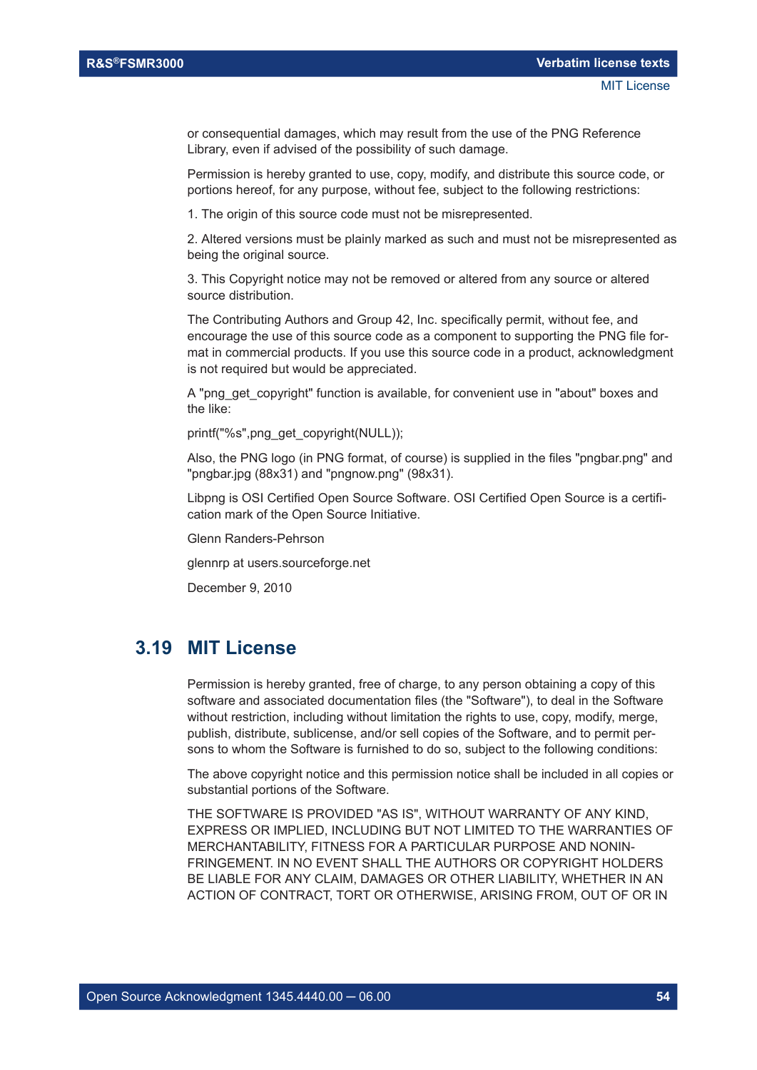or consequential damages, which may result from the use of the PNG Reference Library, even if advised of the possibility of such damage.

Permission is hereby granted to use, copy, modify, and distribute this source code, or portions hereof, for any purpose, without fee, subject to the following restrictions:

1. The origin of this source code must not be misrepresented.

2. Altered versions must be plainly marked as such and must not be misrepresented as being the original source.

3. This Copyright notice may not be removed or altered from any source or altered source distribution.

The Contributing Authors and Group 42, Inc. specifically permit, without fee, and encourage the use of this source code as a component to supporting the PNG file format in commercial products. If you use this source code in a product, acknowledgment is not required but would be appreciated.

A "png_get_copyright" function is available, for convenient use in "about" boxes and the like:

printf("%s",png_get_copyright(NULL));

Also, the PNG logo (in PNG format, of course) is supplied in the files "pngbar.png" and "pngbar.jpg (88x31) and "pngnow.png" (98x31).

Libpng is OSI Certified Open Source Software. OSI Certified Open Source is a certification mark of the Open Source Initiative.

Glenn Randers-Pehrson

glennrp at users.sourceforge.net

December 9, 2010

## 3.19 MIT License

Permission is hereby granted, free of charge, to any person obtaining a copy of this software and associated documentation files (the "Software"), to deal in the Software without restriction, including without limitation the rights to use, copy, modify, merge, publish, distribute, sublicense, and/or sell copies of the Software, and to permit persons to whom the Software is furnished to do so, subject to the following conditions:

The above copyright notice and this permission notice shall be included in all copies or substantial portions of the Software.

THE SOFTWARE IS PROVIDED "AS IS", WITHOUT WARRANTY OF ANY KIND, EXPRESS OR IMPLIED, INCLUDING BUT NOT LIMITED TO THE WARRANTIES OF MERCHANTABILITY, FITNESS FOR A PARTICULAR PURPOSE AND NONINFRINGEMENT. IN NO EVENT SHALL THE AUTHORS OR COPYRIGHT HOLDERS BE LIABLE FOR ANY CLAIM, DAMAGES OR OTHER LIABILITY, WHETHER IN AN ACTION OF CONTRACT, TORT OR OTHERWISE, ARISING FROM, OUT OF OR IN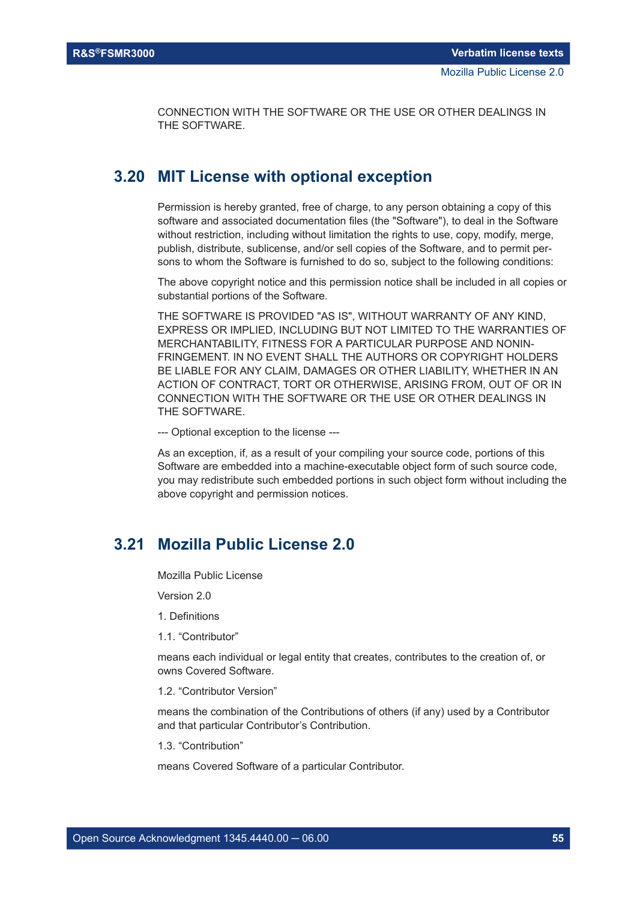CONNECTION WITH THE SOFTWARE OR THE USE OR OTHER DEALINGS IN THE SOFTWARE.

## 3.20 MIT License with optional exception

Permission is hereby granted, free of charge, to any person obtaining a copy of this software and associated documentation files (the "Software"), to deal in the Software without restriction, including without limitation the rights to use, copy, modify, merge, publish, distribute, sublicense, and/or sell copies of the Software, and to permit persons to whom the Software is furnished to do so, subject to the following conditions:

The above copyright notice and this permission notice shall be included in all copies or substantial portions of the Software.

THE SOFTWARE IS PROVIDED "AS IS", WITHOUT WARRANTY OF ANY KIND, EXPRESS OR IMPLIED, INCLUDING BUT NOT LIMITED TO THE WARRANTIES OF MERCHANTABILITY, FITNESS FOR A PARTICULAR PURPOSE AND NONINFRINGEMENT. IN NO EVENT SHALL THE AUTHORS OR COPYRIGHT HOLDERS BE LIABLE FOR ANY CLAIM, DAMAGES OR OTHER LIABILITY, WHETHER IN AN ACTION OF CONTRACT, TORT OR OTHERWISE, ARISING FROM, OUT OF OR IN CONNECTION WITH THE SOFTWARE OR THE USE OR OTHER DEALINGS IN THE SOFTWARE.

--- Optional exception to the license ---

As an exception, if, as a result of your compiling your source code, portions of this Software are embedded into a machine-executable object form of such source code, you may redistribute such embedded portions in such object form without including the above copyright and permission notices.

## 3.21 Mozilla Public License 2.0

Mozilla Public License

Version 2.0

1. Definitions

1.1. “Contributor”

means each individual or legal entity that creates, contributes to the creation of, or owns Covered Software.

1.2. “Contributor Version”

means the combination of the Contributions of others (if any) used by a Contributor and that particular Contributor’s Contribution.

1.3. “Contribution”

means Covered Software of a particular Contributor.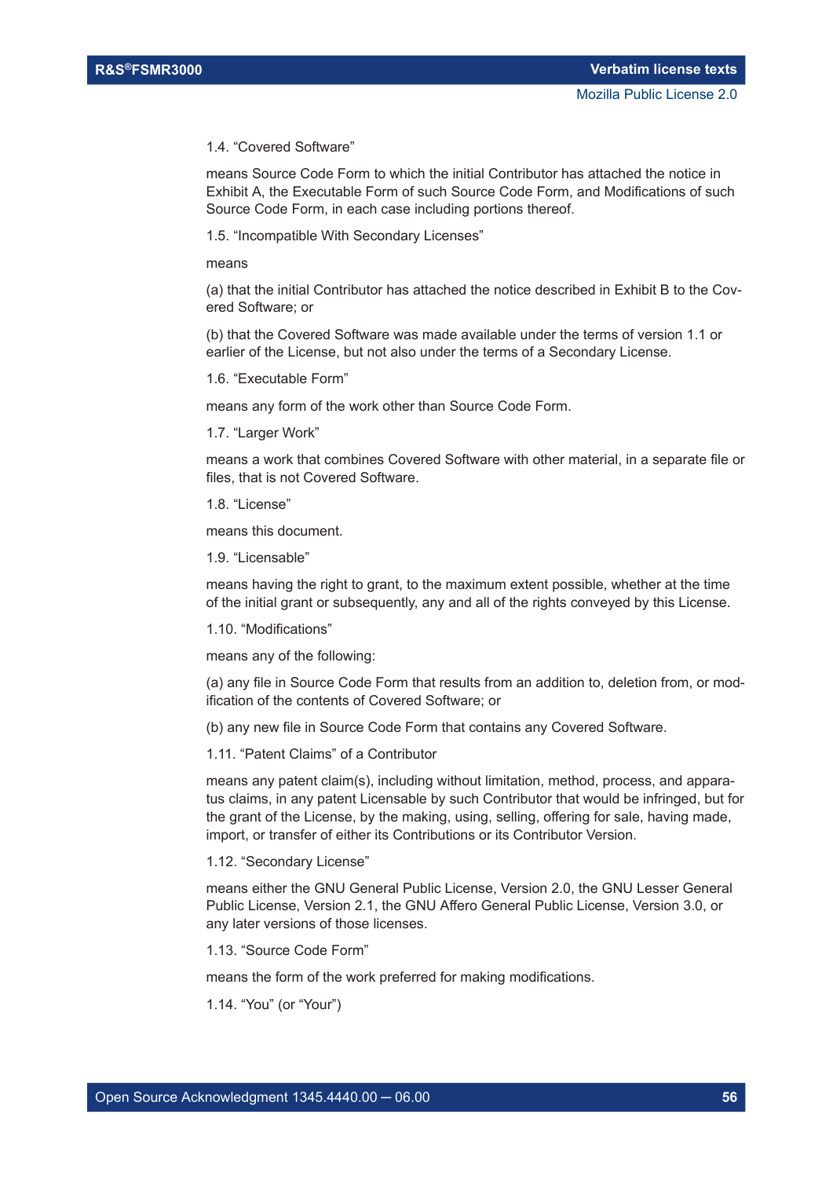1.4. “Covered Software”

means Source Code Form to which the initial Contributor has attached the notice in Exhibit A, the Executable Form of such Source Code Form, and Modifications of such Source Code Form, in each case including portions thereof.

1.5. “Incompatible With Secondary Licenses”

means

(a) that the initial Contributor has attached the notice described in Exhibit B to the Covered Software; or

(b) that the Covered Software was made available under the terms of version 1.1 or earlier of the License, but not also under the terms of a Secondary License.

1.6. “Executable Form”

means any form of the work other than Source Code Form.

1.7. “Larger Work”

means a work that combines Covered Software with other material, in a separate file or files, that is not Covered Software.

1.8. “License”

means this document.

1.9. “Licensable”

means having the right to grant, to the maximum extent possible, whether at the time of the initial grant or subsequently, any and all of the rights conveyed by this License.

1.10. “Modifications”

means any of the following:

(a) any file in Source Code Form that results from an addition to, deletion from, or modification of the contents of Covered Software; or

(b) any new file in Source Code Form that contains any Covered Software.

1.11. “Patent Claims” of a Contributor

means any patent claim(s), including without limitation, method, process, and apparatus claims, in any patent Licensable by such Contributor that would be infringed, but for the grant of the License, by the making, using, selling, offering for sale, having made, import, or transfer of either its Contributions or its Contributor Version.

1.12. “Secondary License”

means either the GNU General Public License, Version 2.0, the GNU Lesser General Public License, Version 2.1, the GNU Affero General Public License, Version 3.0, or any later versions of those licenses.

1.13. “Source Code Form”

means the form of the work preferred for making modifications.

1.14. “You” (or “Your”)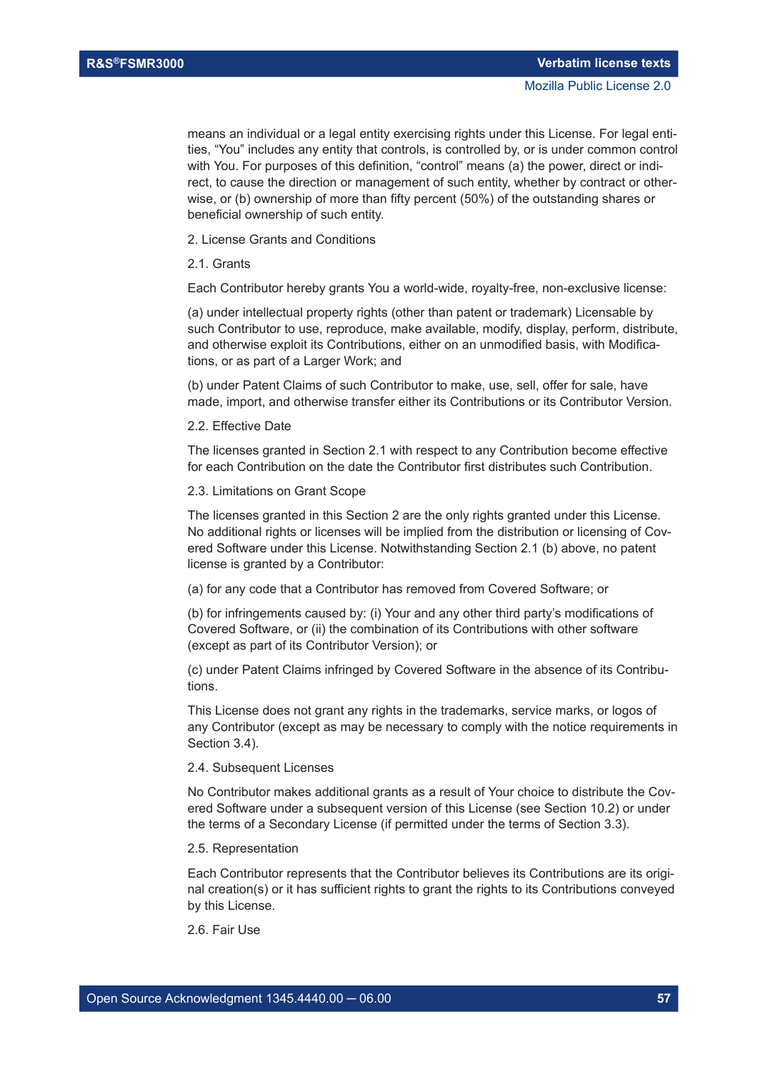means an individual or a legal entity exercising rights under this License. For legal entities, "You" includes any entity that controls, is controlled by, or is under common control with You. For purposes of this definition, "control" means (a) the power, direct or indirect, to cause the direction or management of such entity, whether by contract or otherwise, or (b) ownership of more than fifty percent (50%) of the outstanding shares or beneficial ownership of such entity.

2. License Grants and Conditions

2.1. Grants

Each Contributor hereby grants You a world-wide, royalty-free, non-exclusive license:

(a) under intellectual property rights (other than patent or trademark) Licensable by such Contributor to use, reproduce, make available, modify, display, perform, distribute, and otherwise exploit its Contributions, either on an unmodified basis, with Modifications, or as part of a Larger Work; and

(b) under Patent Claims of such Contributor to make, use, sell, offer for sale, have made, import, and otherwise transfer either its Contributions or its Contributor Version.

2.2. Effective Date

The licenses granted in Section 2.1 with respect to any Contribution become effective for each Contribution on the date the Contributor first distributes such Contribution.

2.3. Limitations on Grant Scope

The licenses granted in this Section 2 are the only rights granted under this License. No additional rights or licenses will be implied from the distribution or licensing of Covered Software under this License. Notwithstanding Section 2.1 (b) above, no patent license is granted by a Contributor:

(a) for any code that a Contributor has removed from Covered Software; or

(b) for infringements caused by: (i) Your and any other third party's modifications of Covered Software, or (ii) the combination of its Contributions with other software (except as part of its Contributor Version); or

(c) under Patent Claims infringed by Covered Software in the absence of its Contributions.

This License does not grant any rights in the trademarks, service marks, or logos of any Contributor (except as may be necessary to comply with the notice requirements in Section 3.4).

2.4. Subsequent Licenses

No Contributor makes additional grants as a result of Your choice to distribute the Covered Software under a subsequent version of this License (see Section 10.2) or under the terms of a Secondary License (if permitted under the terms of Section 3.3).

2.5. Representation

Each Contributor represents that the Contributor believes its Contributions are its original creation(s) or it has sufficient rights to grant the rights to its Contributions conveyed by this License.

2.6. Fair Use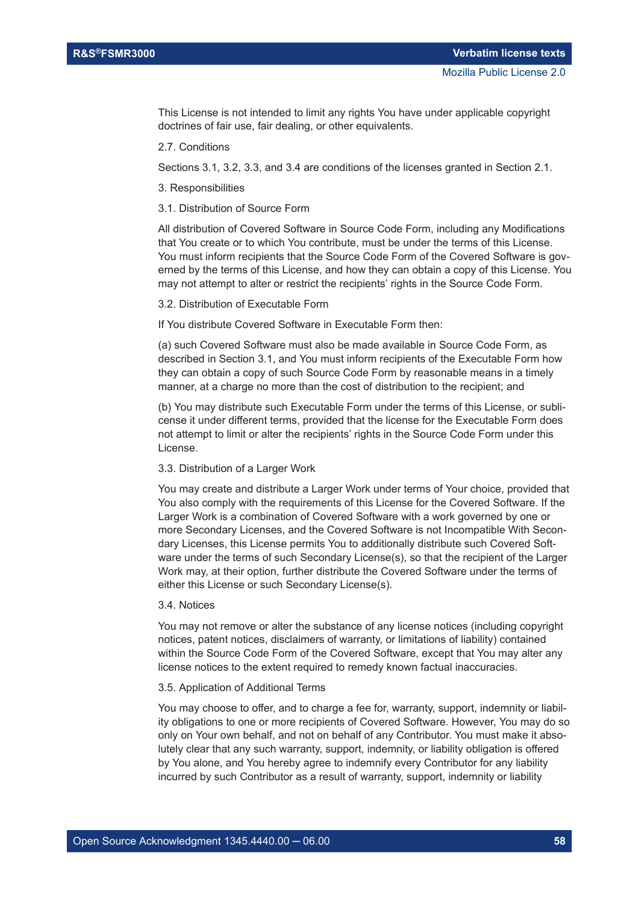This License is not intended to limit any rights You have under applicable copyright doctrines of fair use, fair dealing, or other equivalents.

2.7. Conditions

Sections 3.1, 3.2, 3.3, and 3.4 are conditions of the licenses granted in Section 2.1.

3. Responsibilities

3.1. Distribution of Source Form

All distribution of Covered Software in Source Code Form, including any Modifications that You create or to which You contribute, must be under the terms of this License. You must inform recipients that the Source Code Form of the Covered Software is governed by the terms of this License, and how they can obtain a copy of this License. You may not attempt to alter or restrict the recipients' rights in the Source Code Form.

3.2. Distribution of Executable Form

If You distribute Covered Software in Executable Form then:

(a) such Covered Software must also be made available in Source Code Form, as described in Section 3.1, and You must inform recipients of the Executable Form how they can obtain a copy of such Source Code Form by reasonable means in a timely manner, at a charge no more than the cost of distribution to the recipient; and

(b) You may distribute such Executable Form under the terms of this License, or sublicense it under different terms, provided that the license for the Executable Form does not attempt to limit or alter the recipients' rights in the Source Code Form under this License.

3.3. Distribution of a Larger Work

You may create and distribute a Larger Work under terms of Your choice, provided that You also comply with the requirements of this License for the Covered Software. If the Larger Work is a combination of Covered Software with a work governed by one or more Secondary Licenses, and the Covered Software is not Incompatible With Secondary Licenses, this License permits You to additionally distribute such Covered Software under the terms of such Secondary License(s), so that the recipient of the Larger Work may, at their option, further distribute the Covered Software under the terms of either this License or such Secondary License(s).

3.4. Notices

You may not remove or alter the substance of any license notices (including copyright notices, patent notices, disclaimers of warranty, or limitations of liability) contained within the Source Code Form of the Covered Software, except that You may alter any license notices to the extent required to remedy known factual inaccuracies.

3.5. Application of Additional Terms

You may choose to offer, and to charge a fee for, warranty, support, indemnity or liability obligations to one or more recipients of Covered Software. However, You may do so only on Your own behalf, and not on behalf of any Contributor. You must make it absolutely clear that any such warranty, support, indemnity, or liability obligation is offered by You alone, and You hereby agree to indemnify every Contributor for any liability incurred by such Contributor as a result of warranty, support, indemnity or liability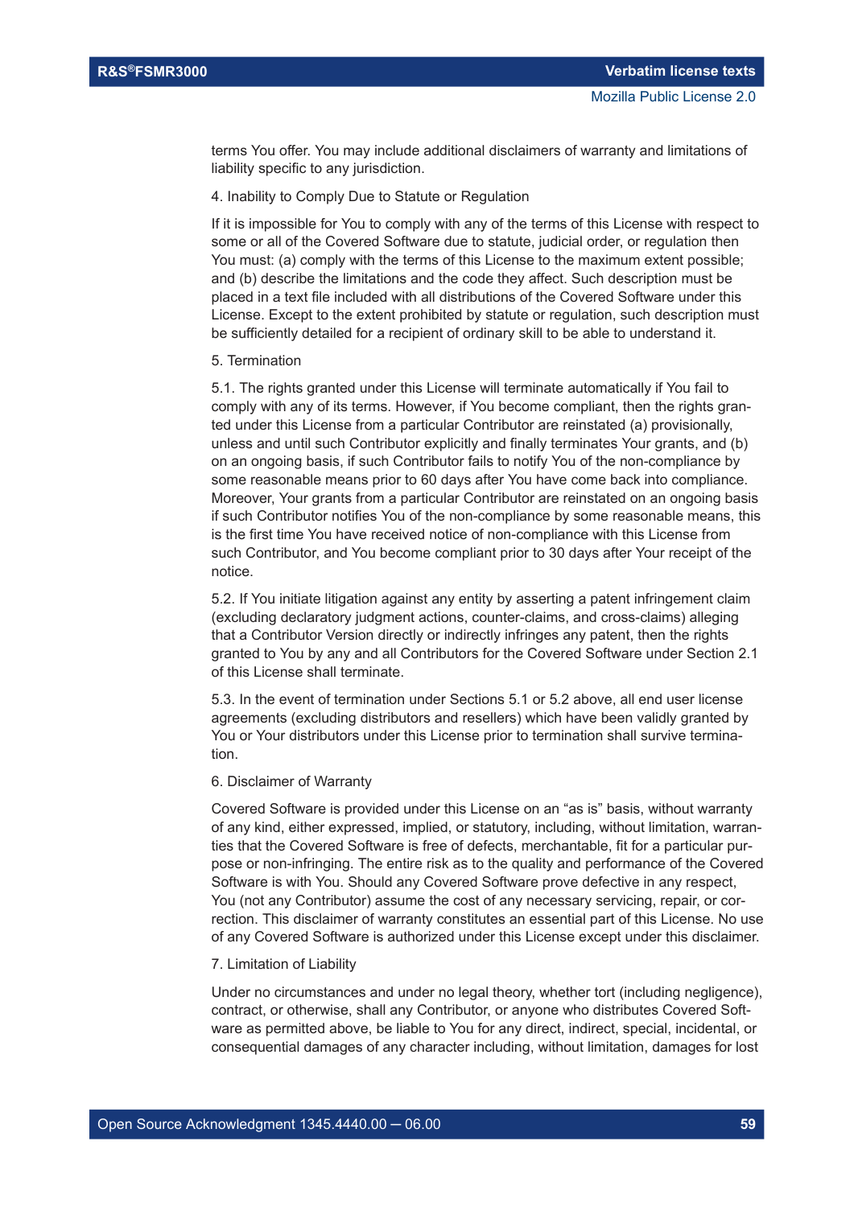terms You offer. You may include additional disclaimers of warranty and limitations of liability specific to any jurisdiction.

4. Inability to Comply Due to Statute or Regulation

If it is impossible for You to comply with any of the terms of this License with respect to some or all of the Covered Software due to statute, judicial order, or regulation then You must: (a) comply with the terms of this License to the maximum extent possible; and (b) describe the limitations and the code they affect. Such description must be placed in a text file included with all distributions of the Covered Software under this License. Except to the extent prohibited by statute or regulation, such description must be sufficiently detailed for a recipient of ordinary skill to be able to understand it.

5. Termination

5.1. The rights granted under this License will terminate automatically if You fail to comply with any of its terms. However, if You become compliant, then the rights granted under this License from a particular Contributor are reinstated (a) provisionally, unless and until such Contributor explicitly and finally terminates Your grants, and (b) on an ongoing basis, if such Contributor fails to notify You of the non-compliance by some reasonable means prior to 60 days after You have come back into compliance. Moreover, Your grants from a particular Contributor are reinstated on an ongoing basis if such Contributor notifies You of the non-compliance by some reasonable means, this is the first time You have received notice of non-compliance with this License from such Contributor, and You become compliant prior to 30 days after Your receipt of the notice.

5.2. If You initiate litigation against any entity by asserting a patent infringement claim (excluding declaratory judgment actions, counter-claims, and cross-claims) alleging that a Contributor Version directly or indirectly infringes any patent, then the rights granted to You by any and all Contributors for the Covered Software under Section 2.1 of this License shall terminate.

5.3. In the event of termination under Sections 5.1 or 5.2 above, all end user license agreements (excluding distributors and resellers) which have been validly granted by You or Your distributors under this License prior to termination shall survive termination.

6. Disclaimer of Warranty

Covered Software is provided under this License on an "as is" basis, without warranty of any kind, either expressed, implied, or statutory, including, without limitation, warranties that the Covered Software is free of defects, merchantable, fit for a particular purpose or non-infringing. The entire risk as to the quality and performance of the Covered Software is with You. Should any Covered Software prove defective in any respect, You (not any Contributor) assume the cost of any necessary servicing, repair, or correction. This disclaimer of warranty constitutes an essential part of this License. No use of any Covered Software is authorized under this License except under this disclaimer.

7. Limitation of Liability

Under no circumstances and under no legal theory, whether tort (including negligence), contract, or otherwise, shall any Contributor, or anyone who distributes Covered Software as permitted above, be liable to You for any direct, indirect, special, incidental, or consequential damages of any character including, without limitation, damages for lost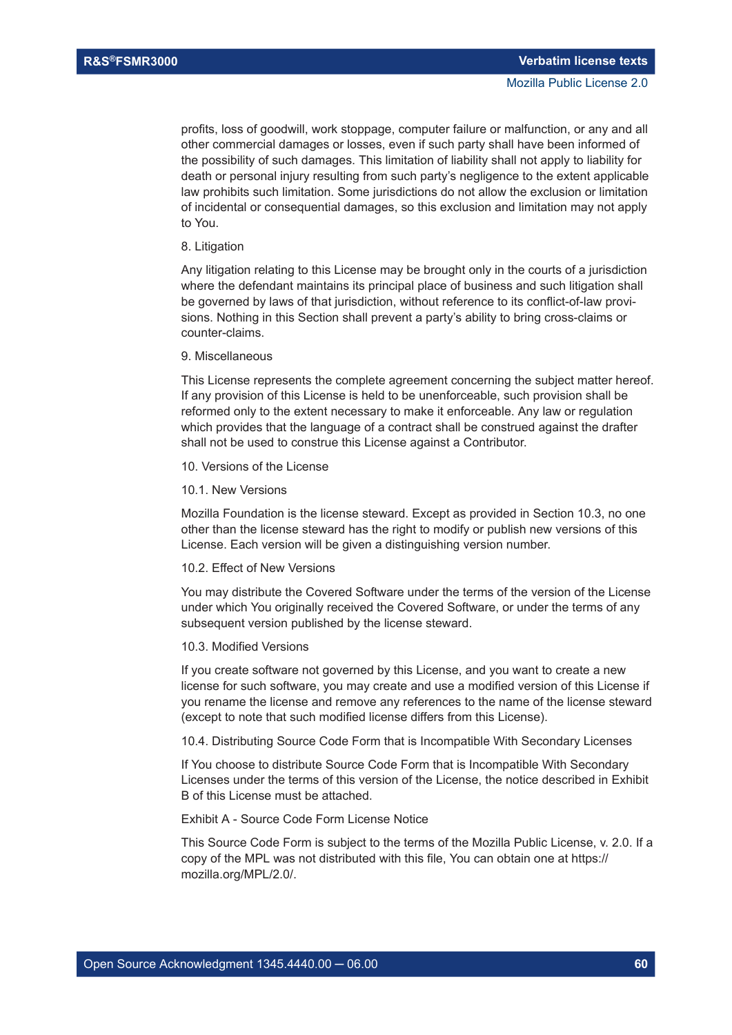profits, loss of goodwill, work stoppage, computer failure or malfunction, or any and all other commercial damages or losses, even if such party shall have been informed of the possibility of such damages. This limitation of liability shall not apply to liability for death or personal injury resulting from such party's negligence to the extent applicable law prohibits such limitation. Some jurisdictions do not allow the exclusion or limitation of incidental or consequential damages, so this exclusion and limitation may not apply to You.

8. Litigation

Any litigation relating to this License may be brought only in the courts of a jurisdiction where the defendant maintains its principal place of business and such litigation shall be governed by laws of that jurisdiction, without reference to its conflict-of-law provisions. Nothing in this Section shall prevent a party's ability to bring cross-claims or counter-claims.

9. Miscellaneous

This License represents the complete agreement concerning the subject matter hereof. If any provision of this License is held to be unenforceable, such provision shall be reformed only to the extent necessary to make it enforceable. Any law or regulation which provides that the language of a contract shall be construed against the drafter shall not be used to construe this License against a Contributor.

10. Versions of the License

10.1. New Versions

Mozilla Foundation is the license steward. Except as provided in Section 10.3, no one other than the license steward has the right to modify or publish new versions of this License. Each version will be given a distinguishing version number.

10.2. Effect of New Versions

You may distribute the Covered Software under the terms of the version of the License under which You originally received the Covered Software, or under the terms of any subsequent version published by the license steward.

10.3. Modified Versions

If you create software not governed by this License, and you want to create a new license for such software, you may create and use a modified version of this License if you rename the license and remove any references to the name of the license steward (except to note that such modified license differs from this License).

10.4. Distributing Source Code Form that is Incompatible With Secondary Licenses

If You choose to distribute Source Code Form that is Incompatible With Secondary Licenses under the terms of this version of the License, the notice described in Exhibit B of this License must be attached.

Exhibit A - Source Code Form License Notice

This Source Code Form is subject to the terms of the Mozilla Public License, v. 2.0. If a copy of the MPL was not distributed with this file, You can obtain one at https://mozilla.org/MPL/2.0/.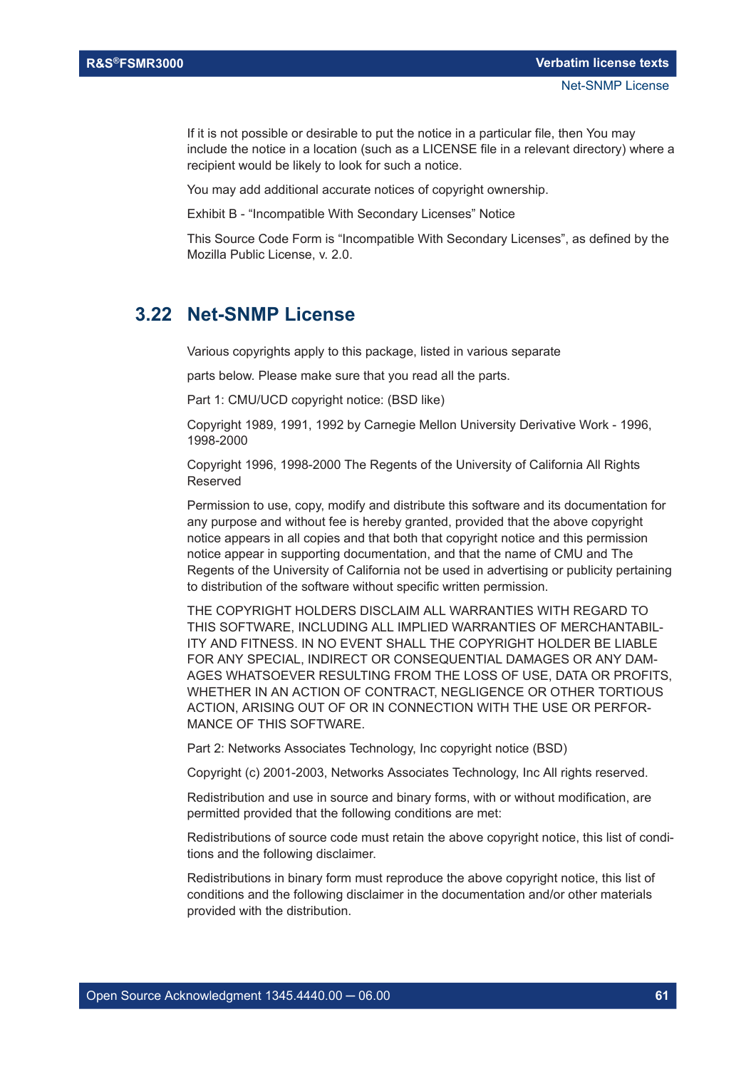If it is not possible or desirable to put the notice in a particular file, then You may include the notice in a location (such as a LICENSE file in a relevant directory) where a recipient would be likely to look for such a notice.

You may add additional accurate notices of copyright ownership.

Exhibit B - “Incompatible With Secondary Licenses” Notice

This Source Code Form is “Incompatible With Secondary Licenses”, as defined by the Mozilla Public License, v. 2.0.

## 3.22 Net-SNMP License

Various copyrights apply to this package, listed in various separate

parts below. Please make sure that you read all the parts.

Part 1: CMU/UCD copyright notice: (BSD like)

Copyright 1989, 1991, 1992 by Carnegie Mellon University Derivative Work - 1996, 1998-2000

Copyright 1996, 1998-2000 The Regents of the University of California All Rights Reserved

Permission to use, copy, modify and distribute this software and its documentation for any purpose and without fee is hereby granted, provided that the above copyright notice appears in all copies and that both that copyright notice and this permission notice appear in supporting documentation, and that the name of CMU and The Regents of the University of California not be used in advertising or publicity pertaining to distribution of the software without specific written permission.

THE COPYRIGHT HOLDERS DISCLAIM ALL WARRANTIES WITH REGARD TO THIS SOFTWARE, INCLUDING ALL IMPLIED WARRANTIES OF MERCHANTABILITY AND FITNESS. IN NO EVENT SHALL THE COPYRIGHT HOLDER BE LIABLE FOR ANY SPECIAL, INDIRECT OR CONSEQUENTIAL DAMAGES OR ANY DAMAGES WHATSOEVER RESULTING FROM THE LOSS OF USE, DATA OR PROFITS, WHETHER IN AN ACTION OF CONTRACT, NEGLIGENCE OR OTHER TORTIOUS ACTION, ARISING OUT OF OR IN CONNECTION WITH THE USE OR PERFORMANCE OF THIS SOFTWARE.

Part 2: Networks Associates Technology, Inc copyright notice (BSD)

Copyright (c) 2001-2003, Networks Associates Technology, Inc All rights reserved.

Redistribution and use in source and binary forms, with or without modification, are permitted provided that the following conditions are met:

Redistributions of source code must retain the above copyright notice, this list of conditions and the following disclaimer.

Redistributions in binary form must reproduce the above copyright notice, this list of conditions and the following disclaimer in the documentation and/or other materials provided with the distribution.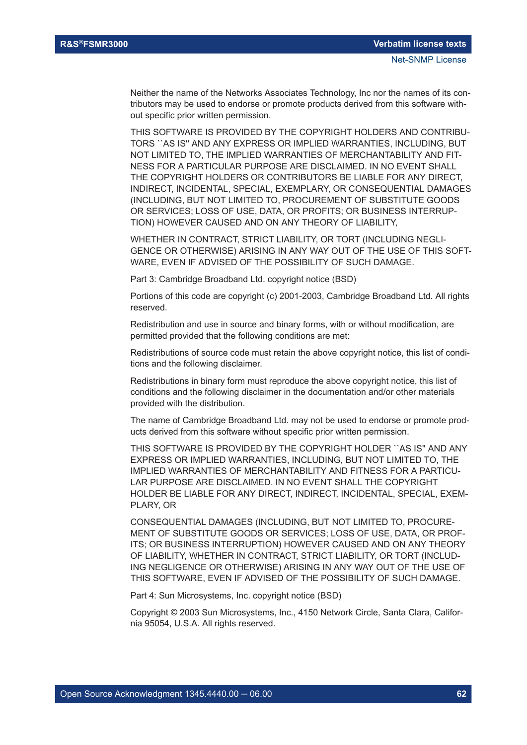Neither the name of the Networks Associates Technology, Inc nor the names of its contributors may be used to endorse or promote products derived from this software without specific prior written permission.

THIS SOFTWARE IS PROVIDED BY THE COPYRIGHT HOLDERS AND CONTRIBUTORS ``AS IS'' AND ANY EXPRESS OR IMPLIED WARRANTIES, INCLUDING, BUT NOT LIMITED TO, THE IMPLIED WARRANTIES OF MERCHANTABILITY AND FITNESS FOR A PARTICULAR PURPOSE ARE DISCLAIMED. IN NO EVENT SHALL THE COPYRIGHT HOLDERS OR CONTRIBUTORS BE LIABLE FOR ANY DIRECT, INDIRECT, INCIDENTAL, SPECIAL, EXEMPLARY, OR CONSEQUENTIAL DAMAGES (INCLUDING, BUT NOT LIMITED TO, PROCUREMENT OF SUBSTITUTE GOODS OR SERVICES; LOSS OF USE, DATA, OR PROFITS; OR BUSINESS INTERRUPTION) HOWEVER CAUSED AND ON ANY THEORY OF LIABILITY,

WHETHER IN CONTRACT, STRICT LIABILITY, OR TORT (INCLUDING NEGLIGENCE OR OTHERWISE) ARISING IN ANY WAY OUT OF THE USE OF THIS SOFTWARE, EVEN IF ADVISED OF THE POSSIBILITY OF SUCH DAMAGE.

Part 3: Cambridge Broadband Ltd. copyright notice (BSD)

Portions of this code are copyright (c) 2001-2003, Cambridge Broadband Ltd. All rights reserved.

Redistribution and use in source and binary forms, with or without modification, are permitted provided that the following conditions are met:

Redistributions of source code must retain the above copyright notice, this list of conditions and the following disclaimer.

Redistributions in binary form must reproduce the above copyright notice, this list of conditions and the following disclaimer in the documentation and/or other materials provided with the distribution.

The name of Cambridge Broadband Ltd. may not be used to endorse or promote products derived from this software without specific prior written permission.

THIS SOFTWARE IS PROVIDED BY THE COPYRIGHT HOLDER ``AS IS'' AND ANY EXPRESS OR IMPLIED WARRANTIES, INCLUDING, BUT NOT LIMITED TO, THE IMPLIED WARRANTIES OF MERCHANTABILITY AND FITNESS FOR A PARTICULAR PURPOSE ARE DISCLAIMED. IN NO EVENT SHALL THE COPYRIGHT HOLDER BE LIABLE FOR ANY DIRECT, INDIRECT, INCIDENTAL, SPECIAL, EXEMPLARY, OR

CONSEQUENTIAL DAMAGES (INCLUDING, BUT NOT LIMITED TO, PROCUREMENT OF SUBSTITUTE GOODS OR SERVICES; LOSS OF USE, DATA, OR PROFITS; OR BUSINESS INTERRUPTION) HOWEVER CAUSED AND ON ANY THEORY OF LIABILITY, WHETHER IN CONTRACT, STRICT LIABILITY, OR TORT (INCLUDING NEGLIGENCE OR OTHERWISE) ARISING IN ANY WAY OUT OF THE USE OF THIS SOFTWARE, EVEN IF ADVISED OF THE POSSIBILITY OF SUCH DAMAGE.

Part 4: Sun Microsystems, Inc. copyright notice (BSD)

Copyright © 2003 Sun Microsystems, Inc., 4150 Network Circle, Santa Clara, California 95054, U.S.A. All rights reserved.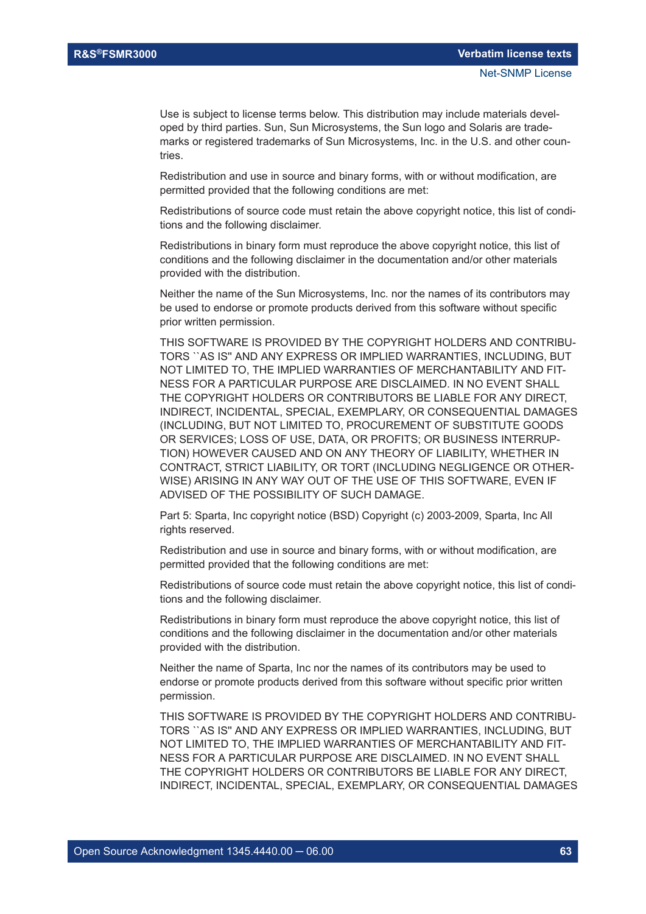Use is subject to license terms below. This distribution may include materials developed by third parties. Sun, Sun Microsystems, the Sun logo and Solaris are trademarks or registered trademarks of Sun Microsystems, Inc. in the U.S. and other countries.

Redistribution and use in source and binary forms, with or without modification, are permitted provided that the following conditions are met:

Redistributions of source code must retain the above copyright notice, this list of conditions and the following disclaimer.

Redistributions in binary form must reproduce the above copyright notice, this list of conditions and the following disclaimer in the documentation and/or other materials provided with the distribution.

Neither the name of the Sun Microsystems, Inc. nor the names of its contributors may be used to endorse or promote products derived from this software without specific prior written permission.

THIS SOFTWARE IS PROVIDED BY THE COPYRIGHT HOLDERS AND CONTRIBUTORS ``AS IS'' AND ANY EXPRESS OR IMPLIED WARRANTIES, INCLUDING, BUT NOT LIMITED TO, THE IMPLIED WARRANTIES OF MERCHANTABILITY AND FITNESS FOR A PARTICULAR PURPOSE ARE DISCLAIMED. IN NO EVENT SHALL THE COPYRIGHT HOLDERS OR CONTRIBUTORS BE LIABLE FOR ANY DIRECT, INDIRECT, INCIDENTAL, SPECIAL, EXEMPLARY, OR CONSEQUENTIAL DAMAGES (INCLUDING, BUT NOT LIMITED TO, PROCUREMENT OF SUBSTITUTE GOODS OR SERVICES; LOSS OF USE, DATA, OR PROFITS; OR BUSINESS INTERRUPTION) HOWEVER CAUSED AND ON ANY THEORY OF LIABILITY, WHETHER IN CONTRACT, STRICT LIABILITY, OR TORT (INCLUDING NEGLIGENCE OR OTHERWISE) ARISING IN ANY WAY OUT OF THE USE OF THIS SOFTWARE, EVEN IF ADVISED OF THE POSSIBILITY OF SUCH DAMAGE.

Part 5: Sparta, Inc copyright notice (BSD) Copyright (c) 2003-2009, Sparta, Inc All rights reserved.

Redistribution and use in source and binary forms, with or without modification, are permitted provided that the following conditions are met:

Redistributions of source code must retain the above copyright notice, this list of conditions and the following disclaimer.

Redistributions in binary form must reproduce the above copyright notice, this list of conditions and the following disclaimer in the documentation and/or other materials provided with the distribution.

Neither the name of Sparta, Inc nor the names of its contributors may be used to endorse or promote products derived from this software without specific prior written permission.

THIS SOFTWARE IS PROVIDED BY THE COPYRIGHT HOLDERS AND CONTRIBUTORS ``AS IS'' AND ANY EXPRESS OR IMPLIED WARRANTIES, INCLUDING, BUT NOT LIMITED TO, THE IMPLIED WARRANTIES OF MERCHANTABILITY AND FITNESS FOR A PARTICULAR PURPOSE ARE DISCLAIMED. IN NO EVENT SHALL THE COPYRIGHT HOLDERS OR CONTRIBUTORS BE LIABLE FOR ANY DIRECT, INDIRECT, INCIDENTAL, SPECIAL, EXEMPLARY, OR CONSEQUENTIAL DAMAGES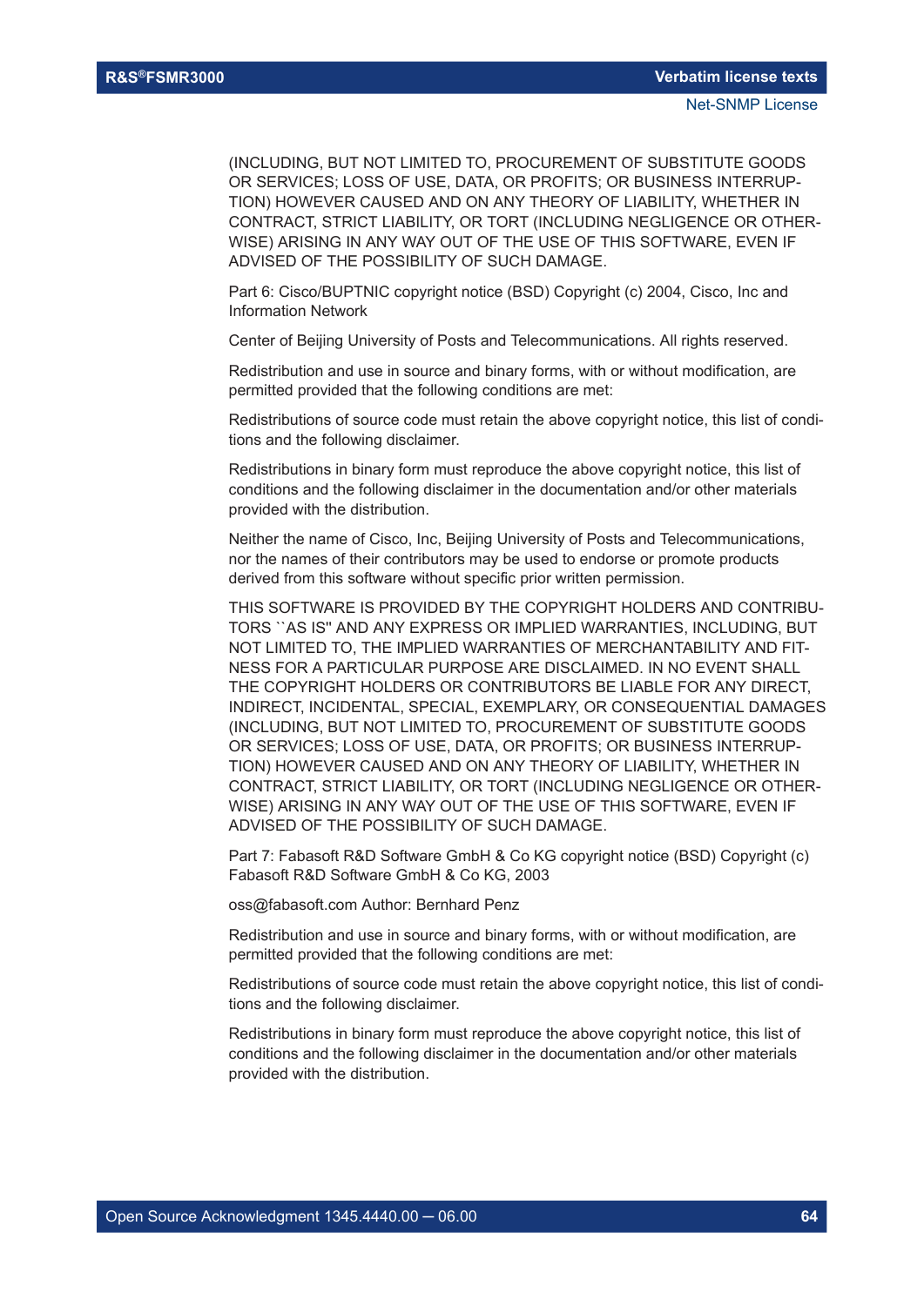(INCLUDING, BUT NOT LIMITED TO, PROCUREMENT OF SUBSTITUTE GOODS OR SERVICES; LOSS OF USE, DATA, OR PROFITS; OR BUSINESS INTERRUPTION) HOWEVER CAUSED AND ON ANY THEORY OF LIABILITY, WHETHER IN CONTRACT, STRICT LIABILITY, OR TORT (INCLUDING NEGLIGENCE OR OTHERWISE) ARISING IN ANY WAY OUT OF THE USE OF THIS SOFTWARE, EVEN IF ADVISED OF THE POSSIBILITY OF SUCH DAMAGE.

Part 6: Cisco/BUPTNIC copyright notice (BSD) Copyright (c) 2004, Cisco, Inc and Information Network

Center of Beijing University of Posts and Telecommunications. All rights reserved.

Redistribution and use in source and binary forms, with or without modification, are permitted provided that the following conditions are met:

Redistributions of source code must retain the above copyright notice, this list of conditions and the following disclaimer.

Redistributions in binary form must reproduce the above copyright notice, this list of conditions and the following disclaimer in the documentation and/or other materials provided with the distribution.

Neither the name of Cisco, Inc, Beijing University of Posts and Telecommunications, nor the names of their contributors may be used to endorse or promote products derived from this software without specific prior written permission.

THIS SOFTWARE IS PROVIDED BY THE COPYRIGHT HOLDERS AND CONTRIBUTORS ``AS IS'' AND ANY EXPRESS OR IMPLIED WARRANTIES, INCLUDING, BUT NOT LIMITED TO, THE IMPLIED WARRANTIES OF MERCHANTABILITY AND FITNESS FOR A PARTICULAR PURPOSE ARE DISCLAIMED. IN NO EVENT SHALL THE COPYRIGHT HOLDERS OR CONTRIBUTORS BE LIABLE FOR ANY DIRECT, INDIRECT, INCIDENTAL, SPECIAL, EXEMPLARY, OR CONSEQUENTIAL DAMAGES (INCLUDING, BUT NOT LIMITED TO, PROCUREMENT OF SUBSTITUTE GOODS OR SERVICES; LOSS OF USE, DATA, OR PROFITS; OR BUSINESS INTERRUPTION) HOWEVER CAUSED AND ON ANY THEORY OF LIABILITY, WHETHER IN CONTRACT, STRICT LIABILITY, OR TORT (INCLUDING NEGLIGENCE OR OTHERWISE) ARISING IN ANY WAY OUT OF THE USE OF THIS SOFTWARE, EVEN IF ADVISED OF THE POSSIBILITY OF SUCH DAMAGE.

Part 7: Fabasoft R&D Software GmbH & Co KG copyright notice (BSD) Copyright (c) Fabasoft R&D Software GmbH & Co KG, 2003

oss@fabasoft.com Author: Bernhard Penz

Redistribution and use in source and binary forms, with or without modification, are permitted provided that the following conditions are met:

Redistributions of source code must retain the above copyright notice, this list of conditions and the following disclaimer.

Redistributions in binary form must reproduce the above copyright notice, this list of conditions and the following disclaimer in the documentation and/or other materials provided with the distribution.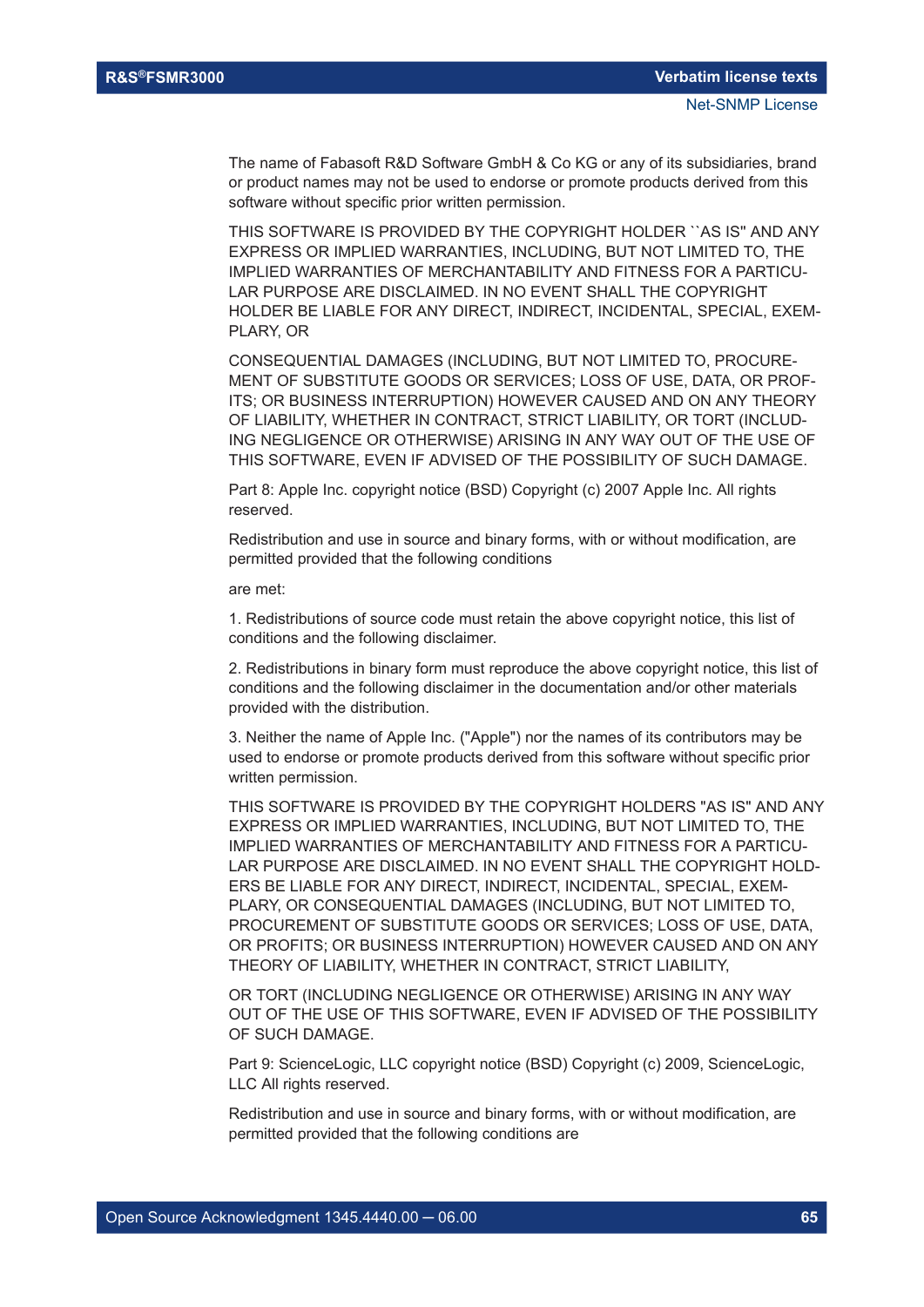The name of Fabasoft R&D Software GmbH & Co KG or any of its subsidiaries, brand or product names may not be used to endorse or promote products derived from this software without specific prior written permission.

THIS SOFTWARE IS PROVIDED BY THE COPYRIGHT HOLDER ``AS IS'' AND ANY EXPRESS OR IMPLIED WARRANTIES, INCLUDING, BUT NOT LIMITED TO, THE IMPLIED WARRANTIES OF MERCHANTABILITY AND FITNESS FOR A PARTICULAR PURPOSE ARE DISCLAIMED. IN NO EVENT SHALL THE COPYRIGHT HOLDER BE LIABLE FOR ANY DIRECT, INDIRECT, INCIDENTAL, SPECIAL, EXEMPLARY, OR

CONSEQUENTIAL DAMAGES (INCLUDING, BUT NOT LIMITED TO, PROCUREMENT OF SUBSTITUTE GOODS OR SERVICES; LOSS OF USE, DATA, OR PROFITS; OR BUSINESS INTERRUPTION) HOWEVER CAUSED AND ON ANY THEORY OF LIABILITY, WHETHER IN CONTRACT, STRICT LIABILITY, OR TORT (INCLUDING NEGLIGENCE OR OTHERWISE) ARISING IN ANY WAY OUT OF THE USE OF THIS SOFTWARE, EVEN IF ADVISED OF THE POSSIBILITY OF SUCH DAMAGE.

Part 8: Apple Inc. copyright notice (BSD) Copyright (c) 2007 Apple Inc. All rights reserved.

Redistribution and use in source and binary forms, with or without modification, are permitted provided that the following conditions

are met:

1. Redistributions of source code must retain the above copyright notice, this list of conditions and the following disclaimer.

2. Redistributions in binary form must reproduce the above copyright notice, this list of conditions and the following disclaimer in the documentation and/or other materials provided with the distribution.

3. Neither the name of Apple Inc. ("Apple") nor the names of its contributors may be used to endorse or promote products derived from this software without specific prior written permission.

THIS SOFTWARE IS PROVIDED BY THE COPYRIGHT HOLDERS "AS IS" AND ANY EXPRESS OR IMPLIED WARRANTIES, INCLUDING, BUT NOT LIMITED TO, THE IMPLIED WARRANTIES OF MERCHANTABILITY AND FITNESS FOR A PARTICULAR PURPOSE ARE DISCLAIMED. IN NO EVENT SHALL THE COPYRIGHT HOLDERS BE LIABLE FOR ANY DIRECT, INDIRECT, INCIDENTAL, SPECIAL, EXEMPLARY, OR CONSEQUENTIAL DAMAGES (INCLUDING, BUT NOT LIMITED TO, PROCUREMENT OF SUBSTITUTE GOODS OR SERVICES; LOSS OF USE, DATA, OR PROFITS; OR BUSINESS INTERRUPTION) HOWEVER CAUSED AND ON ANY THEORY OF LIABILITY, WHETHER IN CONTRACT, STRICT LIABILITY,

OR TORT (INCLUDING NEGLIGENCE OR OTHERWISE) ARISING IN ANY WAY OUT OF THE USE OF THIS SOFTWARE, EVEN IF ADVISED OF THE POSSIBILITY OF SUCH DAMAGE.

Part 9: ScienceLogic, LLC copyright notice (BSD) Copyright (c) 2009, ScienceLogic, LLC All rights reserved.

Redistribution and use in source and binary forms, with or without modification, are permitted provided that the following conditions are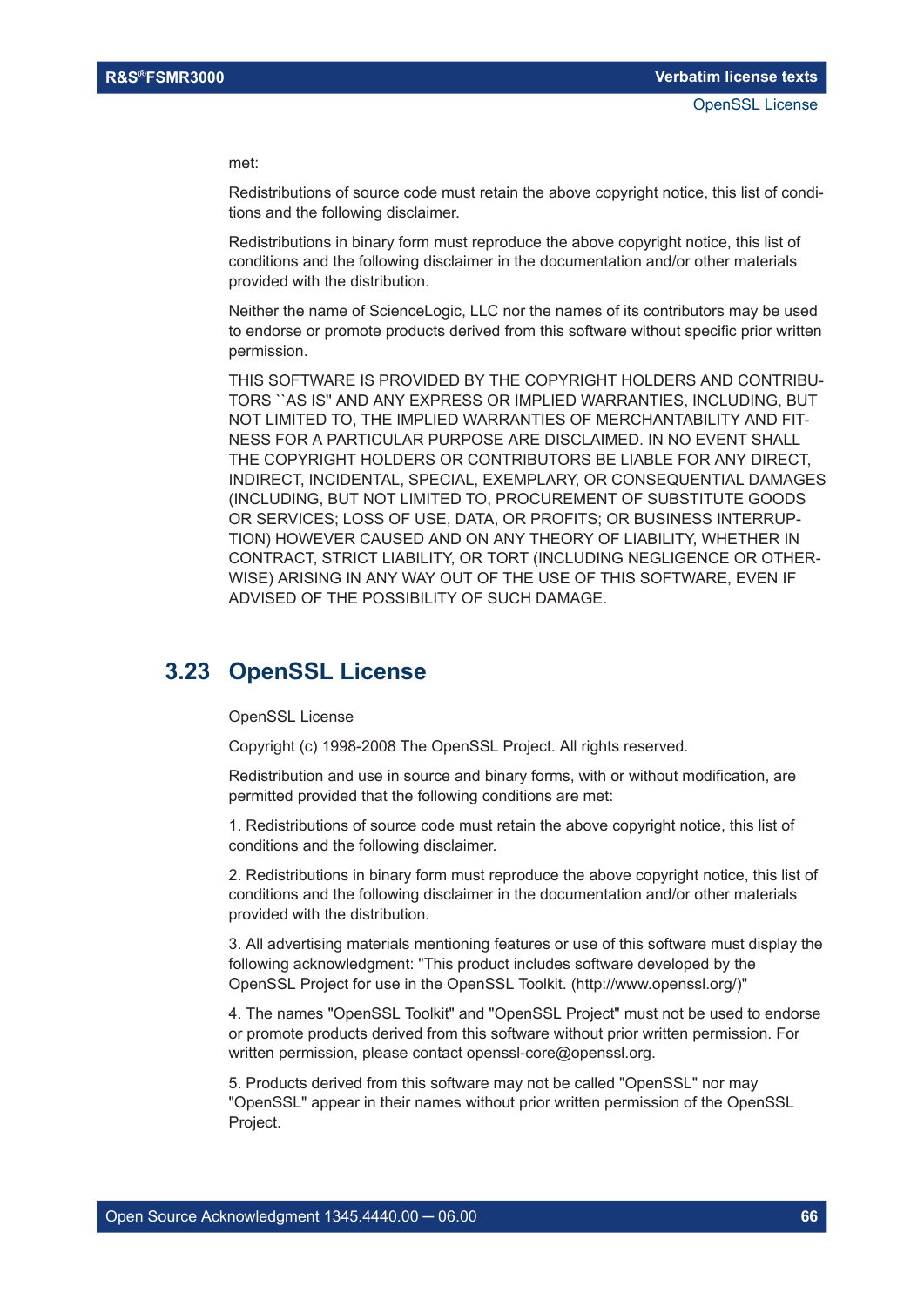met:

Redistributions of source code must retain the above copyright notice, this list of conditions and the following disclaimer.

Redistributions in binary form must reproduce the above copyright notice, this list of conditions and the following disclaimer in the documentation and/or other materials provided with the distribution.

Neither the name of ScienceLogic, LLC nor the names of its contributors may be used to endorse or promote products derived from this software without specific prior written permission.

THIS SOFTWARE IS PROVIDED BY THE COPYRIGHT HOLDERS AND CONTRIBUTORS ``AS IS'' AND ANY EXPRESS OR IMPLIED WARRANTIES, INCLUDING, BUT NOT LIMITED TO, THE IMPLIED WARRANTIES OF MERCHANTABILITY AND FITNESS FOR A PARTICULAR PURPOSE ARE DISCLAIMED. IN NO EVENT SHALL THE COPYRIGHT HOLDERS OR CONTRIBUTORS BE LIABLE FOR ANY DIRECT, INDIRECT, INCIDENTAL, SPECIAL, EXEMPLARY, OR CONSEQUENTIAL DAMAGES (INCLUDING, BUT NOT LIMITED TO, PROCUREMENT OF SUBSTITUTE GOODS OR SERVICES; LOSS OF USE, DATA, OR PROFITS; OR BUSINESS INTERRUPTION) HOWEVER CAUSED AND ON ANY THEORY OF LIABILITY, WHETHER IN CONTRACT, STRICT LIABILITY, OR TORT (INCLUDING NEGLIGENCE OR OTHERWISE) ARISING IN ANY WAY OUT OF THE USE OF THIS SOFTWARE, EVEN IF ADVISED OF THE POSSIBILITY OF SUCH DAMAGE.

## 3.23 OpenSSL License

OpenSSL License

Copyright (c) 1998-2008 The OpenSSL Project. All rights reserved.

Redistribution and use in source and binary forms, with or without modification, are permitted provided that the following conditions are met:

1. Redistributions of source code must retain the above copyright notice, this list of conditions and the following disclaimer.

2. Redistributions in binary form must reproduce the above copyright notice, this list of conditions and the following disclaimer in the documentation and/or other materials provided with the distribution.

3. All advertising materials mentioning features or use of this software must display the following acknowledgment: "This product includes software developed by the OpenSSL Project for use in the OpenSSL Toolkit. (http://www.openssl.org/)"

4. The names "OpenSSL Toolkit" and "OpenSSL Project" must not be used to endorse or promote products derived from this software without prior written permission. For written permission, please contact openssl-core@openssl.org.

5. Products derived from this software may not be called "OpenSSL" nor may "OpenSSL" appear in their names without prior written permission of the OpenSSL Project.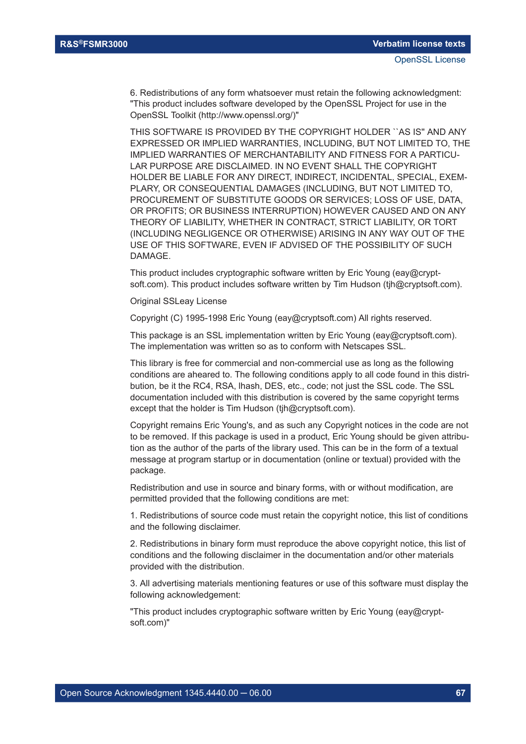6. Redistributions of any form whatsoever must retain the following acknowledgment: "This product includes software developed by the OpenSSL Project for use in the OpenSSL Toolkit (http://www.openssl.org/)"

THIS SOFTWARE IS PROVIDED BY THE COPYRIGHT HOLDER ``AS IS'' AND ANY EXPRESSED OR IMPLIED WARRANTIES, INCLUDING, BUT NOT LIMITED TO, THE IMPLIED WARRANTIES OF MERCHANTABILITY AND FITNESS FOR A PARTICULAR PURPOSE ARE DISCLAIMED. IN NO EVENT SHALL THE COPYRIGHT HOLDER BE LIABLE FOR ANY DIRECT, INDIRECT, INCIDENTAL, SPECIAL, EXEMPLARY, OR CONSEQUENTIAL DAMAGES (INCLUDING, BUT NOT LIMITED TO, PROCUREMENT OF SUBSTITUTE GOODS OR SERVICES; LOSS OF USE, DATA, OR PROFITS; OR BUSINESS INTERRUPTION) HOWEVER CAUSED AND ON ANY THEORY OF LIABILITY, WHETHER IN CONTRACT, STRICT LIABILITY, OR TORT (INCLUDING NEGLIGENCE OR OTHERWISE) ARISING IN ANY WAY OUT OF THE USE OF THIS SOFTWARE, EVEN IF ADVISED OF THE POSSIBILITY OF SUCH DAMAGE.

This product includes cryptographic software written by Eric Young (eay@cryptsoft.com). This product includes software written by Tim Hudson (tjh@cryptsoft.com).

Original SSLeay License

Copyright (C) 1995-1998 Eric Young (eay@cryptsoft.com) All rights reserved.

This package is an SSL implementation written by Eric Young (eay@cryptsoft.com). The implementation was written so as to conform with Netscapes SSL.

This library is free for commercial and non-commercial use as long as the following conditions are aheared to. The following conditions apply to all code found in this distribution, be it the RC4, RSA, lhash, DES, etc., code; not just the SSL code. The SSL documentation included with this distribution is covered by the same copyright terms except that the holder is Tim Hudson (tjh@cryptsoft.com).

Copyright remains Eric Young's, and as such any Copyright notices in the code are not to be removed. If this package is used in a product, Eric Young should be given attribution as the author of the parts of the library used. This can be in the form of a textual message at program startup or in documentation (online or textual) provided with the package.

Redistribution and use in source and binary forms, with or without modification, are permitted provided that the following conditions are met:

1. Redistributions of source code must retain the copyright notice, this list of conditions and the following disclaimer.

2. Redistributions in binary form must reproduce the above copyright notice, this list of conditions and the following disclaimer in the documentation and/or other materials provided with the distribution.

3. All advertising materials mentioning features or use of this software must display the following acknowledgement:

"This product includes cryptographic software written by Eric Young (eay@cryptsoft.com)"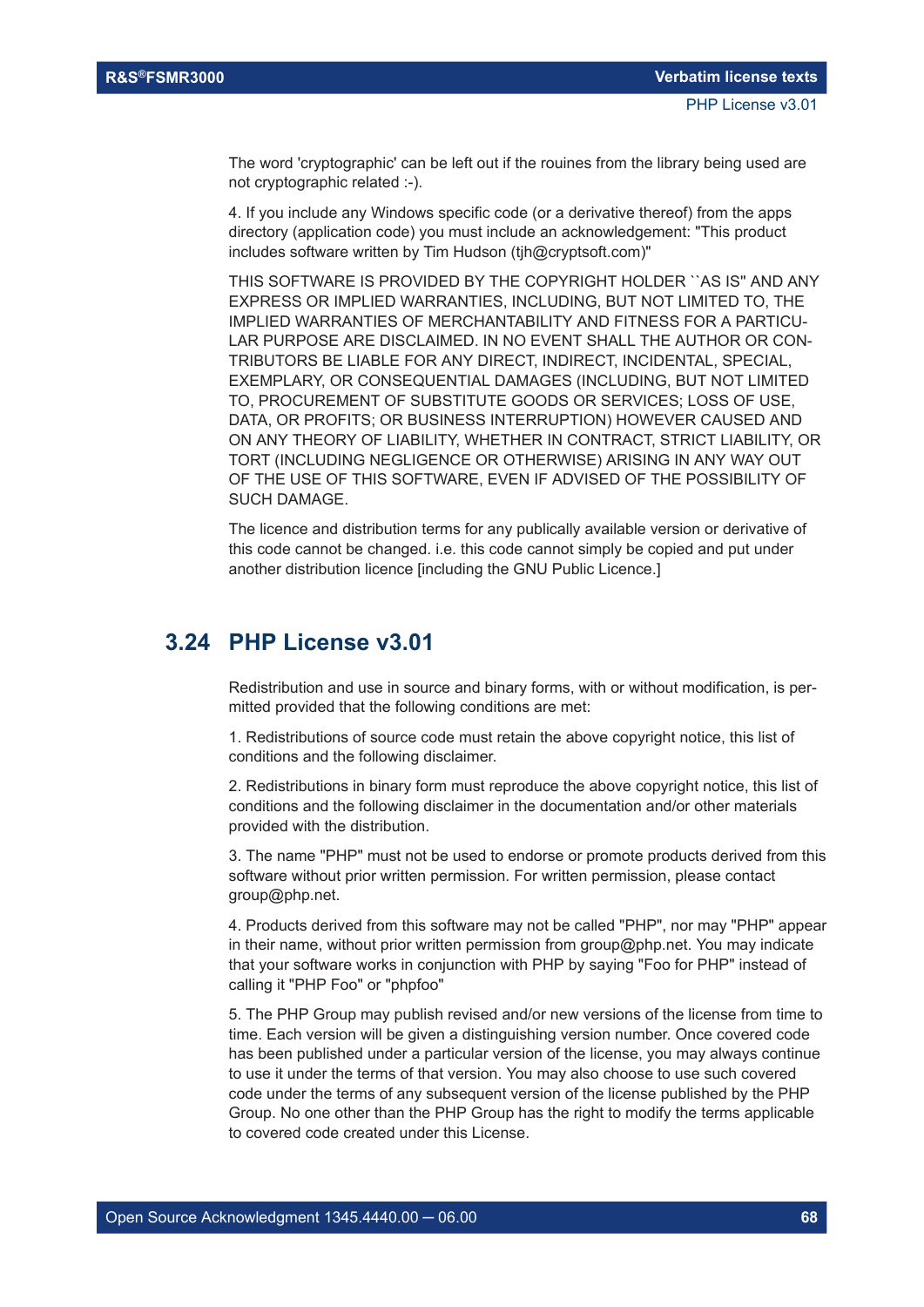The word 'cryptographic' can be left out if the rouines from the library being used are not cryptographic related :-).

4. If you include any Windows specific code (or a derivative thereof) from the apps directory (application code) you must include an acknowledgement: "This product includes software written by Tim Hudson (tjh@cryptsoft.com)"

THIS SOFTWARE IS PROVIDED BY THE COPYRIGHT HOLDER ``AS IS'' AND ANY EXPRESS OR IMPLIED WARRANTIES, INCLUDING, BUT NOT LIMITED TO, THE IMPLIED WARRANTIES OF MERCHANTABILITY AND FITNESS FOR A PARTICULAR PURPOSE ARE DISCLAIMED. IN NO EVENT SHALL THE AUTHOR OR CONTRIBUTORS BE LIABLE FOR ANY DIRECT, INDIRECT, INCIDENTAL, SPECIAL, EXEMPLARY, OR CONSEQUENTIAL DAMAGES (INCLUDING, BUT NOT LIMITED TO, PROCUREMENT OF SUBSTITUTE GOODS OR SERVICES; LOSS OF USE, DATA, OR PROFITS; OR BUSINESS INTERRUPTION) HOWEVER CAUSED AND ON ANY THEORY OF LIABILITY, WHETHER IN CONTRACT, STRICT LIABILITY, OR TORT (INCLUDING NEGLIGENCE OR OTHERWISE) ARISING IN ANY WAY OUT OF THE USE OF THIS SOFTWARE, EVEN IF ADVISED OF THE POSSIBILITY OF SUCH DAMAGE.

The licence and distribution terms for any publically available version or derivative of this code cannot be changed. i.e. this code cannot simply be copied and put under another distribution licence [including the GNU Public Licence.]

## 3.24 PHP License v3.01

Redistribution and use in source and binary forms, with or without modification, is permitted provided that the following conditions are met:

1. Redistributions of source code must retain the above copyright notice, this list of conditions and the following disclaimer.

2. Redistributions in binary form must reproduce the above copyright notice, this list of conditions and the following disclaimer in the documentation and/or other materials provided with the distribution.

3. The name "PHP" must not be used to endorse or promote products derived from this software without prior written permission. For written permission, please contact group@php.net.

4. Products derived from this software may not be called "PHP", nor may "PHP" appear in their name, without prior written permission from group@php.net. You may indicate that your software works in conjunction with PHP by saying "Foo for PHP" instead of calling it "PHP Foo" or "phpfoo"

5. The PHP Group may publish revised and/or new versions of the license from time to time. Each version will be given a distinguishing version number. Once covered code has been published under a particular version of the license, you may always continue to use it under the terms of that version. You may also choose to use such covered code under the terms of any subsequent version of the license published by the PHP Group. No one other than the PHP Group has the right to modify the terms applicable to covered code created under this License.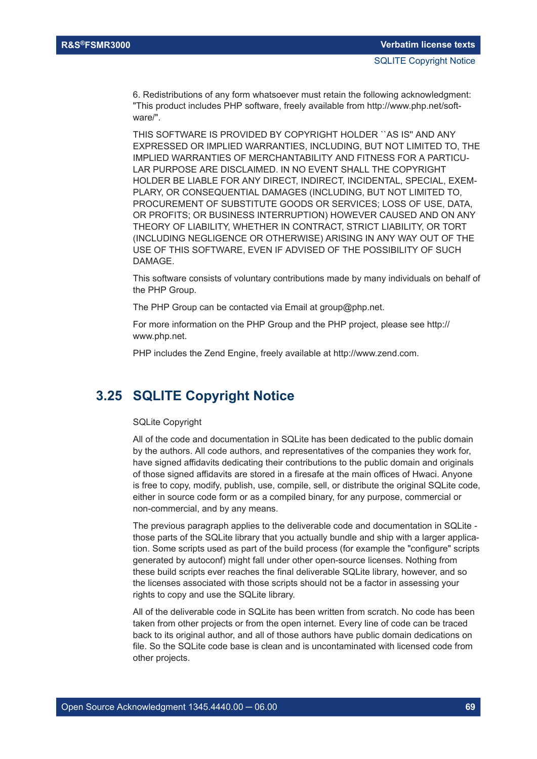6. Redistributions of any form whatsoever must retain the following acknowledgment: "This product includes PHP software, freely available from http://www.php.net/software/".

THIS SOFTWARE IS PROVIDED BY COPYRIGHT HOLDER ``AS IS'' AND ANY EXPRESSED OR IMPLIED WARRANTIES, INCLUDING, BUT NOT LIMITED TO, THE IMPLIED WARRANTIES OF MERCHANTABILITY AND FITNESS FOR A PARTICULAR PURPOSE ARE DISCLAIMED. IN NO EVENT SHALL THE COPYRIGHT HOLDER BE LIABLE FOR ANY DIRECT, INDIRECT, INCIDENTAL, SPECIAL, EXEMPLARY, OR CONSEQUENTIAL DAMAGES (INCLUDING, BUT NOT LIMITED TO, PROCUREMENT OF SUBSTITUTE GOODS OR SERVICES; LOSS OF USE, DATA, OR PROFITS; OR BUSINESS INTERRUPTION) HOWEVER CAUSED AND ON ANY THEORY OF LIABILITY, WHETHER IN CONTRACT, STRICT LIABILITY, OR TORT (INCLUDING NEGLIGENCE OR OTHERWISE) ARISING IN ANY WAY OUT OF THE USE OF THIS SOFTWARE, EVEN IF ADVISED OF THE POSSIBILITY OF SUCH DAMAGE.

This software consists of voluntary contributions made by many individuals on behalf of the PHP Group.

The PHP Group can be contacted via Email at group@php.net.

For more information on the PHP Group and the PHP project, please see http://www.php.net.

PHP includes the Zend Engine, freely available at http://www.zend.com.

## 3.25 SQLITE Copyright Notice

SQLite Copyright

All of the code and documentation in SQLite has been dedicated to the public domain by the authors. All code authors, and representatives of the companies they work for, have signed affidavits dedicating their contributions to the public domain and originals of those signed affidavits are stored in a firesafe at the main offices of Hwaci. Anyone is free to copy, modify, publish, use, compile, sell, or distribute the original SQLite code, either in source code form or as a compiled binary, for any purpose, commercial or non-commercial, and by any means.

The previous paragraph applies to the deliverable code and documentation in SQLite - those parts of the SQLite library that you actually bundle and ship with a larger application. Some scripts used as part of the build process (for example the "configure" scripts generated by autoconf) might fall under other open-source licenses. Nothing from these build scripts ever reaches the final deliverable SQLite library, however, and so the licenses associated with those scripts should not be a factor in assessing your rights to copy and use the SQLite library.

All of the deliverable code in SQLite has been written from scratch. No code has been taken from other projects or from the open internet. Every line of code can be traced back to its original author, and all of those authors have public domain dedications on file. So the SQLite code base is clean and is uncontaminated with licensed code from other projects.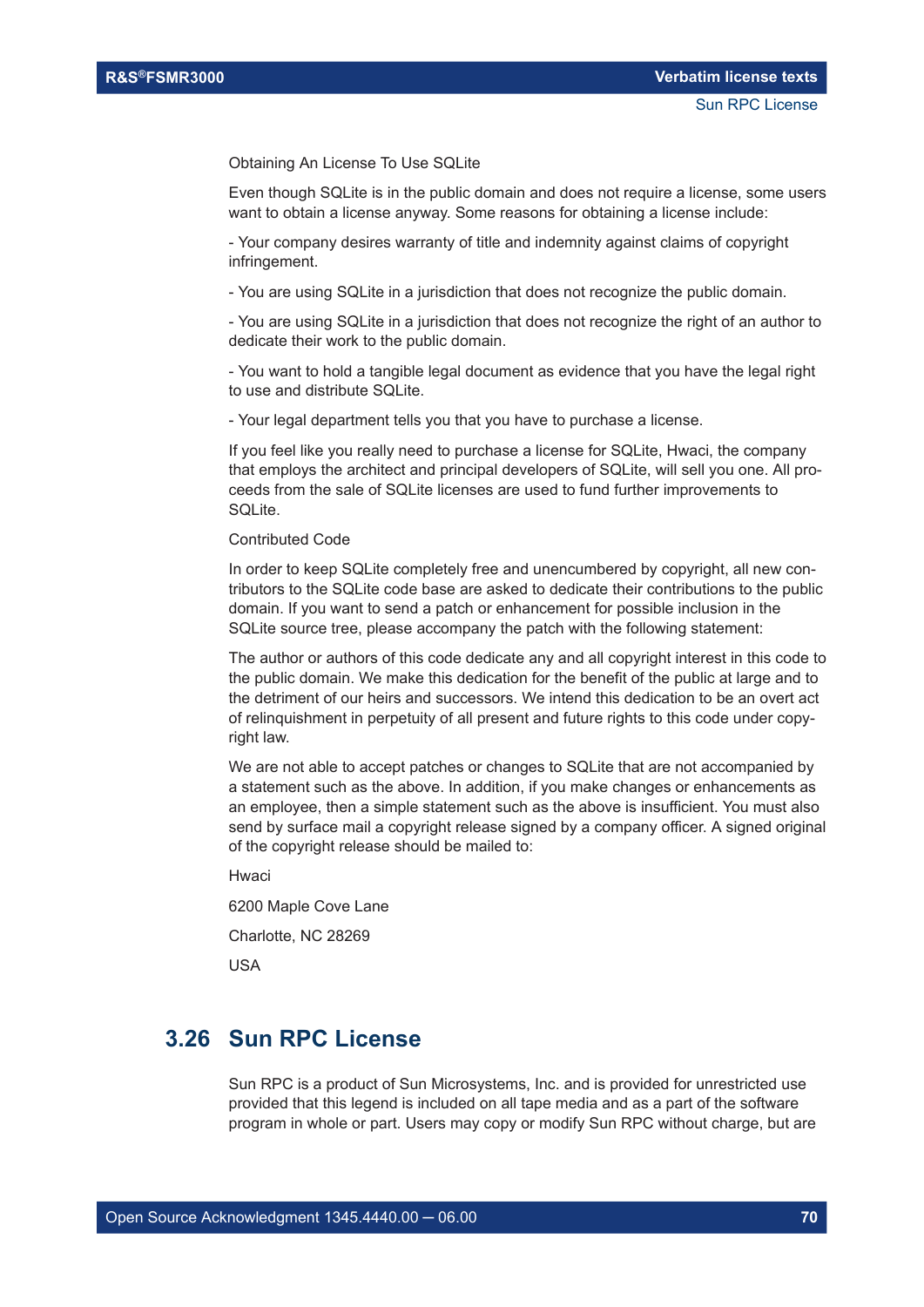Obtaining An License To Use SQLite

Even though SQLite is in the public domain and does not require a license, some users want to obtain a license anyway. Some reasons for obtaining a license include:

- Your company desires warranty of title and indemnity against claims of copyright infringement.

- You are using SQLite in a jurisdiction that does not recognize the public domain.

- You are using SQLite in a jurisdiction that does not recognize the right of an author to dedicate their work to the public domain.

- You want to hold a tangible legal document as evidence that you have the legal right to use and distribute SQLite.

- Your legal department tells you that you have to purchase a license.

If you feel like you really need to purchase a license for SQLite, Hwaci, the company that employs the architect and principal developers of SQLite, will sell you one. All proceeds from the sale of SQLite licenses are used to fund further improvements to SQLite.

Contributed Code

In order to keep SQLite completely free and unencumbered by copyright, all new contributors to the SQLite code base are asked to dedicate their contributions to the public domain. If you want to send a patch or enhancement for possible inclusion in the SQLite source tree, please accompany the patch with the following statement:

The author or authors of this code dedicate any and all copyright interest in this code to the public domain. We make this dedication for the benefit of the public at large and to the detriment of our heirs and successors. We intend this dedication to be an overt act of relinquishment in perpetuity of all present and future rights to this code under copyright law.

We are not able to accept patches or changes to SQLite that are not accompanied by a statement such as the above. In addition, if you make changes or enhancements as an employee, then a simple statement such as the above is insufficient. You must also send by surface mail a copyright release signed by a company officer. A signed original of the copyright release should be mailed to:

Hwaci

6200 Maple Cove Lane

Charlotte, NC 28269

USA

## 3.26 Sun RPC License

Sun RPC is a product of Sun Microsystems, Inc. and is provided for unrestricted use provided that this legend is included on all tape media and as a part of the software program in whole or part. Users may copy or modify Sun RPC without charge, but are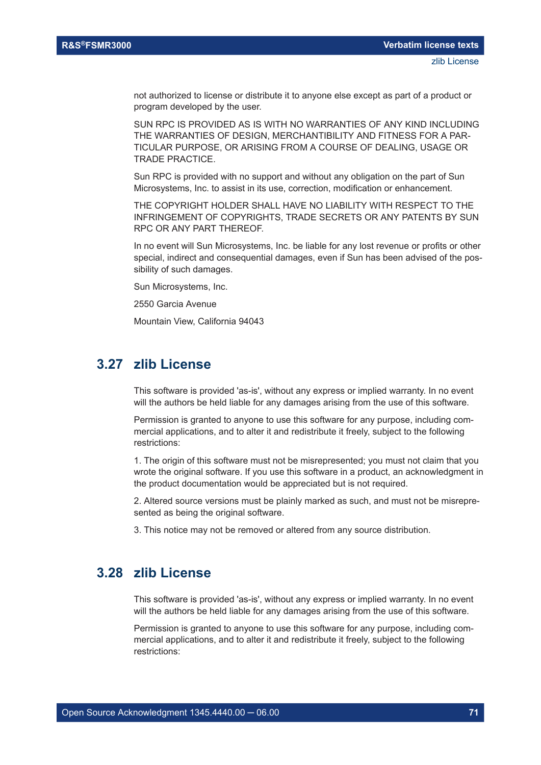not authorized to license or distribute it to anyone else except as part of a product or program developed by the user.

SUN RPC IS PROVIDED AS IS WITH NO WARRANTIES OF ANY KIND INCLUDING THE WARRANTIES OF DESIGN, MERCHANTIBILITY AND FITNESS FOR A PARTICULAR PURPOSE, OR ARISING FROM A COURSE OF DEALING, USAGE OR TRADE PRACTICE.

Sun RPC is provided with no support and without any obligation on the part of Sun Microsystems, Inc. to assist in its use, correction, modification or enhancement.

THE COPYRIGHT HOLDER SHALL HAVE NO LIABILITY WITH RESPECT TO THE INFRINGEMENT OF COPYRIGHTS, TRADE SECRETS OR ANY PATENTS BY SUN RPC OR ANY PART THEREOF.

In no event will Sun Microsystems, Inc. be liable for any lost revenue or profits or other special, indirect and consequential damages, even if Sun has been advised of the possibility of such damages.

Sun Microsystems, Inc.

2550 Garcia Avenue

Mountain View, California 94043

## 3.27 zlib License

This software is provided 'as-is', without any express or implied warranty. In no event will the authors be held liable for any damages arising from the use of this software.

Permission is granted to anyone to use this software for any purpose, including commercial applications, and to alter it and redistribute it freely, subject to the following restrictions:

1. The origin of this software must not be misrepresented; you must not claim that you wrote the original software. If you use this software in a product, an acknowledgment in the product documentation would be appreciated but is not required.

2. Altered source versions must be plainly marked as such, and must not be misrepresented as being the original software.

3. This notice may not be removed or altered from any source distribution.

## 3.28 zlib License

This software is provided 'as-is', without any express or implied warranty. In no event will the authors be held liable for any damages arising from the use of this software.

Permission is granted to anyone to use this software for any purpose, including commercial applications, and to alter it and redistribute it freely, subject to the following restrictions: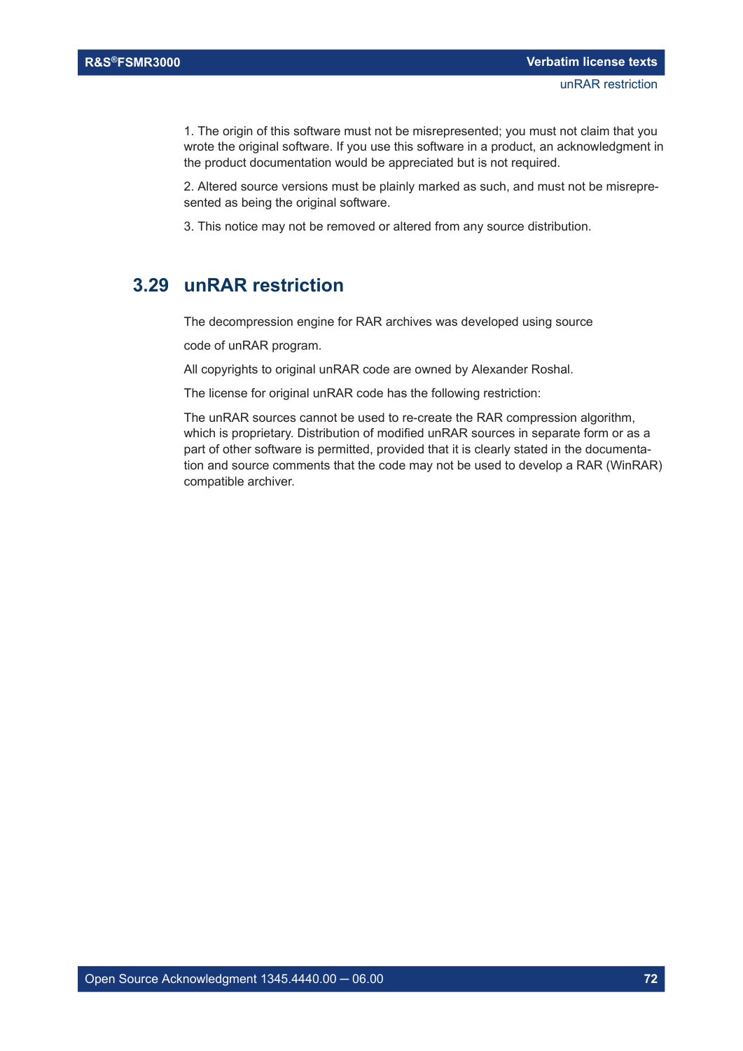1. The origin of this software must not be misrepresented; you must not claim that you wrote the original software. If you use this software in a product, an acknowledgment in the product documentation would be appreciated but is not required.

2. Altered source versions must be plainly marked as such, and must not be misrepresented as being the original software.

3. This notice may not be removed or altered from any source distribution.

## 3.29 unRAR restriction

The decompression engine for RAR archives was developed using source

code of unRAR program.

All copyrights to original unRAR code are owned by Alexander Roshal.

The license for original unRAR code has the following restriction:

The unRAR sources cannot be used to re-create the RAR compression algorithm, which is proprietary. Distribution of modified unRAR sources in separate form or as a part of other software is permitted, provided that it is clearly stated in the documentation and source comments that the code may not be used to develop a RAR (WinRAR) compatible archiver.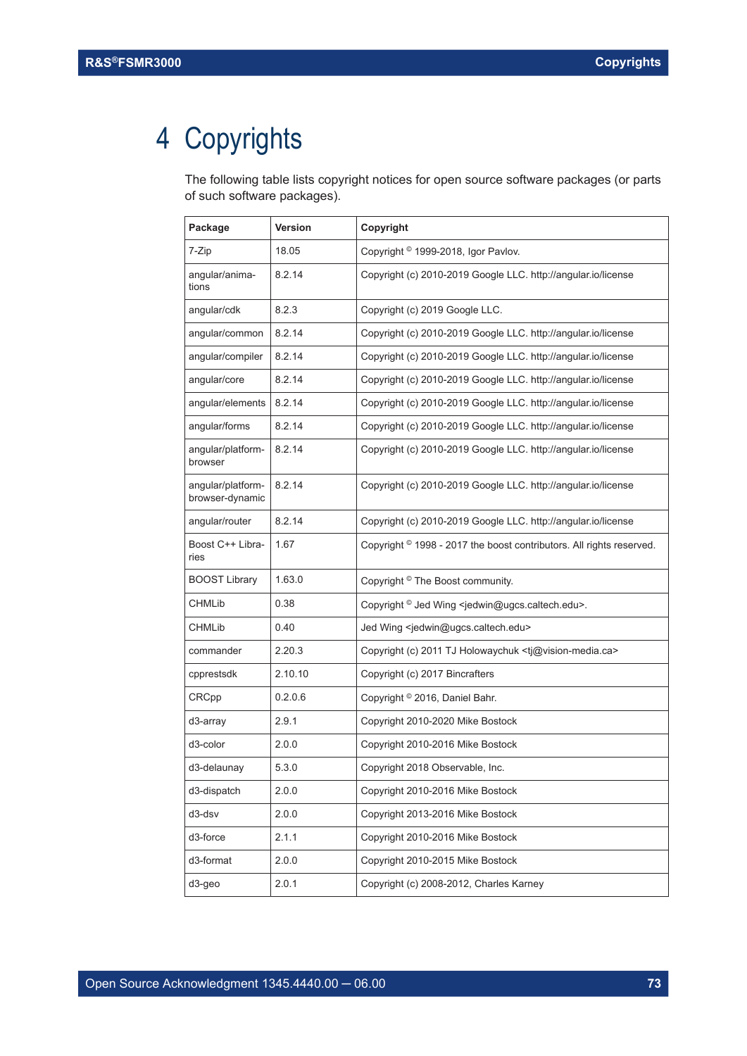# 4 Copyrights

The following table lists copyright notices for open source software packages (or parts of such software packages).

| Package | Version | Copyright |
|---|---|---|
| 7-Zip | 18.05 | Copyright © 1999-2018, Igor Pavlov. |
| angular/animations | 8.2.14 | Copyright (c) 2010-2019 Google LLC. http://angular.io/license |
| angular/cdk | 8.2.3 | Copyright (c) 2019 Google LLC. |
| angular/common | 8.2.14 | Copyright (c) 2010-2019 Google LLC. http://angular.io/license |
| angular/compiler | 8.2.14 | Copyright (c) 2010-2019 Google LLC. http://angular.io/license |
| angular/core | 8.2.14 | Copyright (c) 2010-2019 Google LLC. http://angular.io/license |
| angular/elements | 8.2.14 | Copyright (c) 2010-2019 Google LLC. http://angular.io/license |
| angular/forms | 8.2.14 | Copyright (c) 2010-2019 Google LLC. http://angular.io/license |
| angular/platform-browser | 8.2.14 | Copyright (c) 2010-2019 Google LLC. http://angular.io/license |
| angular/platform-browser-dynamic | 8.2.14 | Copyright (c) 2010-2019 Google LLC. http://angular.io/license |
| angular/router | 8.2.14 | Copyright (c) 2010-2019 Google LLC. http://angular.io/license |
| Boost C++ Libraries | 1.67 | Copyright © 1998 - 2017 the boost contributors. All rights reserved. |
| BOOST Library | 1.63.0 | Copyright © The Boost community. |
| CHMLib | 0.38 | Copyright © Jed Wing <jedwin@ugcs.caltech.edu>. |
| CHMLib | 0.40 | Jed Wing <jedwin@ugcs.caltech.edu> |
| commander | 2.20.3 | Copyright (c) 2011 TJ Holowaychuk <tj@vision-media.ca> |
| cpprestsdk | 2.10.10 | Copyright (c) 2017 Bincrafters |
| CRCpp | 0.2.0.6 | Copyright © 2016, Daniel Bahr. |
| d3-array | 2.9.1 | Copyright 2010-2020 Mike Bostock |
| d3-color | 2.0.0 | Copyright 2010-2016 Mike Bostock |
| d3-delaunay | 5.3.0 | Copyright 2018 Observable, Inc. |
| d3-dispatch | 2.0.0 | Copyright 2010-2016 Mike Bostock |
| d3-dsv | 2.0.0 | Copyright 2013-2016 Mike Bostock |
| d3-force | 2.1.1 | Copyright 2010-2016 Mike Bostock |
| d3-format | 2.0.0 | Copyright 2010-2015 Mike Bostock |
| d3-geo | 2.0.1 | Copyright (c) 2008-2012, Charles Karney |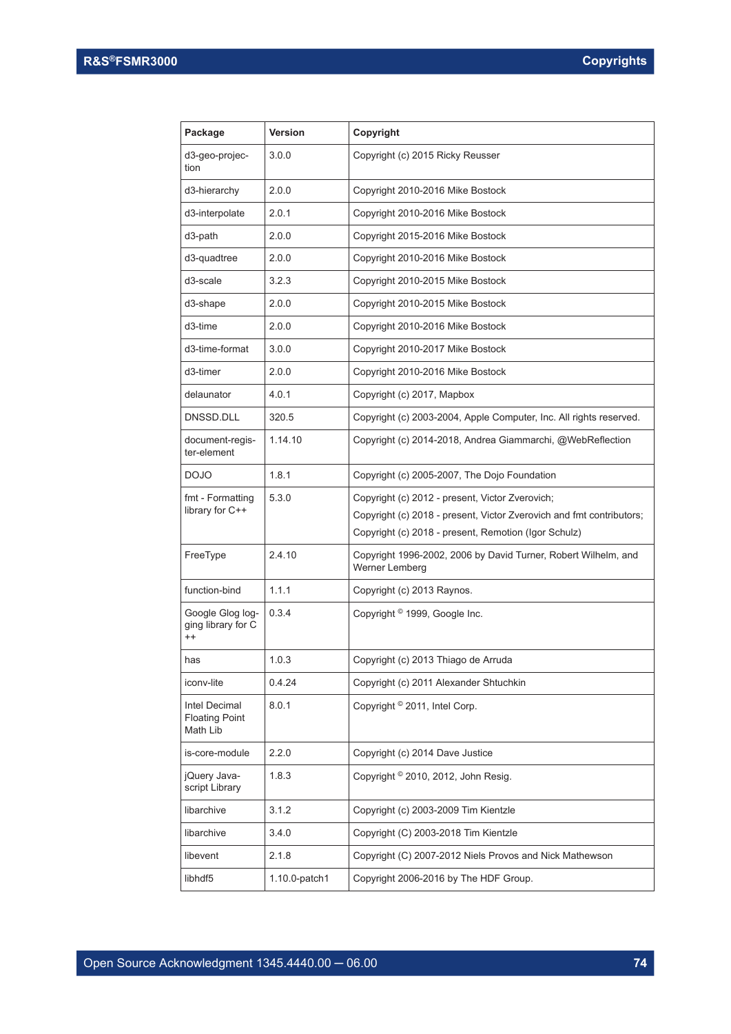| Package | Version | Copyright |
|---|---|---|
| d3-geo-projection | 3.0.0 | Copyright (c) 2015 Ricky Reusser |
| d3-hierarchy | 2.0.0 | Copyright 2010-2016 Mike Bostock |
| d3-interpolate | 2.0.1 | Copyright 2010-2016 Mike Bostock |
| d3-path | 2.0.0 | Copyright 2015-2016 Mike Bostock |
| d3-quadtree | 2.0.0 | Copyright 2010-2016 Mike Bostock |
| d3-scale | 3.2.3 | Copyright 2010-2015 Mike Bostock |
| d3-shape | 2.0.0 | Copyright 2010-2015 Mike Bostock |
| d3-time | 2.0.0 | Copyright 2010-2016 Mike Bostock |
| d3-time-format | 3.0.0 | Copyright 2010-2017 Mike Bostock |
| d3-timer | 2.0.0 | Copyright 2010-2016 Mike Bostock |
| delaunator | 4.0.1 | Copyright (c) 2017, Mapbox |
| DNSSD.DLL | 320.5 | Copyright (c) 2003-2004, Apple Computer, Inc. All rights reserved. |
| document-register-element | 1.14.10 | Copyright (c) 2014-2018, Andrea Giammarchi, @WebReflection |
| DOJO | 1.8.1 | Copyright (c) 2005-2007, The Dojo Foundation |
| fmt - Formatting library for C++ | 5.3.0 | Copyright (c) 2012 - present, Victor Zverovich;<br>Copyright (c) 2018 - present, Victor Zverovich and fmt contributors;<br>Copyright (c) 2018 - present, Remotion (Igor Schulz) |
| FreeType | 2.4.10 | Copyright 1996-2002, 2006 by David Turner, Robert Wilhelm, and Werner Lemberg |
| function-bind | 1.1.1 | Copyright (c) 2013 Raynos. |
| Google Glog logging library for C++ | 0.3.4 | Copyright © 1999, Google Inc. |
| has | 1.0.3 | Copyright (c) 2013 Thiago de Arruda |
| iconv-lite | 0.4.24 | Copyright (c) 2011 Alexander Shtuchkin |
| Intel Decimal Floating Point Math Lib | 8.0.1 | Copyright © 2011, Intel Corp. |
| is-core-module | 2.2.0 | Copyright (c) 2014 Dave Justice |
| jQuery Javascript Library | 1.8.3 | Copyright © 2010, 2012, John Resig. |
| libarchive | 3.1.2 | Copyright (c) 2003-2009 Tim Kientzle |
| libarchive | 3.4.0 | Copyright (C) 2003-2018 Tim Kientzle |
| libevent | 2.1.8 | Copyright (C) 2007-2012 Niels Provos and Nick Mathewson |
| libhdf5 | 1.10.0-patch1 | Copyright 2006-2016 by The HDF Group. |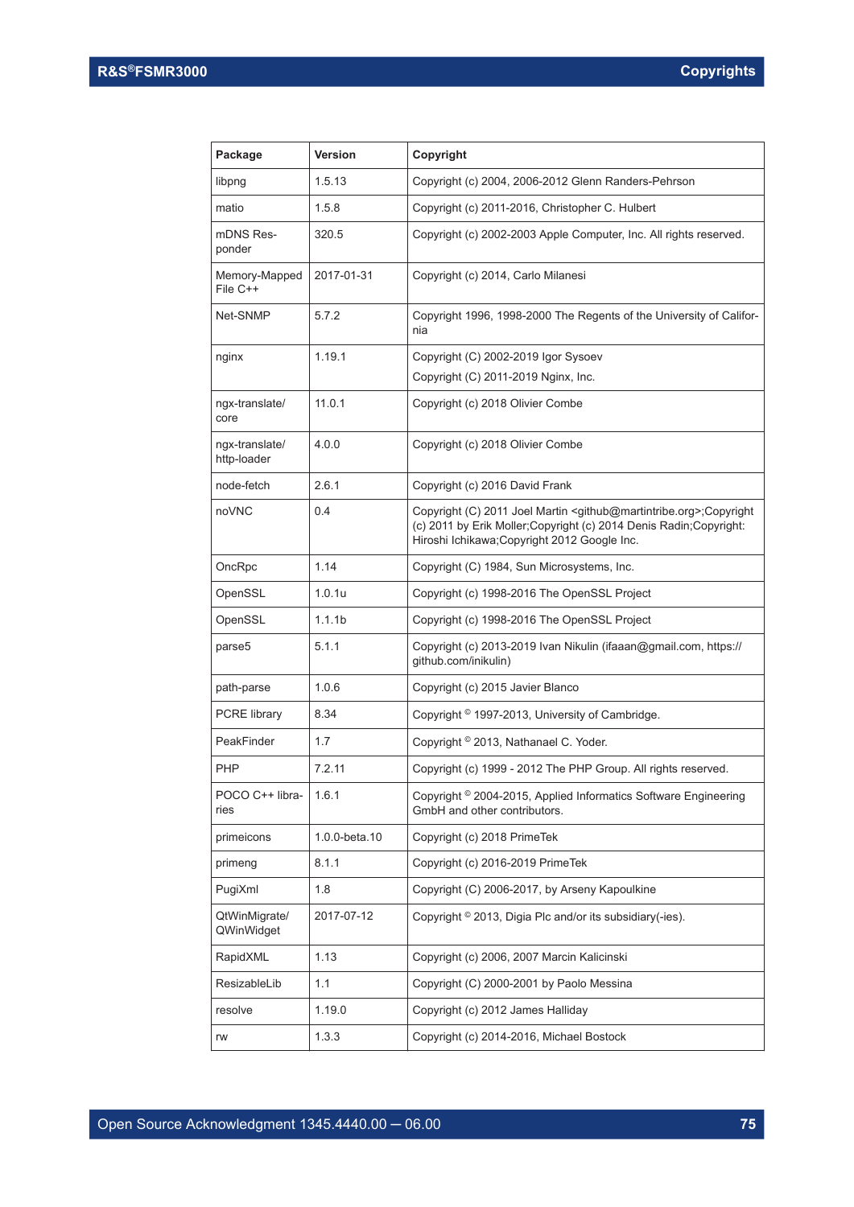| Package | Version | Copyright |
|---|---|---|
| libpng | 1.5.13 | Copyright (c) 2004, 2006-2012 Glenn Randers-Pehrson |
| matio | 1.5.8 | Copyright (c) 2011-2016, Christopher C. Hulbert |
| mDNS Responder | 320.5 | Copyright (c) 2002-2003 Apple Computer, Inc. All rights reserved. |
| Memory-Mapped File C++ | 2017-01-31 | Copyright (c) 2014, Carlo Milanesi |
| Net-SNMP | 5.7.2 | Copyright 1996, 1998-2000 The Regents of the University of California |
| nginx | 1.19.1 | Copyright (C) 2002-2019 Igor Sysoev<br>Copyright (C) 2011-2019 Nginx, Inc. |
| ngx-translate/core | 11.0.1 | Copyright (c) 2018 Olivier Combe |
| ngx-translate/http-loader | 4.0.0 | Copyright (c) 2018 Olivier Combe |
| node-fetch | 2.6.1 | Copyright (c) 2016 David Frank |
| noVNC | 0.4 | Copyright (C) 2011 Joel Martin <github@martintribe.org>;Copyright (c) 2011 by Erik Moller;Copyright (c) 2014 Denis Radin;Copyright: Hiroshi Ichikawa;Copyright 2012 Google Inc. |
| OncRpc | 1.14 | Copyright (C) 1984, Sun Microsystems, Inc. |
| OpenSSL | 1.0.1u | Copyright (c) 1998-2016 The OpenSSL Project |
| OpenSSL | 1.1.1b | Copyright (c) 1998-2016 The OpenSSL Project |
| parse5 | 5.1.1 | Copyright (c) 2013-2019 Ivan Nikulin (ifaaan@gmail.com, https://github.com/inikulin) |
| path-parse | 1.0.6 | Copyright (c) 2015 Javier Blanco |
| PCRE library | 8.34 | Copyright © 1997-2013, University of Cambridge. |
| PeakFinder | 1.7 | Copyright © 2013, Nathanael C. Yoder. |
| PHP | 7.2.11 | Copyright (c) 1999 - 2012 The PHP Group. All rights reserved. |
| POCO C++ libraries | 1.6.1 | Copyright © 2004-2015, Applied Informatics Software Engineering GmbH and other contributors. |
| primeicons | 1.0.0-beta.10 | Copyright (c) 2018 PrimeTek |
| primeng | 8.1.1 | Copyright (c) 2016-2019 PrimeTek |
| PugiXml | 1.8 | Copyright (C) 2006-2017, by Arseny Kapoulkine |
| QtWinMigrate/QWinWidget | 2017-07-12 | Copyright © 2013, Digia Plc and/or its subsidiary(-ies). |
| RapidXML | 1.13 | Copyright (c) 2006, 2007 Marcin Kalicinski |
| ResizableLib | 1.1 | Copyright (C) 2000-2001 by Paolo Messina |
| resolve | 1.19.0 | Copyright (c) 2012 James Halliday |
| rw | 1.3.3 | Copyright (c) 2014-2016, Michael Bostock |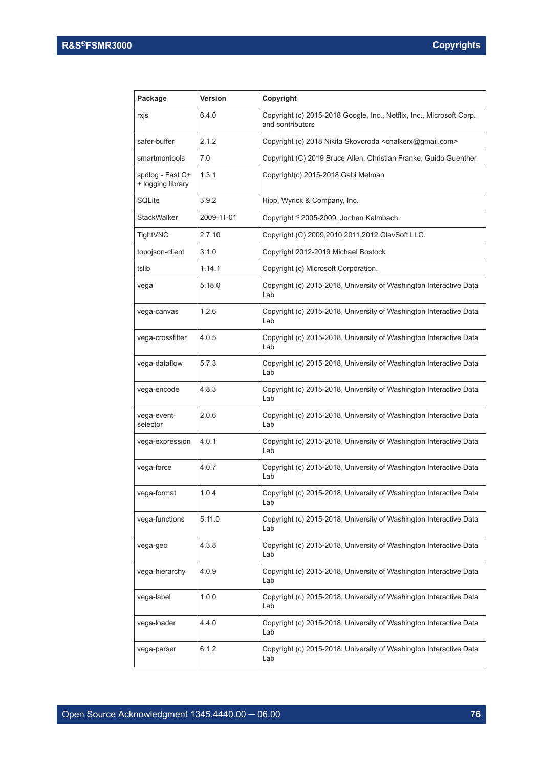| Package | Version | Copyright |
|---|---|---|
| rxjs | 6.4.0 | Copyright (c) 2015-2018 Google, Inc., Netflix, Inc., Microsoft Corp. and contributors |
| safer-buffer | 2.1.2 | Copyright (c) 2018 Nikita Skovoroda <chalkerx@gmail.com> |
| smartmontools | 7.0 | Copyright (C) 2019 Bruce Allen, Christian Franke, Guido Guenther |
| spdlog - Fast C++ logging library | 1.3.1 | Copyright(c) 2015-2018 Gabi Melman |
| SQLite | 3.9.2 | Hipp, Wyrick & Company, Inc. |
| StackWalker | 2009-11-01 | Copyright © 2005-2009, Jochen Kalmbach. |
| TightVNC | 2.7.10 | Copyright (C) 2009,2010,2011,2012 GlavSoft LLC. |
| topojson-client | 3.1.0 | Copyright 2012-2019 Michael Bostock |
| tslib | 1.14.1 | Copyright (c) Microsoft Corporation. |
| vega | 5.18.0 | Copyright (c) 2015-2018, University of Washington Interactive Data Lab |
| vega-canvas | 1.2.6 | Copyright (c) 2015-2018, University of Washington Interactive Data Lab |
| vega-crossfilter | 4.0.5 | Copyright (c) 2015-2018, University of Washington Interactive Data Lab |
| vega-dataflow | 5.7.3 | Copyright (c) 2015-2018, University of Washington Interactive Data Lab |
| vega-encode | 4.8.3 | Copyright (c) 2015-2018, University of Washington Interactive Data Lab |
| vega-event-selector | 2.0.6 | Copyright (c) 2015-2018, University of Washington Interactive Data Lab |
| vega-expression | 4.0.1 | Copyright (c) 2015-2018, University of Washington Interactive Data Lab |
| vega-force | 4.0.7 | Copyright (c) 2015-2018, University of Washington Interactive Data Lab |
| vega-format | 1.0.4 | Copyright (c) 2015-2018, University of Washington Interactive Data Lab |
| vega-functions | 5.11.0 | Copyright (c) 2015-2018, University of Washington Interactive Data Lab |
| vega-geo | 4.3.8 | Copyright (c) 2015-2018, University of Washington Interactive Data Lab |
| vega-hierarchy | 4.0.9 | Copyright (c) 2015-2018, University of Washington Interactive Data Lab |
| vega-label | 1.0.0 | Copyright (c) 2015-2018, University of Washington Interactive Data Lab |
| vega-loader | 4.4.0 | Copyright (c) 2015-2018, University of Washington Interactive Data Lab |
| vega-parser | 6.1.2 | Copyright (c) 2015-2018, University of Washington Interactive Data Lab |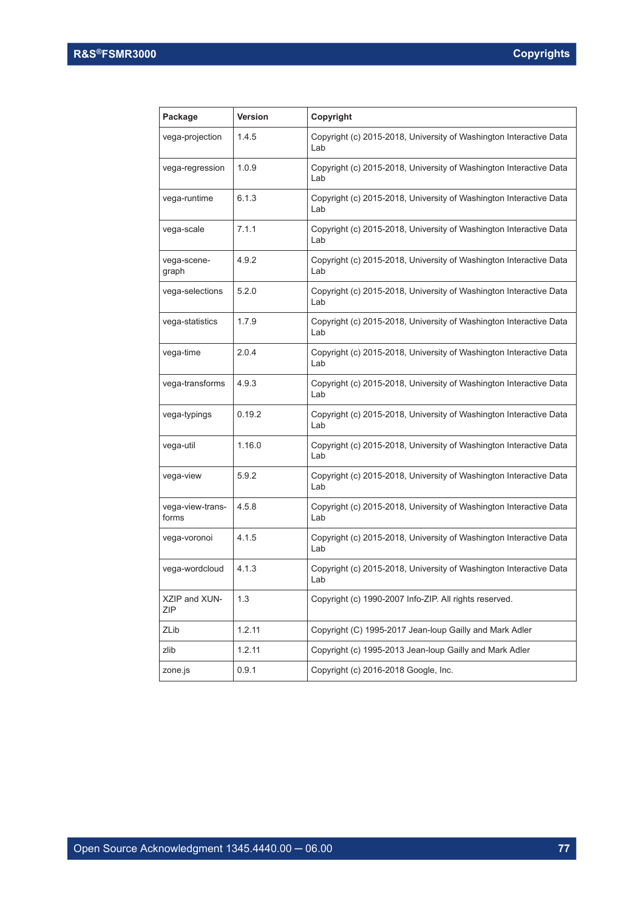| Package | Version | Copyright |
| --- | --- | --- |
| vega-projection | 1.4.5 | Copyright (c) 2015-2018, University of Washington Interactive Data Lab |
| vega-regression | 1.0.9 | Copyright (c) 2015-2018, University of Washington Interactive Data Lab |
| vega-runtime | 6.1.3 | Copyright (c) 2015-2018, University of Washington Interactive Data Lab |
| vega-scale | 7.1.1 | Copyright (c) 2015-2018, University of Washington Interactive Data Lab |
| vega-scene-graph | 4.9.2 | Copyright (c) 2015-2018, University of Washington Interactive Data Lab |
| vega-selections | 5.2.0 | Copyright (c) 2015-2018, University of Washington Interactive Data Lab |
| vega-statistics | 1.7.9 | Copyright (c) 2015-2018, University of Washington Interactive Data Lab |
| vega-time | 2.0.4 | Copyright (c) 2015-2018, University of Washington Interactive Data Lab |
| vega-transforms | 4.9.3 | Copyright (c) 2015-2018, University of Washington Interactive Data Lab |
| vega-typings | 0.19.2 | Copyright (c) 2015-2018, University of Washington Interactive Data Lab |
| vega-util | 1.16.0 | Copyright (c) 2015-2018, University of Washington Interactive Data Lab |
| vega-view | 5.9.2 | Copyright (c) 2015-2018, University of Washington Interactive Data Lab |
| vega-view-transforms | 4.5.8 | Copyright (c) 2015-2018, University of Washington Interactive Data Lab |
| vega-voronoi | 4.1.5 | Copyright (c) 2015-2018, University of Washington Interactive Data Lab |
| vega-wordcloud | 4.1.3 | Copyright (c) 2015-2018, University of Washington Interactive Data Lab |
| XZIP and XUNZIP | 1.3 | Copyright (c) 1990-2007 Info-ZIP. All rights reserved. |
| ZLib | 1.2.11 | Copyright (C) 1995-2017 Jean-loup Gailly and Mark Adler |
| zlib | 1.2.11 | Copyright (c) 1995-2013 Jean-loup Gailly and Mark Adler |
| zone.js | 0.9.1 | Copyright (c) 2016-2018 Google, Inc. |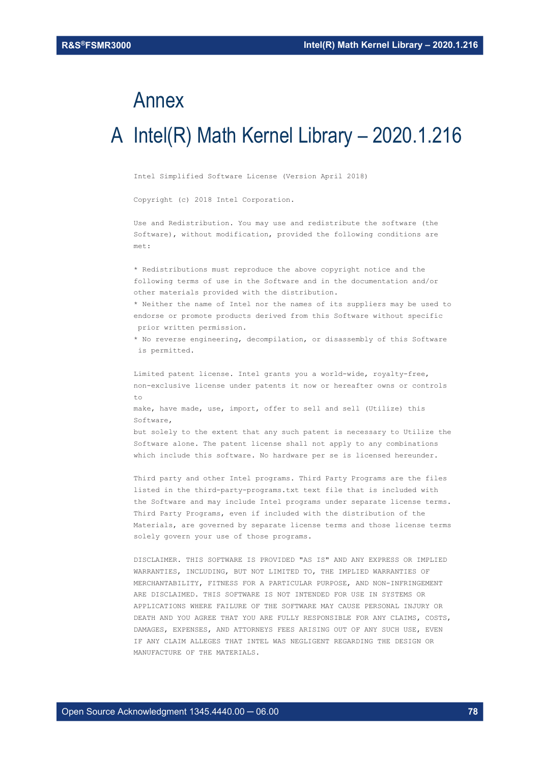# Annex

# A Intel(R) Math Kernel Library – 2020.1.216

Intel Simplified Software License (Version April 2018)

Copyright (c) 2018 Intel Corporation.

Use and Redistribution. You may use and redistribute the software (the Software), without modification, provided the following conditions are met:

* Redistributions must reproduce the above copyright notice and the following terms of use in the Software and in the documentation and/or other materials provided with the distribution.
* Neither the name of Intel nor the names of its suppliers may be used to endorse or promote products derived from this Software without specific prior written permission.
* No reverse engineering, decompilation, or disassembly of this Software is permitted.

Limited patent license. Intel grants you a world-wide, royalty-free, non-exclusive license under patents it now or hereafter owns or controls to make, have made, use, import, offer to sell and sell (Utilize) this Software, but solely to the extent that any such patent is necessary to Utilize the Software alone. The patent license shall not apply to any combinations which include this software. No hardware per se is licensed hereunder.

Third party and other Intel programs. Third Party Programs are the files listed in the third-party-programs.txt text file that is included with the Software and may include Intel programs under separate license terms. Third Party Programs, even if included with the distribution of the Materials, are governed by separate license terms and those license terms solely govern your use of those programs.

DISCLAIMER. THIS SOFTWARE IS PROVIDED "AS IS" AND ANY EXPRESS OR IMPLIED WARRANTIES, INCLUDING, BUT NOT LIMITED TO, THE IMPLIED WARRANTIES OF MERCHANTABILITY, FITNESS FOR A PARTICULAR PURPOSE, AND NON-INFRINGEMENT ARE DISCLAIMED. THIS SOFTWARE IS NOT INTENDED FOR USE IN SYSTEMS OR APPLICATIONS WHERE FAILURE OF THE SOFTWARE MAY CAUSE PERSONAL INJURY OR DEATH AND YOU AGREE THAT YOU ARE FULLY RESPONSIBLE FOR ANY CLAIMS, COSTS, DAMAGES, EXPENSES, AND ATTORNEYS FEES ARISING OUT OF ANY SUCH USE, EVEN IF ANY CLAIM ALLEGES THAT INTEL WAS NEGLIGENT REGARDING THE DESIGN OR MANUFACTURE OF THE MATERIALS.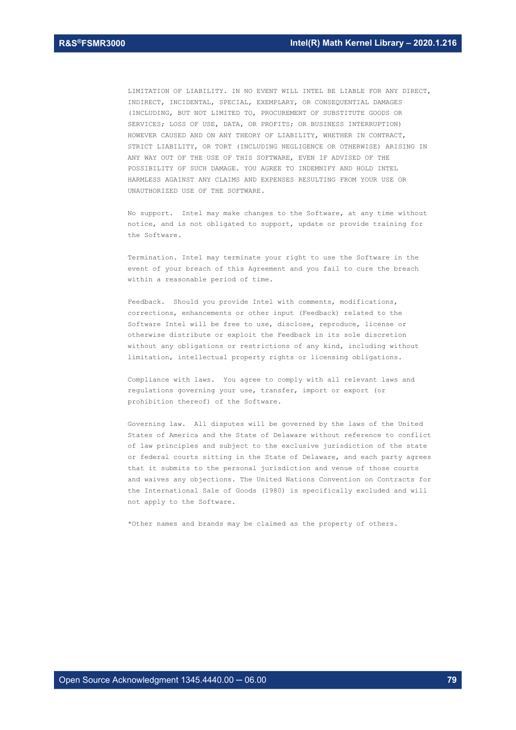LIMITATION OF LIABILITY. IN NO EVENT WILL INTEL BE LIABLE FOR ANY DIRECT, INDIRECT, INCIDENTAL, SPECIAL, EXEMPLARY, OR CONSEQUENTIAL DAMAGES (INCLUDING, BUT NOT LIMITED TO, PROCUREMENT OF SUBSTITUTE GOODS OR SERVICES; LOSS OF USE, DATA, OR PROFITS; OR BUSINESS INTERRUPTION) HOWEVER CAUSED AND ON ANY THEORY OF LIABILITY, WHETHER IN CONTRACT, STRICT LIABILITY, OR TORT (INCLUDING NEGLIGENCE OR OTHERWISE) ARISING IN ANY WAY OUT OF THE USE OF THIS SOFTWARE, EVEN IF ADVISED OF THE POSSIBILITY OF SUCH DAMAGE. YOU AGREE TO INDEMNIFY AND HOLD INTEL HARMLESS AGAINST ANY CLAIMS AND EXPENSES RESULTING FROM YOUR USE OR UNAUTHORIZED USE OF THE SOFTWARE.

No support. Intel may make changes to the Software, at any time without notice, and is not obligated to support, update or provide training for the Software.

Termination. Intel may terminate your right to use the Software in the event of your breach of this Agreement and you fail to cure the breach within a reasonable period of time.

Feedback. Should you provide Intel with comments, modifications, corrections, enhancements or other input (Feedback) related to the Software Intel will be free to use, disclose, reproduce, license or otherwise distribute or exploit the Feedback in its sole discretion without any obligations or restrictions of any kind, including without limitation, intellectual property rights or licensing obligations.

Compliance with laws. You agree to comply with all relevant laws and regulations governing your use, transfer, import or export (or prohibition thereof) of the Software.

Governing law. All disputes will be governed by the laws of the United States of America and the State of Delaware without reference to conflict of law principles and subject to the exclusive jurisdiction of the state or federal courts sitting in the State of Delaware, and each party agrees that it submits to the personal jurisdiction and venue of those courts and waives any objections. The United Nations Convention on Contracts for the International Sale of Goods (1980) is specifically excluded and will not apply to the Software.

*Other names and brands may be claimed as the property of others.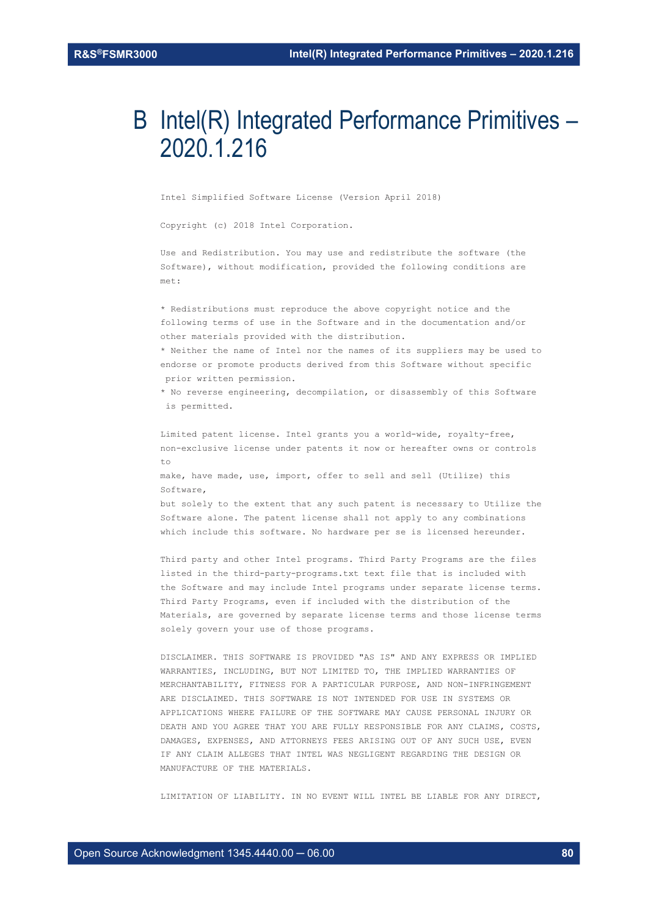# B Intel(R) Integrated Performance Primitives – 2020.1.216

Intel Simplified Software License (Version April 2018)

Copyright (c) 2018 Intel Corporation.

Use and Redistribution. You may use and redistribute the software (the Software), without modification, provided the following conditions are met:

* Redistributions must reproduce the above copyright notice and the following terms of use in the Software and in the documentation and/or other materials provided with the distribution.
* Neither the name of Intel nor the names of its suppliers may be used to endorse or promote products derived from this Software without specific prior written permission.
* No reverse engineering, decompilation, or disassembly of this Software is permitted.

Limited patent license. Intel grants you a world-wide, royalty-free, non-exclusive license under patents it now or hereafter owns or controls to
make, have made, use, import, offer to sell and sell (Utilize) this Software,
but solely to the extent that any such patent is necessary to Utilize the Software alone. The patent license shall not apply to any combinations which include this software. No hardware per se is licensed hereunder.

Third party and other Intel programs. Third Party Programs are the files listed in the third-party-programs.txt text file that is included with the Software and may include Intel programs under separate license terms. Third Party Programs, even if included with the distribution of the Materials, are governed by separate license terms and those license terms solely govern your use of those programs.

DISCLAIMER. THIS SOFTWARE IS PROVIDED "AS IS" AND ANY EXPRESS OR IMPLIED WARRANTIES, INCLUDING, BUT NOT LIMITED TO, THE IMPLIED WARRANTIES OF MERCHANTABILITY, FITNESS FOR A PARTICULAR PURPOSE, AND NON-INFRINGEMENT ARE DISCLAIMED. THIS SOFTWARE IS NOT INTENDED FOR USE IN SYSTEMS OR APPLICATIONS WHERE FAILURE OF THE SOFTWARE MAY CAUSE PERSONAL INJURY OR DEATH AND YOU AGREE THAT YOU ARE FULLY RESPONSIBLE FOR ANY CLAIMS, COSTS, DAMAGES, EXPENSES, AND ATTORNEYS FEES ARISING OUT OF ANY SUCH USE, EVEN IF ANY CLAIM ALLEGES THAT INTEL WAS NEGLIGENT REGARDING THE DESIGN OR MANUFACTURE OF THE MATERIALS.

LIMITATION OF LIABILITY. IN NO EVENT WILL INTEL BE LIABLE FOR ANY DIRECT,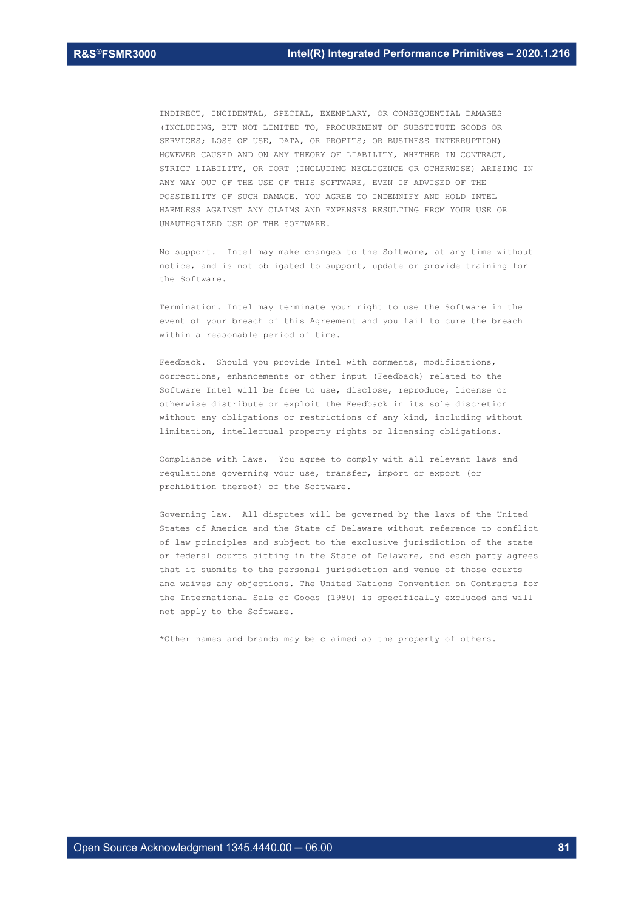INDIRECT, INCIDENTAL, SPECIAL, EXEMPLARY, OR CONSEQUENTIAL DAMAGES (INCLUDING, BUT NOT LIMITED TO, PROCUREMENT OF SUBSTITUTE GOODS OR SERVICES; LOSS OF USE, DATA, OR PROFITS; OR BUSINESS INTERRUPTION) HOWEVER CAUSED AND ON ANY THEORY OF LIABILITY, WHETHER IN CONTRACT, STRICT LIABILITY, OR TORT (INCLUDING NEGLIGENCE OR OTHERWISE) ARISING IN ANY WAY OUT OF THE USE OF THIS SOFTWARE, EVEN IF ADVISED OF THE POSSIBILITY OF SUCH DAMAGE. YOU AGREE TO INDEMNIFY AND HOLD INTEL HARMLESS AGAINST ANY CLAIMS AND EXPENSES RESULTING FROM YOUR USE OR UNAUTHORIZED USE OF THE SOFTWARE.

No support. Intel may make changes to the Software, at any time without notice, and is not obligated to support, update or provide training for the Software.

Termination. Intel may terminate your right to use the Software in the event of your breach of this Agreement and you fail to cure the breach within a reasonable period of time.

Feedback. Should you provide Intel with comments, modifications, corrections, enhancements or other input (Feedback) related to the Software Intel will be free to use, disclose, reproduce, license or otherwise distribute or exploit the Feedback in its sole discretion without any obligations or restrictions of any kind, including without limitation, intellectual property rights or licensing obligations.

Compliance with laws. You agree to comply with all relevant laws and regulations governing your use, transfer, import or export (or prohibition thereof) of the Software.

Governing law. All disputes will be governed by the laws of the United States of America and the State of Delaware without reference to conflict of law principles and subject to the exclusive jurisdiction of the state or federal courts sitting in the State of Delaware, and each party agrees that it submits to the personal jurisdiction and venue of those courts and waives any objections. The United Nations Convention on Contracts for the International Sale of Goods (1980) is specifically excluded and will not apply to the Software.

*Other names and brands may be claimed as the property of others.